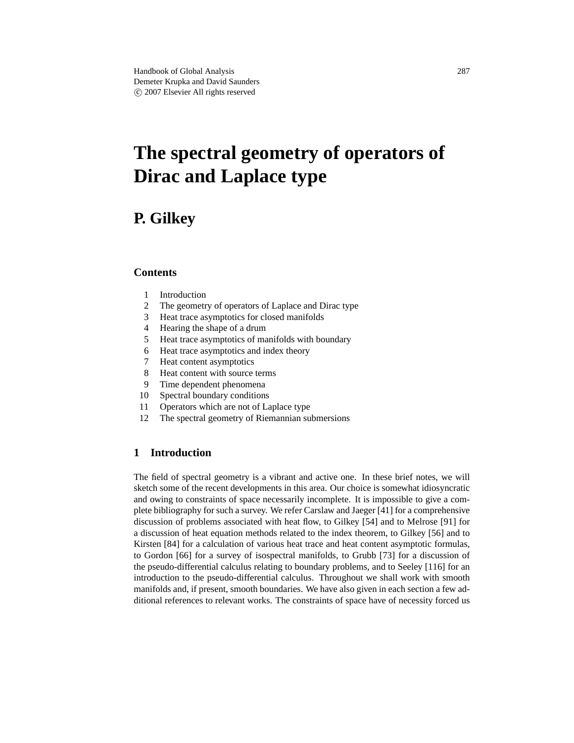Handbook of Global Analysis
Demeter Krupka and David Saunders
© 2007 Elsevier All rights reserved

# The spectral geometry of operators of Dirac and Laplace type

## P. Gilkey

### Contents

1 Introduction
2 The geometry of operators of Laplace and Dirac type
3 Heat trace asymptotics for closed manifolds
4 Hearing the shape of a drum
5 Heat trace asymptotics of manifolds with boundary
6 Heat trace asymptotics and index theory
7 Heat content asymptotics
8 Heat content with source terms
9 Time dependent phenomena
10 Spectral boundary conditions
11 Operators which are not of Laplace type
12 The spectral geometry of Riemannian submersions

## 1 Introduction

The field of spectral geometry is a vibrant and active one. In these brief notes, we will sketch some of the recent developments in this area. Our choice is somewhat idiosyncratic and owing to constraints of space necessarily incomplete. It is impossible to give a complete bibliography for such a survey. We refer Carslaw and Jaeger [41] for a comprehensive discussion of problems associated with heat flow, to Gilkey [54] and to Melrose [91] for a discussion of heat equation methods related to the index theorem, to Gilkey [56] and to Kirsten [84] for a calculation of various heat trace and heat content asymptotic formulas, to Gordon [66] for a survey of isospectral manifolds, to Grubb [73] for a discussion of the pseudo-differential calculus relating to boundary problems, and to Seeley [116] for an introduction to the pseudo-differential calculus. Throughout we shall work with smooth manifolds and, if present, smooth boundaries. We have also given in each section a few additional references to relevant works. The constraints of space have of necessity forced us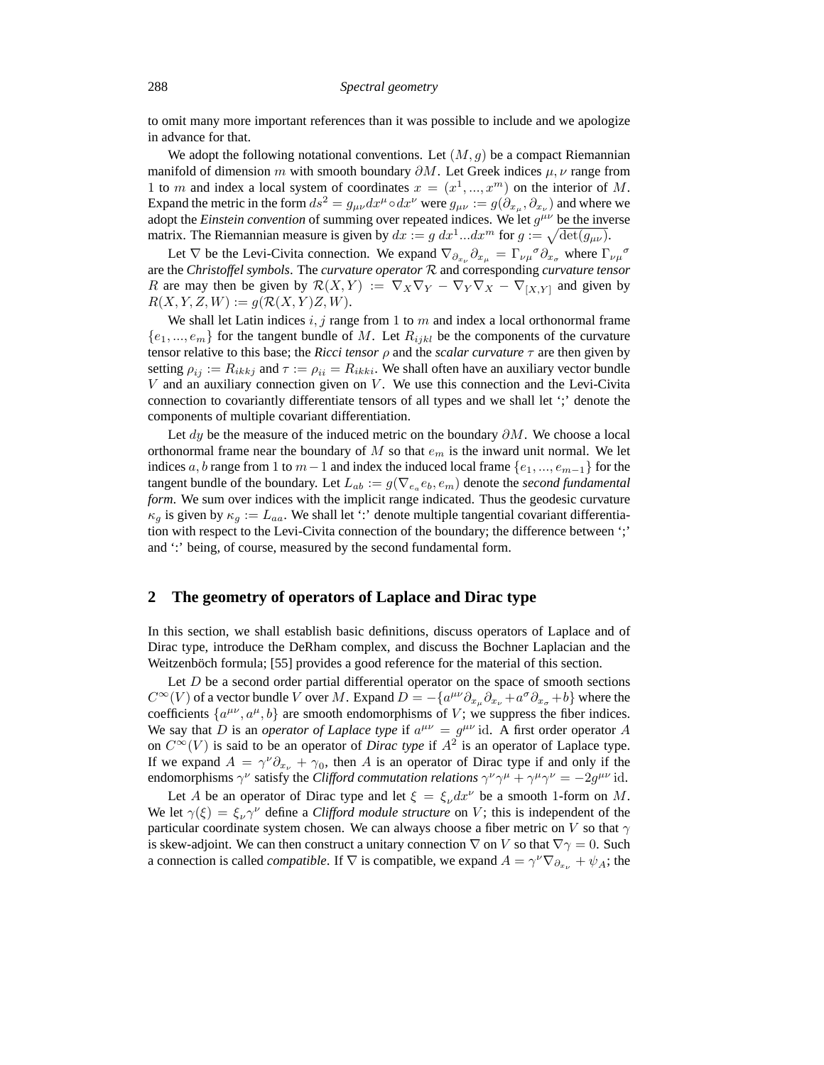to omit many more important references than it was possible to include and we apologize in advance for that.

We adopt the following notational conventions. Let $(M, g)$ be a compact Riemannian manifold of dimension $m$ with smooth boundary $\partial M$. Let Greek indices $\mu, \nu$ range from 1 to $m$ and index a local system of coordinates $x = (x^1, ..., x^m)$ on the interior of $M$. Expand the metric in the form $ds^2 = g_{\mu\nu} dx^\mu \circ dx^\nu$ were $g_{\mu\nu} := g(\partial_{x_\mu}, \partial_{x_\nu})$ and where we adopt the *Einstein convention* of summing over repeated indices. We let $g^{\mu\nu}$ be the inverse matrix. The Riemannian measure is given by $dx := g\, dx^1 ... dx^m$ for $g := \sqrt{\det(g_{\mu\nu})}$.

Let $\nabla$ be the Levi-Civita connection. We expand $\nabla_{\partial_{x_\nu}} \partial_{x_\mu} = \Gamma_{\nu\mu}{}^\sigma \partial_{x_\sigma}$ where $\Gamma_{\nu\mu}{}^\sigma$ are the *Christoffel symbols*. The *curvature operator* $\mathcal{R}$ and corresponding *curvature tensor* $R$ are may then be given by $\mathcal{R}(X, Y) := \nabla_X \nabla_Y - \nabla_Y \nabla_X - \nabla_{[X,Y]}$ and given by $R(X, Y, Z, W) := g(\mathcal{R}(X, Y)Z, W)$.

We shall let Latin indices $i, j$ range from 1 to $m$ and index a local orthonormal frame $\{e_1, ..., e_m\}$ for the tangent bundle of $M$. Let $R_{ijkl}$ be the components of the curvature tensor relative to this base; the *Ricci tensor* $\rho$ and the *scalar curvature* $\tau$ are then given by setting $\rho_{ij} := R_{ikkj}$ and $\tau := \rho_{ii} = R_{ikki}$. We shall often have an auxiliary vector bundle $V$ and an auxiliary connection given on $V$. We use this connection and the Levi-Civita connection to covariantly differentiate tensors of all types and we shall let ';' denote the components of multiple covariant differentiation.

Let $dy$ be the measure of the induced metric on the boundary $\partial M$. We choose a local orthonormal frame near the boundary of $M$ so that $e_m$ is the inward unit normal. We let indices $a, b$ range from 1 to $m-1$ and index the induced local frame $\{e_1, ..., e_{m-1}\}$ for the tangent bundle of the boundary. Let $L_{ab} := g(\nabla_{e_a} e_b, e_m)$ denote the *second fundamental form*. We sum over indices with the implicit range indicated. Thus the geodesic curvature $\kappa_g$ is given by $\kappa_g := L_{aa}$. We shall let ':' denote multiple tangential covariant differentiation with respect to the Levi-Civita connection of the boundary; the difference between ';' and ':' being, of course, measured by the second fundamental form.

## 2 The geometry of operators of Laplace and Dirac type

In this section, we shall establish basic definitions, discuss operators of Laplace and of Dirac type, introduce the DeRham complex, and discuss the Bochner Laplacian and the Weitzenböch formula; [55] provides a good reference for the material of this section.

Let $D$ be a second order partial differential operator on the space of smooth sections $C^\infty(V)$ of a vector bundle $V$ over $M$. Expand $D = -\{a^{\mu\nu}\partial_{x_\mu}\partial_{x_\nu} + a^\sigma \partial_{x_\sigma} + b\}$ where the coefficients $\{a^{\mu\nu}, a^\mu, b\}$ are smooth endomorphisms of $V$; we suppress the fiber indices. We say that $D$ is an *operator of Laplace type* if $a^{\mu\nu} = g^{\mu\nu}\,\mathrm{id}$. A first order operator $A$ on $C^\infty(V)$ is said to be an operator of *Dirac type* if $A^2$ is an operator of Laplace type. If we expand $A = \gamma^\nu \partial_{x_\nu} + \gamma_0$, then $A$ is an operator of Dirac type if and only if the endomorphisms $\gamma^\nu$ satisfy the *Clifford commutation relations* $\gamma^\nu\gamma^\mu + \gamma^\mu\gamma^\nu = -2g^{\mu\nu}\,\mathrm{id}$.

Let $A$ be an operator of Dirac type and let $\xi = \xi_\nu dx^\nu$ be a smooth 1-form on $M$. We let $\gamma(\xi) = \xi_\nu \gamma^\nu$ define a *Clifford module structure* on $V$; this is independent of the particular coordinate system chosen. We can always choose a fiber metric on $V$ so that $\gamma$ is skew-adjoint. We can then construct a unitary connection $\nabla$ on $V$ so that $\nabla\gamma = 0$. Such a connection is called *compatible*. If $\nabla$ is compatible, we expand $A = \gamma^\nu \nabla_{\partial_{x_\nu}} + \psi_A$; the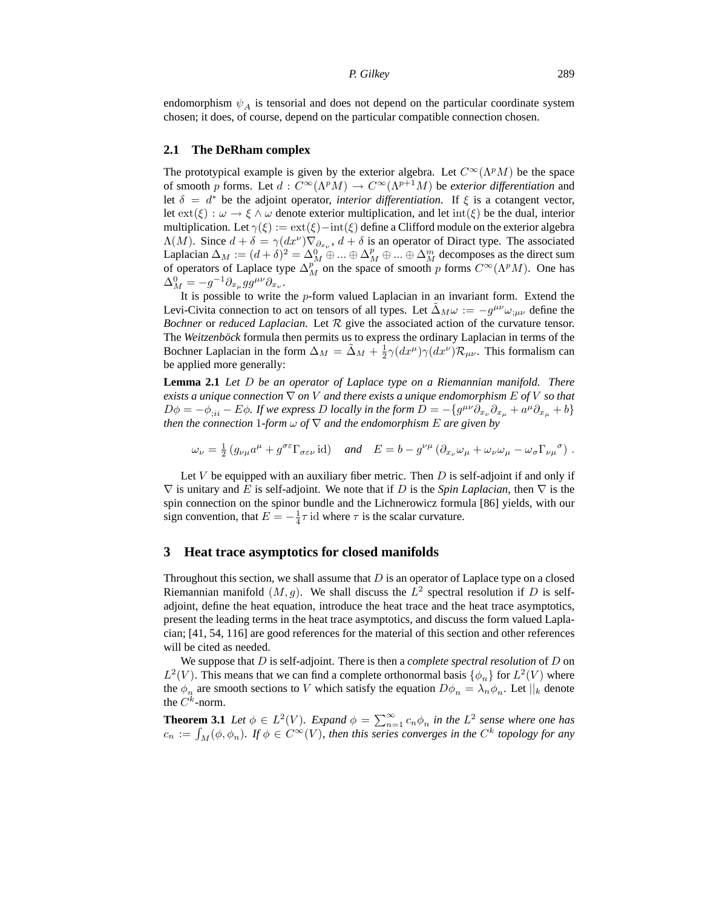endomorphism $\psi_A$ is tensorial and does not depend on the particular coordinate system chosen; it does, of course, depend on the particular compatible connection chosen.

### 2.1 The DeRham complex

The prototypical example is given by the exterior algebra. Let $C^\infty(\Lambda^p M)$ be the space of smooth $p$ forms. Let $d : C^\infty(\Lambda^p M) \to C^\infty(\Lambda^{p+1} M)$ be *exterior differentiation* and let $\delta = d^*$ be the adjoint operator, *interior differentiation*. If $\xi$ is a cotangent vector, let $\operatorname{ext}(\xi) : \omega \to \xi \wedge \omega$ denote exterior multiplication, and let $\operatorname{int}(\xi)$ be the dual, interior multiplication. Let $\gamma(\xi) := \operatorname{ext}(\xi) - \operatorname{int}(\xi)$ define a Clifford module on the exterior algebra $\Lambda(M)$. Since $d + \delta = \gamma(dx^\nu)\nabla_{\partial_{x_\nu}}$, $d + \delta$ is an operator of Dirac type. The associated Laplacian $\Delta_M := (d+\delta)^2 = \Delta_M^0 \oplus ... \oplus \Delta_M^p \oplus ... \oplus \Delta_M^m$ decomposes as the direct sum of operators of Laplace type $\Delta_M^p$ on the space of smooth $p$ forms $C^\infty(\Lambda^p M)$. One has $\Delta_M^0 = -g^{-1}\partial_{x_\mu} g g^{\mu\nu} \partial_{x_\nu}$.

It is possible to write the $p$-form valued Laplacian in an invariant form. Extend the Levi-Civita connection to act on tensors of all types. Let $\tilde{\Delta}_M \omega := -g^{\mu\nu}\omega_{;\mu\nu}$ define the *Bochner* or *reduced Laplacian*. Let $\mathcal{R}$ give the associated action of the curvature tensor. The *Weitzenböck* formula then permits us to express the ordinary Laplacian in terms of the Bochner Laplacian in the form $\Delta_M = \tilde{\Delta}_M + \frac{1}{2}\gamma(dx^\mu)\gamma(dx^\nu)\mathcal{R}_{\mu\nu}$. This formalism can be applied more generally:

**Lemma 2.1** *Let $D$ be an operator of Laplace type on a Riemannian manifold. There exists a unique connection $\nabla$ on $V$ and there exists a unique endomorphism $E$ of $V$ so that $D\phi = -\phi_{;ii} - E\phi$. If we express $D$ locally in the form $D = -\{g^{\mu\nu}\partial_{x_\nu}\partial_{x_\mu} + a^\mu \partial_{x_\mu} + b\}$ then the connection 1-form $\omega$ of $\nabla$ and the endomorphism $E$ are given by*

$$\omega_\nu = \tfrac{1}{2}\left(g_{\nu\mu}a^\mu + g^{\sigma\varepsilon}\Gamma_{\sigma\varepsilon\nu}\,\mathrm{id}\right) \quad \textit{and} \quad E = b - g^{\nu\mu}\left(\partial_{x_\nu}\omega_\mu + \omega_\nu\omega_\mu - \omega_\sigma \Gamma_{\nu\mu}{}^\sigma\right).$$

Let $V$ be equipped with an auxiliary fiber metric. Then $D$ is self-adjoint if and only if $\nabla$ is unitary and $E$ is self-adjoint. We note that if $D$ is the *Spin Laplacian*, then $\nabla$ is the spin connection on the spinor bundle and the Lichnerowicz formula [86] yields, with our sign convention, that $E = -\frac{1}{4}\tau\,\mathrm{id}$ where $\tau$ is the scalar curvature.

## 3 Heat trace asymptotics for closed manifolds

Throughout this section, we shall assume that $D$ is an operator of Laplace type on a closed Riemannian manifold $(M, g)$. We shall discuss the $L^2$ spectral resolution if $D$ is self-adjoint, define the heat equation, introduce the heat trace and the heat trace asymptotics, present the leading terms in the heat trace asymptotics, and discuss the form valued Laplacian; [41, 54, 116] are good references for the material of this section and other references will be cited as needed.

We suppose that $D$ is self-adjoint. There is then a *complete spectral resolution* of $D$ on $L^2(V)$. This means that we can find a complete orthonormal basis $\{\phi_n\}$ for $L^2(V)$ where the $\phi_n$ are smooth sections to $V$ which satisfy the equation $D\phi_n = \lambda_n\phi_n$. Let $||_k$ denote the $C^k$-norm.

**Theorem 3.1** *Let $\phi \in L^2(V)$. Expand $\phi = \sum_{n=1}^\infty c_n\phi_n$ in the $L^2$ sense where one has $c_n := \int_M(\phi, \phi_n)$. If $\phi \in C^\infty(V)$, then this series converges in the $C^k$ topology for any*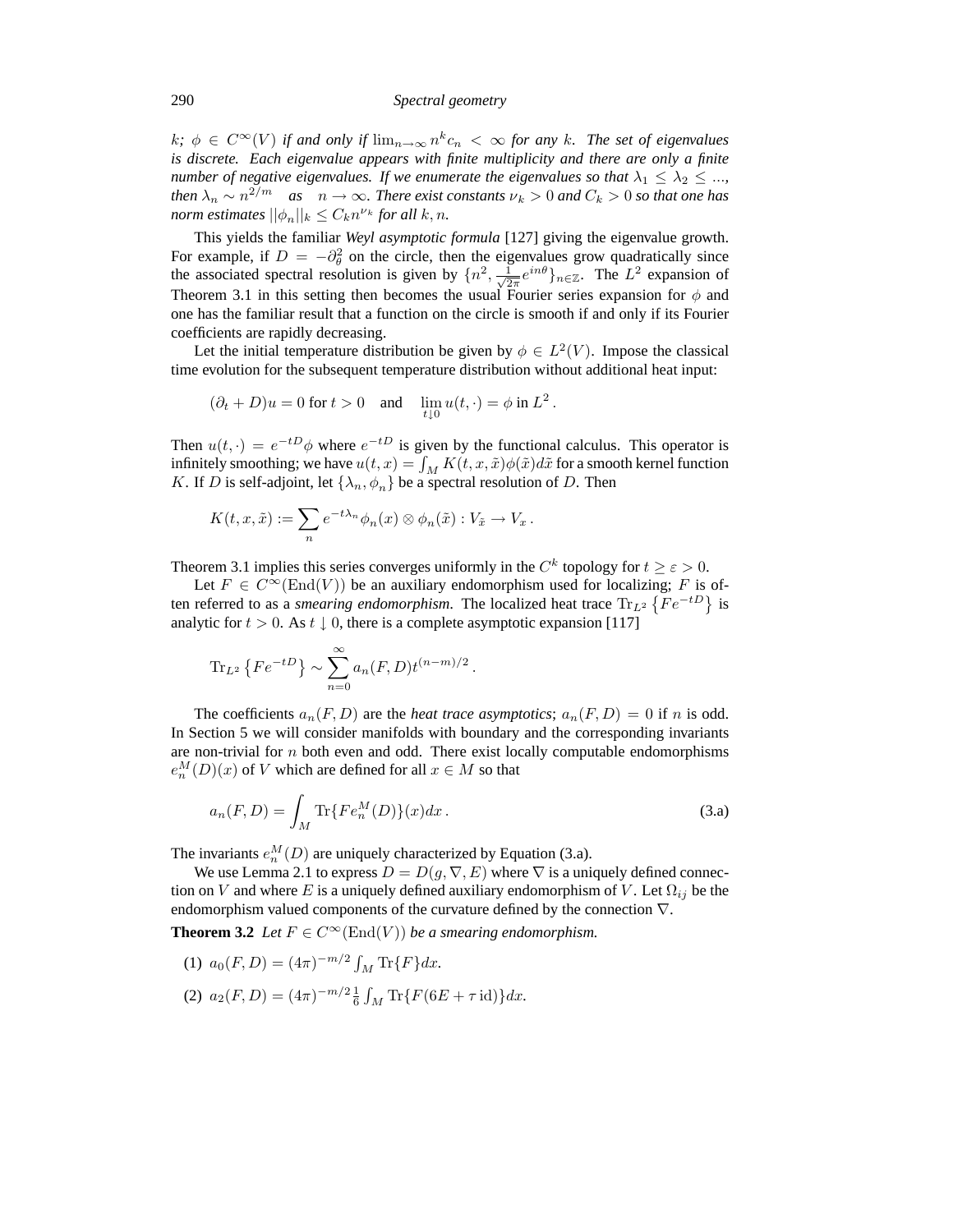*$k$; $\phi \in C^\infty(V)$ if and only if $\lim_{n\to\infty} n^k c_n < \infty$ for any $k$. The set of eigenvalues is discrete. Each eigenvalue appears with finite multiplicity and there are only a finite number of negative eigenvalues. If we enumerate the eigenvalues so that $\lambda_1 \leq \lambda_2 \leq ...$, then $\lambda_n \sim n^{2/m}$ as $n \to \infty$. There exist constants $\nu_k > 0$ and $C_k > 0$ so that one has norm estimates $||\phi_n||_k \leq C_k n^{\nu_k}$ for all $k, n$.*

This yields the familiar *Weyl asymptotic formula* [127] giving the eigenvalue growth. For example, if $D = -\partial_\theta^2$ on the circle, then the eigenvalues grow quadratically since the associated spectral resolution is given by $\{n^2, \frac{1}{\sqrt{2\pi}} e^{in\theta}\}_{n\in\mathbb{Z}}$. The $L^2$ expansion of Theorem 3.1 in this setting then becomes the usual Fourier series expansion for $\phi$ and one has the familiar result that a function on the circle is smooth if and only if its Fourier coefficients are rapidly decreasing.

Let the initial temperature distribution be given by $\phi \in L^2(V)$. Impose the classical time evolution for the subsequent temperature distribution without additional heat input:

$$(\partial_t + D)u = 0 \text{ for } t > 0 \quad \text{and} \quad \lim_{t\downarrow 0} u(t,\cdot) = \phi \text{ in } L^2 .$$

Then $u(t,\cdot) = e^{-tD}\phi$ where $e^{-tD}$ is given by the functional calculus. This operator is infinitely smoothing; we have $u(t,x) = \int_M K(t,x,\tilde{x})\phi(\tilde{x})d\tilde{x}$ for a smooth kernel function $K$. If $D$ is self-adjoint, let $\{\lambda_n, \phi_n\}$ be a spectral resolution of $D$. Then

$$K(t,x,\tilde{x}) := \sum_n e^{-t\lambda_n}\phi_n(x) \otimes \phi_n(\tilde{x}) : V_{\tilde{x}} \to V_x .$$

Theorem 3.1 implies this series converges uniformly in the $C^k$ topology for $t \geq \varepsilon > 0$.

Let $F \in C^\infty(\text{End}(V))$ be an auxiliary endomorphism used for localizing; $F$ is often referred to as a *smearing endomorphism*. The localized heat trace $\text{Tr}_{L^2}\{Fe^{-tD}\}$ is analytic for $t > 0$. As $t \downarrow 0$, there is a complete asymptotic expansion [117]

$$\text{Tr}_{L^2}\{Fe^{-tD}\} \sim \sum_{n=0}^\infty a_n(F,D)t^{(n-m)/2} .$$

The coefficients $a_n(F,D)$ are the *heat trace asymptotics*; $a_n(F,D) = 0$ if $n$ is odd. In Section 5 we will consider manifolds with boundary and the corresponding invariants are non-trivial for $n$ both even and odd. There exist locally computable endomorphisms $e_n^M(D)(x)$ of $V$ which are defined for all $x \in M$ so that

$$a_n(F,D) = \int_M \text{Tr}\{Fe_n^M(D)\}(x)dx . \tag{3.a}$$

The invariants $e_n^M(D)$ are uniquely characterized by Equation (3.a).

We use Lemma 2.1 to express $D = D(g,\nabla,E)$ where $\nabla$ is a uniquely defined connection on $V$ and where $E$ is a uniquely defined auxiliary endomorphism of $V$. Let $\Omega_{ij}$ be the endomorphism valued components of the curvature defined by the connection $\nabla$.

**Theorem 3.2** *Let $F \in C^\infty(\text{End}(V))$ be a smearing endomorphism.*

(1) $a_0(F,D) = (4\pi)^{-m/2}\int_M \text{Tr}\{F\}dx$.

(2) $a_2(F,D) = (4\pi)^{-m/2}\frac{1}{6}\int_M \text{Tr}\{F(6E + \tau\,\text{id})\}dx$.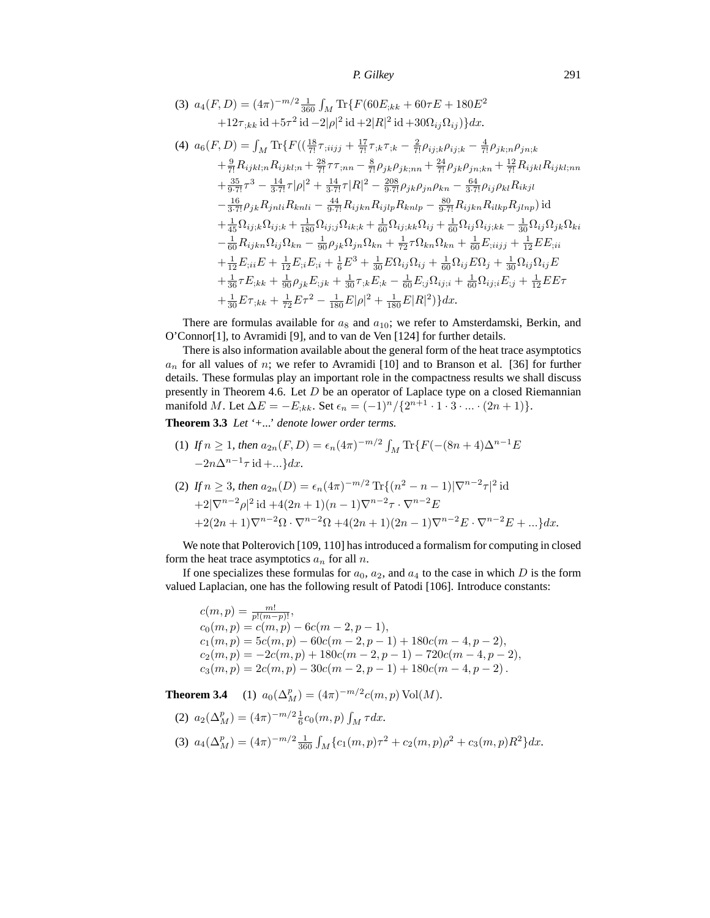(3) $a_4(F,D)=(4\pi)^{-m/2}\frac{1}{360}\int_M \operatorname{Tr}\{F(60E_{;kk}+60\tau E+180E^2$
$+12\tau_{;kk}\operatorname{id}+5\tau^2\operatorname{id}-2|\rho|^2\operatorname{id}+2|R|^2\operatorname{id}+30\Omega_{ij}\Omega_{ij})\}dx.$

(4) $a_6(F,D)=\int_M \operatorname{Tr}\{F((\frac{18}{7!}\tau_{;iijj}+\frac{17}{7!}\tau_{;k}\tau_{;k}-\frac{2}{7!}\rho_{ij;k}\rho_{ij;k}-\frac{4}{7!}\rho_{jk;n}\rho_{jn;k}$
$+\frac{9}{7!}R_{ijkl;n}R_{ijkl;n}+\frac{28}{7!}\tau\tau_{;nn}-\frac{8}{7!}\rho_{jk}\rho_{jk;nn}+\frac{24}{7!}\rho_{jk}\rho_{jn;kn}+\frac{12}{7!}R_{ijkl}R_{ijkl;nn}$
$+\frac{35}{9\cdot 7!}\tau^3-\frac{14}{3\cdot 7!}\tau|\rho|^2+\frac{14}{3\cdot 7!}\tau|R|^2-\frac{208}{9\cdot 7!}\rho_{jk}\rho_{jn}\rho_{kn}-\frac{64}{3\cdot 7!}\rho_{ij}\rho_{kl}R_{ikjl}$
$-\frac{16}{3\cdot 7!}\rho_{jk}R_{jnli}R_{knli}-\frac{44}{9\cdot 7!}R_{ijkn}R_{ijlp}R_{knlp}-\frac{80}{9\cdot 7!}R_{ijkn}R_{ilkp}R_{jlnp})\operatorname{id}$
$+\frac{1}{45}\Omega_{ij;k}\Omega_{ij;k}+\frac{1}{180}\Omega_{ij;j}\Omega_{ik;k}+\frac{1}{60}\Omega_{ij;kk}\Omega_{ij}+\frac{1}{60}\Omega_{ij}\Omega_{ij;kk}-\frac{1}{30}\Omega_{ij}\Omega_{jk}\Omega_{ki}$
$-\frac{1}{60}R_{ijkn}\Omega_{ij}\Omega_{kn}-\frac{1}{90}\rho_{jk}\Omega_{jn}\Omega_{kn}+\frac{1}{72}\tau\Omega_{kn}\Omega_{kn}+\frac{1}{60}E_{;iijj}+\frac{1}{12}EE_{;ii}$
$+\frac{1}{12}E_{;ii}E+\frac{1}{12}E_{;i}E_{;i}+\frac{1}{6}E^3+\frac{1}{30}E\Omega_{ij}\Omega_{ij}+\frac{1}{60}\Omega_{ij}E\Omega_j+\frac{1}{30}\Omega_{ij}\Omega_{ij}E$
$+\frac{1}{36}\tau E_{;kk}+\frac{1}{90}\rho_{jk}E_{;jk}+\frac{1}{30}\tau_{;k}E_{;k}-\frac{1}{60}E_{;j}\Omega_{ij;i}+\frac{1}{60}\Omega_{ij;i}E_{;j}+\frac{1}{12}EE\tau$
$+\frac{1}{30}E\tau_{;kk}+\frac{1}{72}E\tau^2-\frac{1}{180}E|\rho|^2+\frac{1}{180}E|R|^2)\}dx.$

There are formulas available for $a_8$ and $a_{10}$; we refer to Amsterdamski, Berkin, and O'Connor[1], to Avramidi [9], and to van de Ven [124] for further details.

There is also information available about the general form of the heat trace asymptotics $a_n$ for all values of $n$; we refer to Avramidi [10] and to Branson et al. [36] for further details. These formulas play an important role in the compactness results we shall discuss presently in Theorem 4.6. Let $D$ be an operator of Laplace type on a closed Riemannian manifold $M$. Let $\Delta E=-E_{;kk}$. Set $\epsilon_n=(-1)^n/\{2^{n+1}\cdot 1\cdot 3\cdot\ldots\cdot(2n+1)\}$.

**Theorem 3.3** *Let '+...' denote lower order terms.*

(1) *If $n\ge 1$, then* $a_{2n}(F,D)=\epsilon_n(4\pi)^{-m/2}\int_M \operatorname{Tr}\{F(-(8n+4)\Delta^{n-1}E$
$-2n\Delta^{n-1}\tau\operatorname{id}+\ldots\}dx.$

(2) *If $n\ge 3$, then* $a_{2n}(D)=\epsilon_n(4\pi)^{-m/2}\operatorname{Tr}\{(n^2-n-1)|\nabla^{n-2}\tau|^2\operatorname{id}$
$+2|\nabla^{n-2}\rho|^2\operatorname{id}+4(2n+1)(n-1)\nabla^{n-2}\tau\cdot\nabla^{n-2}E$
$+2(2n+1)\nabla^{n-2}\Omega\cdot\nabla^{n-2}\Omega+4(2n+1)(2n-1)\nabla^{n-2}E\cdot\nabla^{n-2}E+\ldots\}dx.$

We note that Polterovich [109, 110] has introduced a formalism for computing in closed form the heat trace asymptotics $a_n$ for all $n$.

If one specializes these formulas for $a_0$, $a_2$, and $a_4$ to the case in which $D$ is the form valued Laplacian, one has the following result of Patodi [106]. Introduce constants:

$$
\begin{aligned}
&c(m,p)=\tfrac{m!}{p!(m-p)!},\\
&c_0(m,p)=c(m,p)-6c(m-2,p-1),\\
&c_1(m,p)=5c(m,p)-60c(m-2,p-1)+180c(m-4,p-2),\\
&c_2(m,p)=-2c(m,p)+180c(m-2,p-1)-720c(m-4,p-2),\\
&c_3(m,p)=2c(m,p)-30c(m-2,p-1)+180c(m-4,p-2).
\end{aligned}
$$

**Theorem 3.4** (1) $a_0(\Delta_M^p)=(4\pi)^{-m/2}c(m,p)\operatorname{Vol}(M)$.

(2) $a_2(\Delta_M^p)=(4\pi)^{-m/2}\frac{1}{6}c_0(m,p)\int_M \tau dx$.

(3) $a_4(\Delta_M^p)=(4\pi)^{-m/2}\frac{1}{360}\int_M\{c_1(m,p)\tau^2+c_2(m,p)\rho^2+c_3(m,p)R^2\}dx$.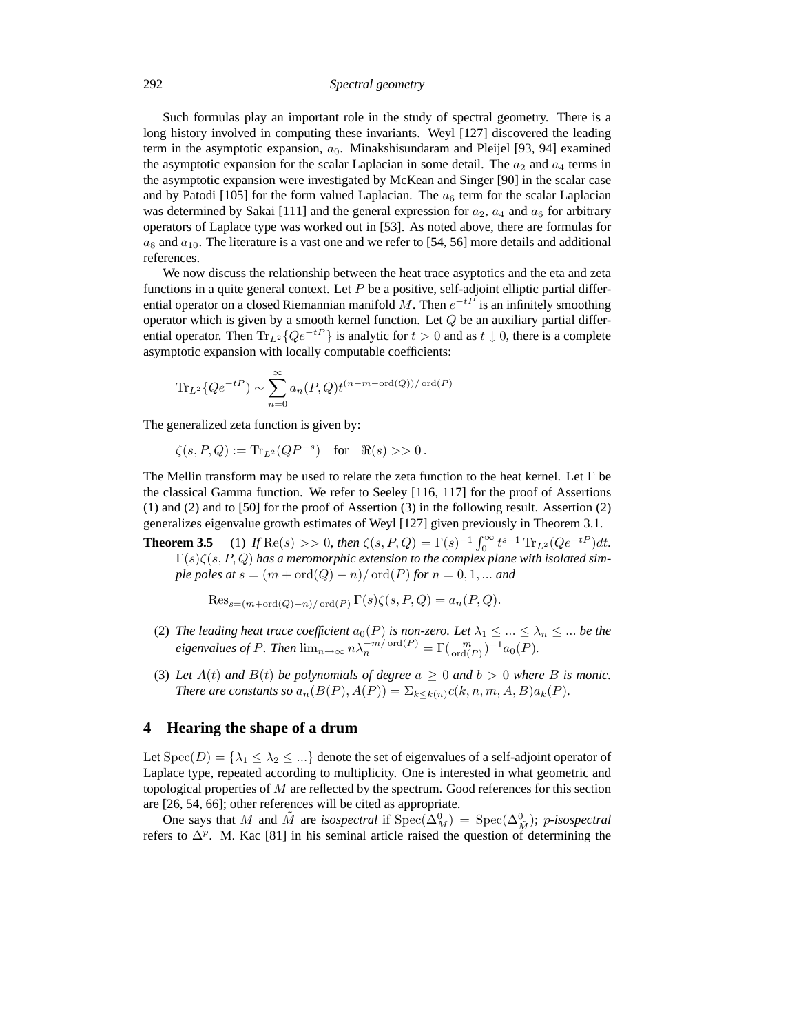Such formulas play an important role in the study of spectral geometry. There is a long history involved in computing these invariants. Weyl [127] discovered the leading term in the asymptotic expansion, $a_0$. Minakshisundaram and Pleijel [93, 94] examined the asymptotic expansion for the scalar Laplacian in some detail. The $a_2$ and $a_4$ terms in the asymptotic expansion were investigated by McKean and Singer [90] in the scalar case and by Patodi [105] for the form valued Laplacian. The $a_6$ term for the scalar Laplacian was determined by Sakai [111] and the general expression for $a_2$, $a_4$ and $a_6$ for arbitrary operators of Laplace type was worked out in [53]. As noted above, there are formulas for $a_8$ and $a_{10}$. The literature is a vast one and we refer to [54, 56] more details and additional references.

We now discuss the relationship between the heat trace asyptotics and the eta and zeta functions in a quite general context. Let $P$ be a positive, self-adjoint elliptic partial differential operator on a closed Riemannian manifold $M$. Then $e^{-tP}$ is an infinitely smoothing operator which is given by a smooth kernel function. Let $Q$ be an auxiliary partial differential operator. Then $\operatorname{Tr}_{L^2}\{Qe^{-tP}\}$ is analytic for $t > 0$ and as $t \downarrow 0$, there is a complete asymptotic expansion with locally computable coefficients:

$$\operatorname{Tr}_{L^2}\{Qe^{-tP}\} \sim \sum_{n=0}^{\infty} a_n(P,Q) t^{(n-m-\operatorname{ord}(Q))/\operatorname{ord}(P)}$$

The generalized zeta function is given by:

$$\zeta(s,P,Q) := \operatorname{Tr}_{L^2}(QP^{-s}) \quad \text{for} \quad \Re(s) >> 0\,.$$

The Mellin transform may be used to relate the zeta function to the heat kernel. Let $\Gamma$ be the classical Gamma function. We refer to Seeley [116, 117] for the proof of Assertions (1) and (2) and to [50] for the proof of Assertion (3) in the following result. Assertion (2) generalizes eigenvalue growth estimates of Weyl [127] given previously in Theorem 3.1.

**Theorem 3.5** (1) *If* $\operatorname{Re}(s) >> 0$*, then* $\zeta(s,P,Q) = \Gamma(s)^{-1}\int_0^\infty t^{s-1}\operatorname{Tr}_{L^2}(Qe^{-tP})dt$. $\Gamma(s)\zeta(s,P,Q)$ *has a meromorphic extension to the complex plane with isolated simple poles at* $s = (m+\operatorname{ord}(Q)-n)/\operatorname{ord}(P)$ *for* $n = 0,1,\ldots$ *and*

$$\operatorname{Res}_{s=(m+\operatorname{ord}(Q)-n)/\operatorname{ord}(P)}\Gamma(s)\zeta(s,P,Q) = a_n(P,Q).$$

(2) *The leading heat trace coefficient* $a_0(P)$ *is non-zero. Let* $\lambda_1 \le \ldots \le \lambda_n \le \ldots$ *be the eigenvalues of* $P$*. Then* $\lim_{n\to\infty} n\lambda_n^{-m/\operatorname{ord}(P)} = \Gamma(\frac{m}{\operatorname{ord}(P)})^{-1}a_0(P)$.

(3) *Let* $A(t)$ *and* $B(t)$ *be polynomials of degree* $a \ge 0$ *and* $b > 0$ *where* $B$ *is monic. There are constants so* $a_n(B(P),A(P)) = \Sigma_{k\le k(n)}c(k,n,m,A,B)a_k(P)$.

## 4 Hearing the shape of a drum

Let $\operatorname{Spec}(D) = \{\lambda_1 \le \lambda_2 \le \ldots\}$ denote the set of eigenvalues of a self-adjoint operator of Laplace type, repeated according to multiplicity. One is interested in what geometric and topological properties of $M$ are reflected by the spectrum. Good references for this section are [26, 54, 66]; other references will be cited as appropriate.

One says that $M$ and $\tilde{M}$ are *isospectral* if $\operatorname{Spec}(\Delta^0_M) = \operatorname{Spec}(\Delta^0_{\tilde{M}})$; $p$*-isospectral* refers to $\Delta^p$. M. Kac [81] in his seminal article raised the question of determining the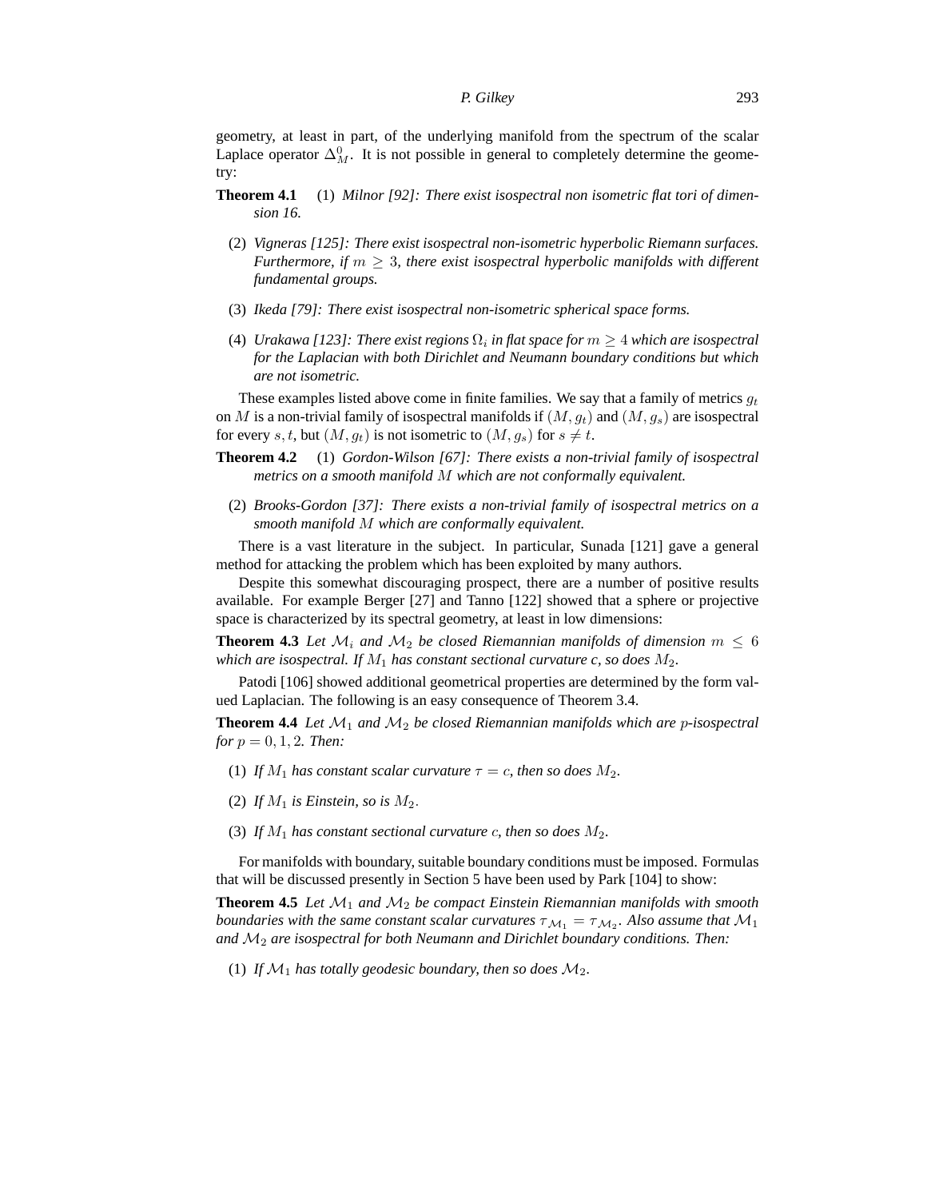geometry, at least in part, of the underlying manifold from the spectrum of the scalar Laplace operator $\Delta_M^0$. It is not possible in general to completely determine the geometry:

**Theorem 4.1** (1) *Milnor [92]: There exist isospectral non isometric flat tori of dimension 16.*

(2) *Vigneras [125]: There exist isospectral non-isometric hyperbolic Riemann surfaces. Furthermore, if $m \geq 3$, there exist isospectral hyperbolic manifolds with different fundamental groups.*

(3) *Ikeda [79]: There exist isospectral non-isometric spherical space forms.*

(4) *Urakawa [123]: There exist regions $\Omega_i$ in flat space for $m \geq 4$ which are isospectral for the Laplacian with both Dirichlet and Neumann boundary conditions but which are not isometric.*

These examples listed above come in finite families. We say that a family of metrics $g_t$ on $M$ is a non-trivial family of isospectral manifolds if $(M, g_t)$ and $(M, g_s)$ are isospectral for every $s, t$, but $(M, g_t)$ is not isometric to $(M, g_s)$ for $s \neq t$.

**Theorem 4.2** (1) *Gordon-Wilson [67]: There exists a non-trivial family of isospectral metrics on a smooth manifold $M$ which are not conformally equivalent.*

(2) *Brooks-Gordon [37]: There exists a non-trivial family of isospectral metrics on a smooth manifold $M$ which are conformally equivalent.*

There is a vast literature in the subject. In particular, Sunada [121] gave a general method for attacking the problem which has been exploited by many authors.

Despite this somewhat discouraging prospect, there are a number of positive results available. For example Berger [27] and Tanno [122] showed that a sphere or projective space is characterized by its spectral geometry, at least in low dimensions:

**Theorem 4.3** *Let $\mathcal{M}_i$ and $\mathcal{M}_2$ be closed Riemannian manifolds of dimension $m \leq 6$ which are isospectral. If $M_1$ has constant sectional curvature c, so does $M_2$.*

Patodi [106] showed additional geometrical properties are determined by the form valued Laplacian. The following is an easy consequence of Theorem 3.4.

**Theorem 4.4** *Let $\mathcal{M}_1$ and $\mathcal{M}_2$ be closed Riemannian manifolds which are $p$-isospectral for $p = 0, 1, 2$. Then:*

(1) *If $M_1$ has constant scalar curvature $\tau = c$, then so does $M_2$.*

(2) *If $M_1$ is Einstein, so is $M_2$.*

(3) *If $M_1$ has constant sectional curvature $c$, then so does $M_2$.*

For manifolds with boundary, suitable boundary conditions must be imposed. Formulas that will be discussed presently in Section 5 have been used by Park [104] to show:

**Theorem 4.5** *Let $\mathcal{M}_1$ and $\mathcal{M}_2$ be compact Einstein Riemannian manifolds with smooth boundaries with the same constant scalar curvatures $\tau_{\mathcal{M}_1} = \tau_{\mathcal{M}_2}$. Also assume that $\mathcal{M}_1$ and $\mathcal{M}_2$ are isospectral for both Neumann and Dirichlet boundary conditions. Then:*

(1) *If $\mathcal{M}_1$ has totally geodesic boundary, then so does $\mathcal{M}_2$.*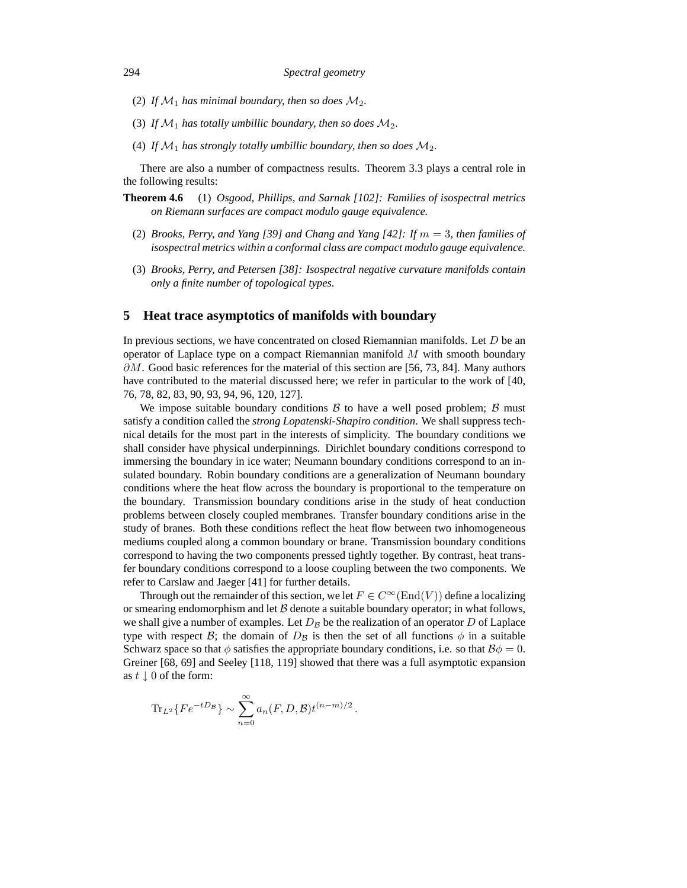(2) *If $\mathcal{M}_1$ has minimal boundary, then so does $\mathcal{M}_2$.*

(3) *If $\mathcal{M}_1$ has totally umbillic boundary, then so does $\mathcal{M}_2$.*

(4) *If $\mathcal{M}_1$ has strongly totally umbillic boundary, then so does $\mathcal{M}_2$.*

There are also a number of compactness results. Theorem 3.3 plays a central role in the following results:

**Theorem 4.6** (1) *Osgood, Phillips, and Sarnak [102]: Families of isospectral metrics on Riemann surfaces are compact modulo gauge equivalence.*

(2) *Brooks, Perry, and Yang [39] and Chang and Yang [42]: If $m = 3$, then families of isospectral metrics within a conformal class are compact modulo gauge equivalence.*

(3) *Brooks, Perry, and Petersen [38]: Isospectral negative curvature manifolds contain only a finite number of topological types.*

## 5 Heat trace asymptotics of manifolds with boundary

In previous sections, we have concentrated on closed Riemannian manifolds. Let $D$ be an operator of Laplace type on a compact Riemannian manifold $M$ with smooth boundary $\partial M$. Good basic references for the material of this section are [56, 73, 84]. Many authors have contributed to the material discussed here; we refer in particular to the work of [40, 76, 78, 82, 83, 90, 93, 94, 96, 120, 127].

We impose suitable boundary conditions $\mathcal{B}$ to have a well posed problem; $\mathcal{B}$ must satisfy a condition called the *strong Lopatenski-Shapiro condition*. We shall suppress technical details for the most part in the interests of simplicity. The boundary conditions we shall consider have physical underpinnings. Dirichlet boundary conditions correspond to immersing the boundary in ice water; Neumann boundary conditions correspond to an insulated boundary. Robin boundary conditions are a generalization of Neumann boundary conditions where the heat flow across the boundary is proportional to the temperature on the boundary. Transmission boundary conditions arise in the study of heat conduction problems between closely coupled membranes. Transfer boundary conditions arise in the study of branes. Both these conditions reflect the heat flow between two inhomogeneous mediums coupled along a common boundary or brane. Transmission boundary conditions correspond to having the two components pressed tightly together. By contrast, heat transfer boundary conditions correspond to a loose coupling between the two components. We refer to Carslaw and Jaeger [41] for further details.

Through out the remainder of this section, we let $F \in C^\infty(\text{End}(V))$ define a localizing or smearing endomorphism and let $\mathcal{B}$ denote a suitable boundary operator; in what follows, we shall give a number of examples. Let $D_\mathcal{B}$ be the realization of an operator $D$ of Laplace type with respect $\mathcal{B}$; the domain of $D_\mathcal{B}$ is then the set of all functions $\phi$ in a suitable Schwarz space so that $\phi$ satisfies the appropriate boundary conditions, i.e. so that $\mathcal{B}\phi = 0$. Greiner [68, 69] and Seeley [118, 119] showed that there was a full asymptotic expansion as $t \downarrow 0$ of the form:

$$\text{Tr}_{L^2}\{Fe^{-tD_\mathcal{B}}\} \sim \sum_{n=0}^{\infty} a_n(F, D, \mathcal{B}) t^{(n-m)/2} .$$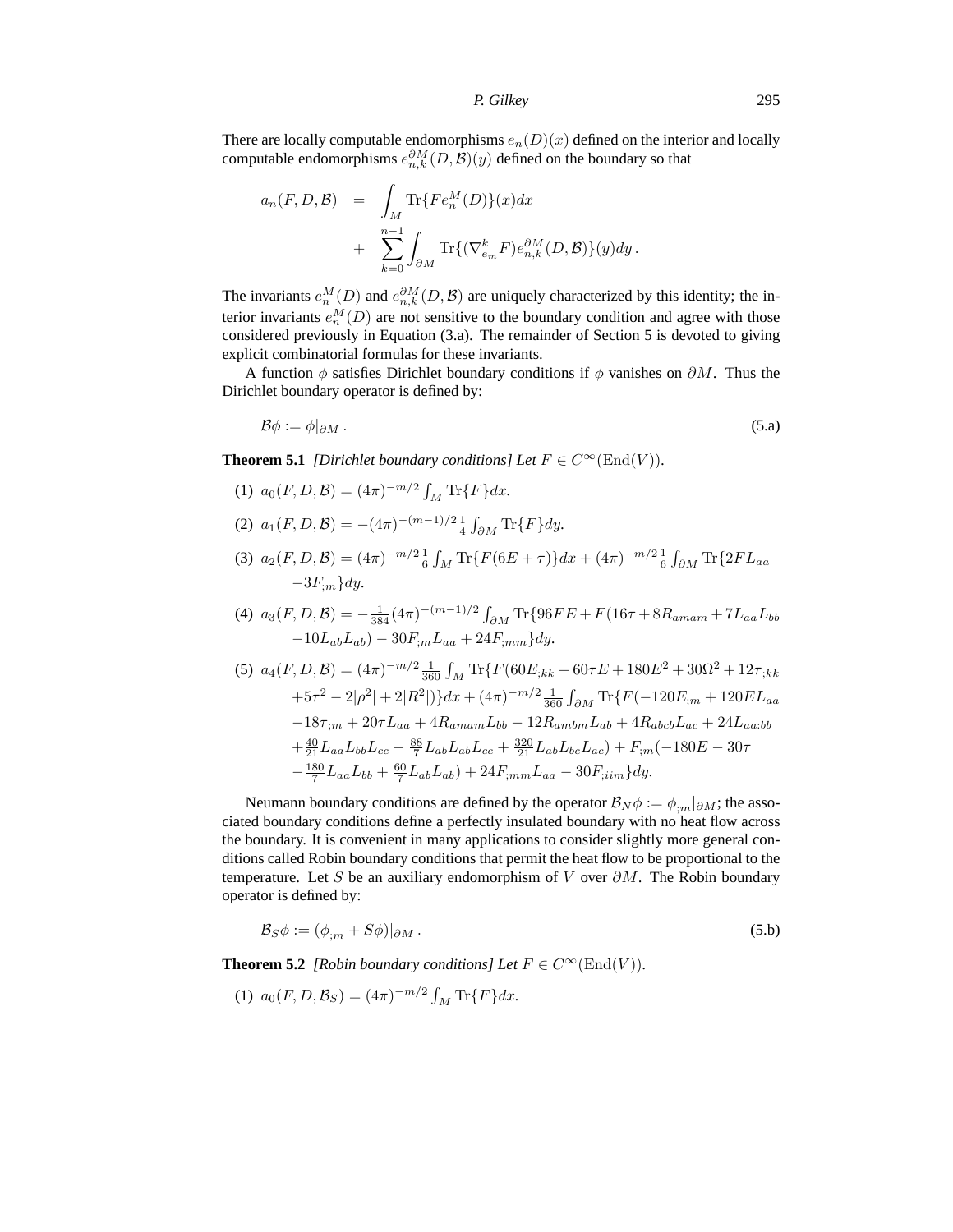There are locally computable endomorphisms $e_n(D)(x)$ defined on the interior and locally computable endomorphisms $e_{n,k}^{\partial M}(D,\mathcal{B})(y)$ defined on the boundary so that

$$\begin{aligned} a_n(F,D,\mathcal{B}) &= \int_M \operatorname{Tr}\{F e_n^M(D)\}(x)dx \\ &+ \sum_{k=0}^{n-1}\int_{\partial M}\operatorname{Tr}\{(\nabla_{e_m}^k F)e_{n,k}^{\partial M}(D,\mathcal{B})\}(y)dy\,. \end{aligned}$$

The invariants $e_n^M(D)$ and $e_{n,k}^{\partial M}(D,\mathcal{B})$ are uniquely characterized by this identity; the interior invariants $e_n^M(D)$ are not sensitive to the boundary condition and agree with those considered previously in Equation (3.a). The remainder of Section 5 is devoted to giving explicit combinatorial formulas for these invariants.

A function $\phi$ satisfies Dirichlet boundary conditions if $\phi$ vanishes on $\partial M$. Thus the Dirichlet boundary operator is defined by:

$$\mathcal{B}\phi := \phi|_{\partial M}\,. \tag{5.a}$$

**Theorem 5.1** *[Dirichlet boundary conditions] Let $F \in C^\infty(\operatorname{End}(V))$.*

(1) $a_0(F,D,\mathcal{B}) = (4\pi)^{-m/2}\int_M \operatorname{Tr}\{F\}dx$.

(2) $a_1(F,D,\mathcal{B}) = -(4\pi)^{-(m-1)/2}\frac{1}{4}\int_{\partial M}\operatorname{Tr}\{F\}dy$.

(3) $a_2(F,D,\mathcal{B}) = (4\pi)^{-m/2}\frac{1}{6}\int_M \operatorname{Tr}\{F(6E+\tau)\}dx + (4\pi)^{-m/2}\frac{1}{6}\int_{\partial M}\operatorname{Tr}\{2FL_{aa} - 3F_{;m}\}dy$.

(4) $a_3(F,D,\mathcal{B}) = -\frac{1}{384}(4\pi)^{-(m-1)/2}\int_{\partial M}\operatorname{Tr}\{96FE + F(16\tau + 8R_{amam} + 7L_{aa}L_{bb} - 10L_{ab}L_{ab}) - 30F_{;m}L_{aa} + 24F_{;mm}\}dy$.

(5) $a_4(F,D,\mathcal{B}) = (4\pi)^{-m/2}\frac{1}{360}\int_M \operatorname{Tr}\{F(60E_{;kk} + 60\tau E + 180E^2 + 30\Omega^2 + 12\tau_{;kk} + 5\tau^2 - 2|\rho^2| + 2|R^2|)\}dx + (4\pi)^{-m/2}\frac{1}{360}\int_{\partial M}\operatorname{Tr}\{F(-120E_{;m} + 120EL_{aa} - 18\tau_{;m} + 20\tau L_{aa} + 4R_{amam}L_{bb} - 12R_{ambm}L_{ab} + 4R_{abcb}L_{ac} + 24L_{aa:bb} + \frac{40}{21}L_{aa}L_{bb}L_{cc} - \frac{88}{7}L_{ab}L_{ab}L_{cc} + \frac{320}{21}L_{ab}L_{bc}L_{ac}) + F_{;m}(-180E - 30\tau - \frac{180}{7}L_{aa}L_{bb} + \frac{60}{7}L_{ab}L_{ab}) + 24F_{;mm}L_{aa} - 30F_{;iim}\}dy$.

Neumann boundary conditions are defined by the operator $\mathcal{B}_N\phi := \phi_{;m}|_{\partial M}$; the associated boundary conditions define a perfectly insulated boundary with no heat flow across the boundary. It is convenient in many applications to consider slightly more general conditions called Robin boundary conditions that permit the heat flow to be proportional to the temperature. Let $S$ be an auxiliary endomorphism of $V$ over $\partial M$. The Robin boundary operator is defined by:

$$\mathcal{B}_S\phi := (\phi_{;m} + S\phi)|_{\partial M}\,. \tag{5.b}$$

**Theorem 5.2** *[Robin boundary conditions] Let $F \in C^\infty(\operatorname{End}(V))$.*

(1) $a_0(F,D,\mathcal{B}_S) = (4\pi)^{-m/2}\int_M \operatorname{Tr}\{F\}dx$.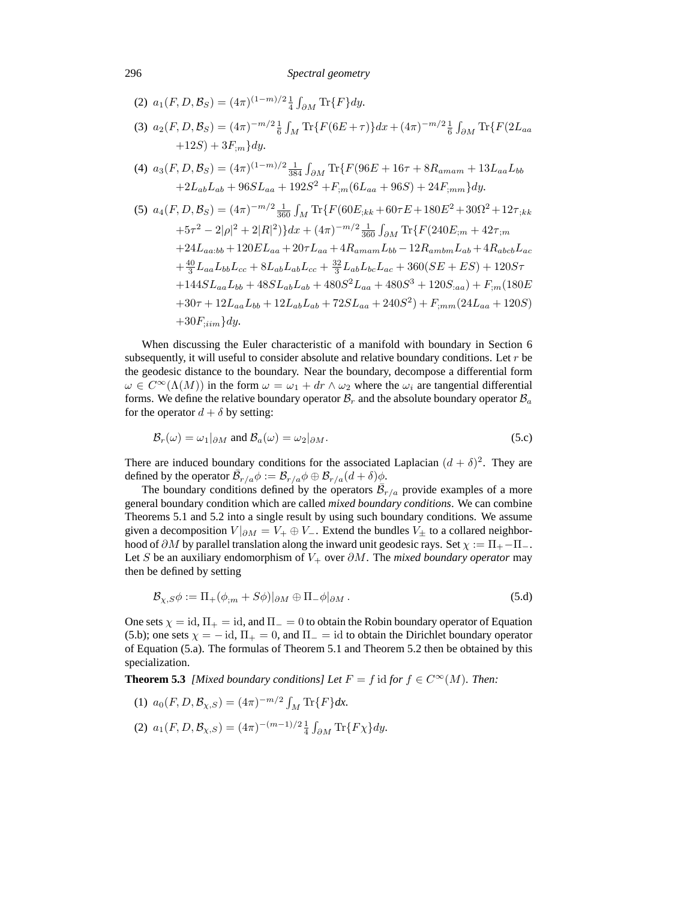(2) $a_1(F,D,\mathcal{B}_S) = (4\pi)^{(1-m)/2}\frac{1}{4}\int_{\partial M}\text{Tr}\{F\}dy$.

(3) $a_2(F,D,\mathcal{B}_S) = (4\pi)^{-m/2}\frac{1}{6}\int_M \text{Tr}\{F(6E+\tau)\}dx + (4\pi)^{-m/2}\frac{1}{6}\int_{\partial M}\text{Tr}\{F(2L_{aa} +12S) + 3F_{;m}\}dy$.

(4) $a_3(F,D,\mathcal{B}_S) = (4\pi)^{(1-m)/2}\frac{1}{384}\int_{\partial M}\text{Tr}\{F(96E+16\tau+8R_{amam}+13L_{aa}L_{bb} +2L_{ab}L_{ab}+96SL_{aa}+192S^2 +F_{;m}(6L_{aa}+96S)+24F_{;mm}\}dy$.

(5) $a_4(F,D,\mathcal{B}_S) = (4\pi)^{-m/2}\frac{1}{360}\int_M \text{Tr}\{F(60E_{;kk}+60\tau E+180E^2+30\Omega^2+12\tau_{;kk} +5\tau^2-2|\rho|^2+2|R|^2)\}dx + (4\pi)^{-m/2}\frac{1}{360}\int_{\partial M}\text{Tr}\{F(240E_{;m}+42\tau_{;m} +24L_{aa:bb}+120EL_{aa}+20\tau L_{aa}+4R_{amam}L_{bb}-12R_{ambm}L_{ab}+4R_{abcb}L_{ac} +\frac{40}{3}L_{aa}L_{bb}L_{cc}+8L_{ab}L_{ab}L_{cc}+\frac{32}{3}L_{ab}L_{bc}L_{ac}+360(SE+ES)+120S\tau +144SL_{aa}L_{bb}+48SL_{ab}L_{ab}+480S^2L_{aa}+480S^3+120S_{:aa})+F_{;m}(180E +30\tau+12L_{aa}L_{bb}+12L_{ab}L_{ab}+72SL_{aa}+240S^2)+F_{;mm}(24L_{aa}+120S) +30F_{;iim}\}dy$.

When discussing the Euler characteristic of a manifold with boundary in Section 6 subsequently, it will useful to consider absolute and relative boundary conditions. Let $r$ be the geodesic distance to the boundary. Near the boundary, decompose a differential form $\omega \in C^\infty(\Lambda(M))$ in the form $\omega = \omega_1 + dr\wedge\omega_2$ where the $\omega_i$ are tangential differential forms. We define the relative boundary operator $\mathcal{B}_r$ and the absolute boundary operator $\mathcal{B}_a$ for the operator $d+\delta$ by setting:

$$\mathcal{B}_r(\omega) = \omega_1|_{\partial M} \text{ and } \mathcal{B}_a(\omega) = \omega_2|_{\partial M}. \tag{5.c}$$

There are induced boundary conditions for the associated Laplacian $(d+\delta)^2$. They are defined by the operator $\bar{\mathcal{B}}_{r/a}\phi := \mathcal{B}_{r/a}\phi \oplus \mathcal{B}_{r/a}(d+\delta)\phi$.

The boundary conditions defined by the operators $\bar{\mathcal{B}}_{r/a}$ provide examples of a more general boundary condition which are called *mixed boundary conditions*. We can combine Theorems 5.1 and 5.2 into a single result by using such boundary conditions. We assume given a decomposition $V|_{\partial M} = V_+\oplus V_-$. Extend the bundles $V_\pm$ to a collared neighborhood of $\partial M$ by parallel translation along the inward unit geodesic rays. Set $\chi := \Pi_+ - \Pi_-$. Let $S$ be an auxiliary endomorphism of $V_+$ over $\partial M$. The *mixed boundary operator* may then be defined by setting

$$\mathcal{B}_{\chi,S}\phi := \Pi_+(\phi_{;m}+S\phi)|_{\partial M}\oplus\Pi_-\phi|_{\partial M}\,. \tag{5.d}$$

One sets $\chi=\text{id}$, $\Pi_+=\text{id}$, and $\Pi_-=0$ to obtain the Robin boundary operator of Equation (5.b); one sets $\chi=-\text{id}$, $\Pi_+=0$, and $\Pi_-=\text{id}$ to obtain the Dirichlet boundary operator of Equation (5.a). The formulas of Theorem 5.1 and Theorem 5.2 then be obtained by this specialization.

**Theorem 5.3** *[Mixed boundary conditions] Let $F = f\,\text{id}$ for $f\in C^\infty(M)$. Then:*

(1) $a_0(F,D,\mathcal{B}_{\chi,S}) = (4\pi)^{-m/2}\int_M \text{Tr}\{F\}dx$.

(2) $a_1(F,D,\mathcal{B}_{\chi,S}) = (4\pi)^{-(m-1)/2}\frac{1}{4}\int_{\partial M}\text{Tr}\{F\chi\}dy$.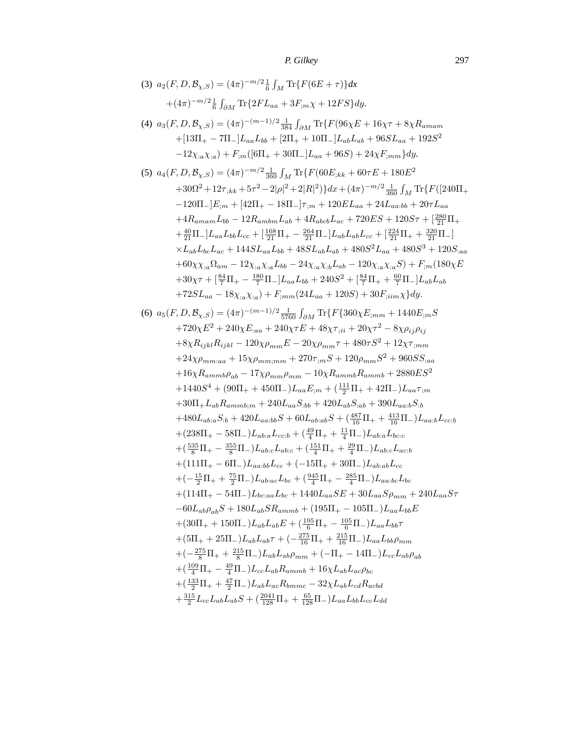(3) $a_2(F,D,\mathcal{B}_{\chi,S}) = (4\pi)^{-m/2}\frac{1}{6}\int_M \operatorname{Tr}\{F(6E+\tau)\}dx$
$+(4\pi)^{-m/2}\frac{1}{6}\int_{\partial M}\operatorname{Tr}\{2FL_{aa}+3F_{;m}\chi+12FS\}dy.$

(4) $a_3(F,D,\mathcal{B}_{\chi,S}) = (4\pi)^{-(m-1)/2}\frac{1}{384}\int_{\partial M}\operatorname{Tr}\{F(96\chi E+16\chi\tau+8\chi R_{amam}$
$+[13\Pi_+-7\Pi_-]L_{aa}L_{bb}+[2\Pi_++10\Pi_-]L_{ab}L_{ab}+96SL_{aa}+192S^2$
$-12\chi_{:a}\chi_{:a})+F_{;m}([6\Pi_++30\Pi_-]L_{aa}+96S)+24\chi F_{;mm}\}dy.$

(5) $a_4(F,D,\mathcal{B}_{\chi,S}) = (4\pi)^{-m/2}\frac{1}{360}\int_M \operatorname{Tr}\{F(60E_{;kk}+60\tau E+180E^2$
$+30\Omega^2+12\tau_{;kk}+5\tau^2-2|\rho|^2+2|R|^2)\}dx+(4\pi)^{-m/2}\frac{1}{360}\int_M\operatorname{Tr}\{F([240\Pi_+$
$-120\Pi_-]E_{;m}+[42\Pi_+-18\Pi_-]\tau_{;m}+120EL_{aa}+24L_{aa:bb}+20\tau L_{aa}$
$+4R_{amam}L_{bb}-12R_{ambm}L_{ab}+4R_{abcb}L_{ac}+720ES+120S\tau+[\frac{280}{21}\Pi_+$
$+\frac{40}{21}\Pi_-]L_{aa}L_{bb}L_{cc}+[\frac{168}{21}\Pi_+-\frac{264}{21}\Pi_-]L_{ab}L_{ab}L_{cc}+[\frac{224}{21}\Pi_++\frac{320}{21}\Pi_-]$
$\times L_{ab}L_{bc}L_{ac}+144SL_{aa}L_{bb}+48SL_{ab}L_{ab}+480S^2L_{aa}+480S^3+120S_{:aa}$
$+60\chi\chi_{:a}\Omega_{am}-12\chi_{:a}\chi_{:a}L_{bb}-24\chi_{:a}\chi_{:b}L_{ab}-120\chi_{:a}\chi_{:a}S)+F_{;m}(180\chi E$
$+30\chi\tau+[\frac{84}{7}\Pi_+-\frac{180}{7}\Pi_-]L_{aa}L_{bb}+240S^2+[\frac{84}{7}\Pi_++\frac{60}{7}\Pi_-]L_{ab}L_{ab}$
$+72SL_{aa}-18\chi_{:a}\chi_{:a})+F_{;mm}(24L_{aa}+120S)+30F_{;iim}\chi\}dy.$

(6) $a_5(F,D,\mathcal{B}_{\chi,S}) = (4\pi)^{-(m-1)/2}\frac{1}{5760}\int_{\partial M}\operatorname{Tr}\{F\{360\chi E_{;mm}+1440E_{;m}S$
$+720\chi E^2+240\chi E_{:aa}+240\chi\tau E+48\chi\tau_{;ii}+20\chi\tau^2-8\chi\rho_{ij}\rho_{ij}$
$+8\chi R_{ijkl}R_{ijkl}-120\chi\rho_{mm}E-20\chi\rho_{mm}\tau+480\tau S^2+12\chi\tau_{;mm}$
$+24\chi\rho_{mm:aa}+15\chi\rho_{mm;mm}+270\tau_{;m}S+120\rho_{mm}S^2+960SS_{:aa}$
$+16\chi R_{ammb}\rho_{ab}-17\chi\rho_{mm}\rho_{mm}-10\chi R_{ammb}R_{ammb}+2880ES^2$
$+1440S^4+(90\Pi_++450\Pi_-)L_{aa}E_{;m}+(\frac{111}{2}\Pi_++42\Pi_-)L_{aa}\tau_{;m}$
$+30\Pi_+L_{ab}R_{ammb;m}+240L_{aa}S_{:bb}+420L_{ab}S_{:ab}+390L_{aa:b}S_{:b}$
$+480L_{ab:a}S_{:b}+420L_{aa:bb}S+60L_{ab:ab}S+(\frac{487}{16}\Pi_++\frac{413}{16}\Pi_-)L_{aa:b}L_{cc:b}$
$+(238\Pi_+-58\Pi_-)L_{ab:a}L_{cc:b}+(\frac{49}{4}\Pi_++\frac{11}{4}\Pi_-)L_{ab:a}L_{bc:c}$
$+(\frac{535}{8}\Pi_+-\frac{355}{8}\Pi_-)L_{ab:c}L_{ab:c}+(\frac{151}{4}\Pi_++\frac{29}{4}\Pi_-)L_{ab:c}L_{ac:b}$
$+(111\Pi_+-6\Pi_-)L_{aa:bb}L_{cc}+(-15\Pi_++30\Pi_-)L_{ab:ab}L_{cc}$
$+(-\frac{15}{2}\Pi_++\frac{75}{2}\Pi_-)L_{ab:ac}L_{bc}+(\frac{945}{4}\Pi_+-\frac{285}{4}\Pi_-)L_{aa:bc}L_{bc}$
$+(114\Pi_+-54\Pi_-)L_{bc:aa}L_{bc}+1440L_{aa}SE+30L_{aa}S\rho_{mm}+240L_{aa}S\tau$
$-60L_{ab}\rho_{ab}S+180L_{ab}SR_{ammb}+(195\Pi_+-105\Pi_-)L_{aa}L_{bb}E$
$+(30\Pi_++150\Pi_-)L_{ab}L_{ab}E+(\frac{195}{6}\Pi_+-\frac{105}{6}\Pi_-)L_{aa}L_{bb}\tau$
$+(5\Pi_++25\Pi_-)L_{ab}L_{ab}\tau+(-\frac{275}{16}\Pi_++\frac{215}{16}\Pi_-)L_{aa}L_{bb}\rho_{mm}$
$+(-\frac{275}{8}\Pi_++\frac{215}{8}\Pi_-)L_{ab}L_{ab}\rho_{mm}+(-\Pi_+-14\Pi_-)L_{cc}L_{ab}\rho_{ab}$
$+(\frac{109}{4}\Pi_+-\frac{49}{4}\Pi_-)L_{cc}L_{ab}R_{ammb}+16\chi L_{ab}L_{ac}\rho_{bc}$
$+(\frac{133}{2}\Pi_++\frac{47}{2}\Pi_-)L_{ab}L_{ac}R_{bmmc}-32\chi L_{ab}L_{cd}R_{acbd}$
$+\frac{315}{2}L_{cc}L_{ab}L_{ab}S+(\frac{2041}{128}\Pi_++\frac{65}{128}\Pi_-)L_{aa}L_{bb}L_{cc}L_{dd}$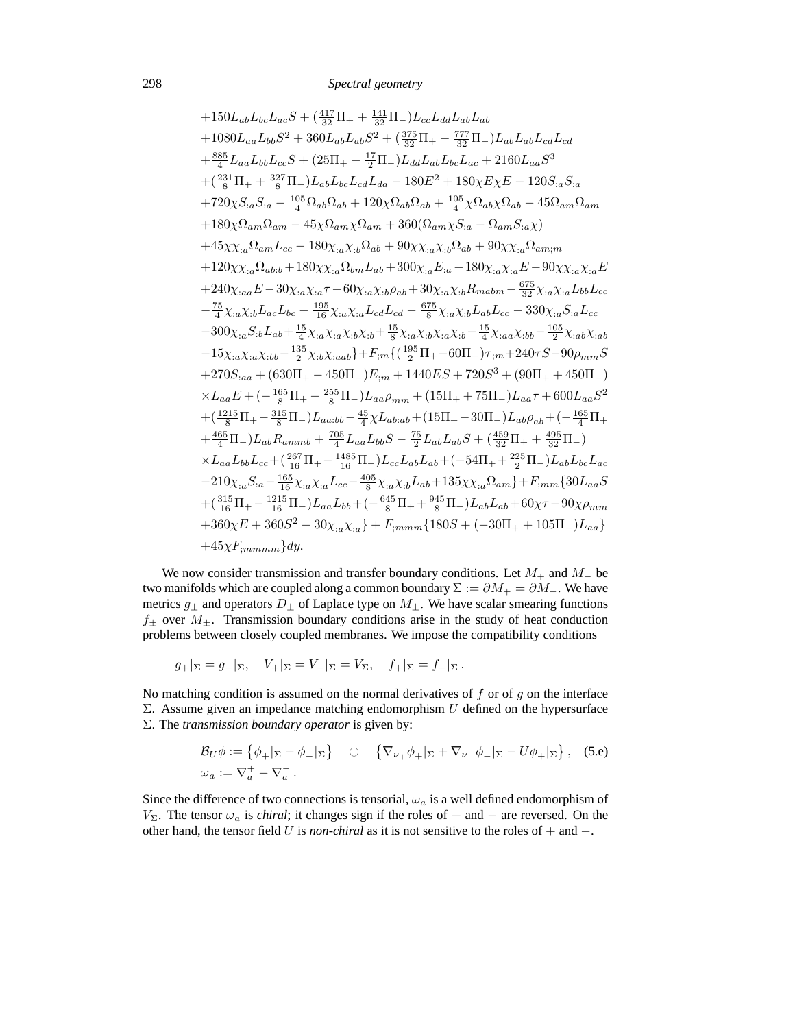$$
\begin{aligned}
&+150L_{ab}L_{bc}L_{ac}S+(\tfrac{417}{32}\Pi_++\tfrac{141}{32}\Pi_-)L_{cc}L_{dd}L_{ab}L_{ab}\\
&+1080L_{aa}L_{bb}S^2+360L_{ab}L_{ab}S^2+(\tfrac{375}{32}\Pi_+-\tfrac{777}{32}\Pi_-)L_{ab}L_{ab}L_{cd}L_{cd}\\
&+\tfrac{885}{4}L_{aa}L_{bb}L_{cc}S+(25\Pi_+-\tfrac{17}{2}\Pi_-)L_{dd}L_{ab}L_{bc}L_{ac}+2160L_{aa}S^3\\
&+(\tfrac{231}{8}\Pi_++\tfrac{327}{8}\Pi_-)L_{ab}L_{bc}L_{cd}L_{da}-180E^2+180\chi E\chi E-120S_{:a}S_{:a}\\
&+720\chi S_{:a}S_{:a}-\tfrac{105}{4}\Omega_{ab}\Omega_{ab}+120\chi\Omega_{ab}\Omega_{ab}+\tfrac{105}{4}\chi\Omega_{ab}\chi\Omega_{ab}-45\Omega_{am}\Omega_{am}\\
&+180\chi\Omega_{am}\Omega_{am}-45\chi\Omega_{am}\chi\Omega_{am}+360(\Omega_{am}\chi S_{:a}-\Omega_{am}S_{:a}\chi)\\
&+45\chi\chi_{:a}\Omega_{am}L_{cc}-180\chi_{:a}\chi_{:b}\Omega_{ab}+90\chi\chi_{:a}\chi_{:b}\Omega_{ab}+90\chi\chi_{:a}\Omega_{am;m}\\
&+120\chi\chi_{:a}\Omega_{ab:b}+180\chi\chi_{:a}\Omega_{bm}L_{ab}+300\chi_{:a}E_{:a}-180\chi_{:a}\chi_{:a}E-90\chi\chi_{:a}\chi_{:a}E\\
&+240\chi_{:aa}E-30\chi_{:a}\chi_{:a}\tau-60\chi_{:a}\chi_{:b}\rho_{ab}+30\chi_{:a}\chi_{:b}R_{mabm}-\tfrac{675}{32}\chi_{:a}\chi_{:a}L_{bb}L_{cc}\\
&-\tfrac{75}{4}\chi_{:a}\chi_{:b}L_{ac}L_{bc}-\tfrac{195}{16}\chi_{:a}\chi_{:a}L_{cd}L_{cd}-\tfrac{675}{8}\chi_{:a}\chi_{:b}L_{ab}L_{cc}-330\chi_{:a}S_{:a}L_{cc}\\
&-300\chi_{:a}S_{:b}L_{ab}+\tfrac{15}{4}\chi_{:a}\chi_{:a}\chi_{:b}\chi_{:b}+\tfrac{15}{8}\chi_{:a}\chi_{:b}\chi_{:a}\chi_{:b}-\tfrac{15}{4}\chi_{:aa}\chi_{:bb}-\tfrac{105}{2}\chi_{:ab}\chi_{:ab}\\
&-15\chi_{:a}\chi_{:a}\chi_{:bb}-\tfrac{135}{2}\chi_{:b}\chi_{:aab}\}+F_{;m}\{(\tfrac{195}{2}\Pi_+-60\Pi_-)\tau_{;m}+240\tau S-90\rho_{mm}S\\
&+270S_{:aa}+(630\Pi_+-450\Pi_-)E_{;m}+1440ES+720S^3+(90\Pi_++450\Pi_-)\\
&\times L_{aa}E+(-\tfrac{165}{8}\Pi_+-\tfrac{255}{8}\Pi_-)L_{aa}\rho_{mm}+(15\Pi_++75\Pi_-)L_{aa}\tau+600L_{aa}S^2\\
&+(\tfrac{1215}{8}\Pi_+-\tfrac{315}{8}\Pi_-)L_{aa:bb}-\tfrac{45}{4}\chi L_{ab:ab}+(15\Pi_+-30\Pi_-)L_{ab}\rho_{ab}+(-\tfrac{165}{4}\Pi_+\\
&+\tfrac{465}{4}\Pi_-)L_{ab}R_{ammb}+\tfrac{705}{4}L_{aa}L_{bb}S-\tfrac{75}{2}L_{ab}L_{ab}S+(\tfrac{459}{32}\Pi_++\tfrac{495}{32}\Pi_-)\\
&\times L_{aa}L_{bb}L_{cc}+(\tfrac{267}{16}\Pi_+-\tfrac{1485}{16}\Pi_-)L_{cc}L_{ab}L_{ab}+(-54\Pi_++\tfrac{225}{2}\Pi_-)L_{ab}L_{bc}L_{ac}\\
&-210\chi_{:a}S_{:a}-\tfrac{165}{16}\chi_{:a}\chi_{:a}L_{cc}-\tfrac{405}{8}\chi_{:a}\chi_{:b}L_{ab}+135\chi\chi_{:a}\Omega_{am}\}+F_{;mm}\{30L_{aa}S\\
&+(\tfrac{315}{16}\Pi_+-\tfrac{1215}{16}\Pi_-)L_{aa}L_{bb}+(-\tfrac{645}{8}\Pi_++\tfrac{945}{8}\Pi_-)L_{ab}L_{ab}+60\chi\tau-90\chi\rho_{mm}\\
&+360\chi E+360S^2-30\chi_{:a}\chi_{:a}\}+F_{;mmm}\{180S+(-30\Pi_++105\Pi_-)L_{aa}\}\\
&+45\chi F_{;mmmm}\}dy.
\end{aligned}
$$

We now consider transmission and transfer boundary conditions. Let $M_+$ and $M_-$ be two manifolds which are coupled along a common boundary $\Sigma := \partial M_+ = \partial M_-$. We have metrics $g_\pm$ and operators $D_\pm$ of Laplace type on $M_\pm$. We have scalar smearing functions $f_\pm$ over $M_\pm$. Transmission boundary conditions arise in the study of heat conduction problems between closely coupled membranes. We impose the compatibility conditions

$$g_+|_\Sigma = g_-|_\Sigma, \quad V_+|_\Sigma = V_-|_\Sigma = V_\Sigma, \quad f_+|_\Sigma = f_-|_\Sigma\,.$$

No matching condition is assumed on the normal derivatives of $f$ or of $g$ on the interface $\Sigma$. Assume given an impedance matching endomorphism $U$ defined on the hypersurface $\Sigma$. The *transmission boundary operator* is given by:

$$
\begin{aligned}
&\mathcal{B}_U\phi := \left\{\phi_+|_\Sigma - \phi_-|_\Sigma\right\} \quad \oplus \quad \left\{\nabla_{\nu_+}\phi_+|_\Sigma + \nabla_{\nu_-}\phi_-|_\Sigma - U\phi_+|_\Sigma\right\}, \quad \text{(5.e)}\\
&\omega_a := \nabla_a^+ - \nabla_a^-\,.
\end{aligned}
$$

Since the difference of two connections is tensorial, $\omega_a$ is a well defined endomorphism of $V_\Sigma$. The tensor $\omega_a$ is *chiral*; it changes sign if the roles of $+$ and $-$ are reversed. On the other hand, the tensor field $U$ is *non-chiral* as it is not sensitive to the roles of $+$ and $-$.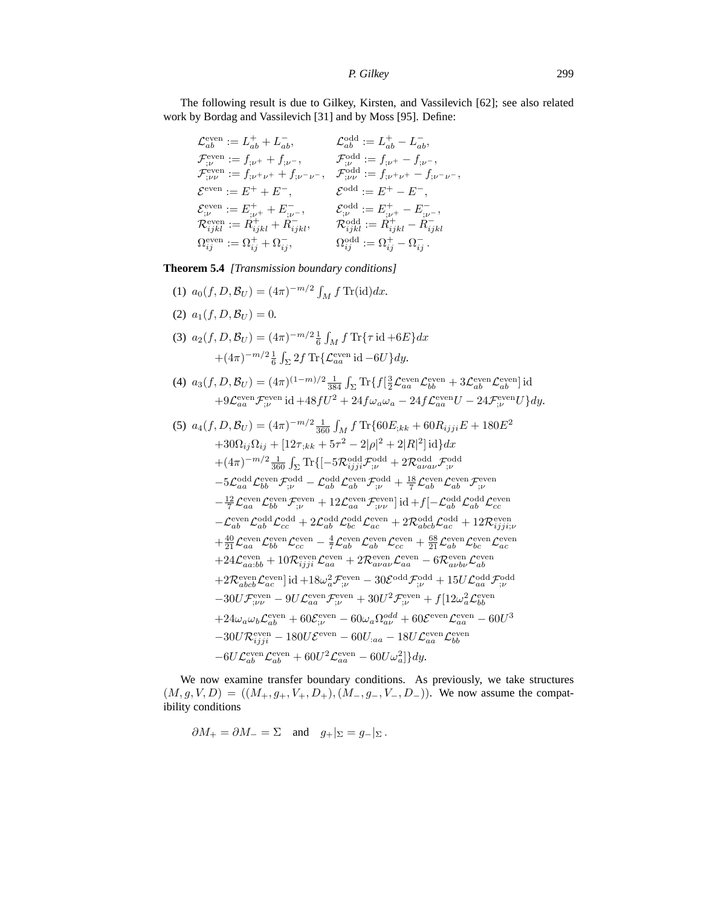The following result is due to Gilkey, Kirsten, and Vassilevich [62]; see also related work by Bordag and Vassilevich [31] and by Moss [95]. Define:

$$
\begin{array}{ll}
\mathcal{L}^{\rm even}_{ab} := L^+_{ab} + L^-_{ab}, & \mathcal{L}^{\rm odd}_{ab} := L^+_{ab} - L^-_{ab}, \\
\mathcal{F}^{\rm even}_{;\nu} := f_{;\nu^+} + f_{;\nu^-}, & \mathcal{F}^{\rm odd}_{;\nu} := f_{;\nu^+} - f_{;\nu^-}, \\
\mathcal{F}^{\rm even}_{;\nu\nu} := f_{;\nu^+\nu^+} + f_{;\nu^-\nu^-}, & \mathcal{F}^{\rm odd}_{;\nu\nu} := f_{;\nu^+\nu^+} - f_{;\nu^-\nu^-}, \\
\mathcal{E}^{\rm even} := E^+ + E^-, & \mathcal{E}^{\rm odd} := E^+ - E^-, \\
\mathcal{E}^{\rm even}_{;\nu} := E^+_{;\nu^+} + E^-_{;\nu^-}, & \mathcal{E}^{\rm odd}_{;\nu} := E^+_{;\nu^+} - E^-_{;\nu^-}, \\
\mathcal{R}^{\rm even}_{ijkl} := R^+_{ijkl} + R^-_{ijkl}, & \mathcal{R}^{\rm odd}_{ijkl} := R^+_{ijkl} - R^-_{ijkl} \\
\Omega^{\rm even}_{ij} := \Omega^+_{ij} + \Omega^-_{ij}, & \Omega^{\rm odd}_{ij} := \Omega^+_{ij} - \Omega^-_{ij}\,.
\end{array}
$$

**Theorem 5.4** *[Transmission boundary conditions]*

(1) $a_0(f,D,\mathcal{B}_U) = (4\pi)^{-m/2}\int_M f\,\mathrm{Tr}(\mathrm{id})dx$.

(2) $a_1(f,D,\mathcal{B}_U) = 0$.

(3) $a_2(f,D,\mathcal{B}_U) = (4\pi)^{-m/2}\frac{1}{6}\int_M f\,\mathrm{Tr}\{\tau\,\mathrm{id} + 6E\}dx$
$+(4\pi)^{-m/2}\frac{1}{6}\int_\Sigma 2f\,\mathrm{Tr}\{\mathcal{L}^{\rm even}_{aa}\,\mathrm{id} - 6U\}dy$.

(4) $a_3(f,D,\mathcal{B}_U) = (4\pi)^{(1-m)/2}\frac{1}{384}\int_\Sigma \mathrm{Tr}\{f[\frac{3}{2}\mathcal{L}^{\rm even}_{aa}\mathcal{L}^{\rm even}_{bb} + 3\mathcal{L}^{\rm even}_{ab}\mathcal{L}^{\rm even}_{ab}]\,\mathrm{id}$
$+9\mathcal{L}^{\rm even}_{aa}\mathcal{F}^{\rm even}_{;\nu}\,\mathrm{id} + 48fU^2 + 24f\omega_a\omega_a - 24f\mathcal{L}^{\rm even}_{aa}U - 24\mathcal{F}^{\rm even}_{;\nu}U\}dy$.

(5) $a_4(f,D,\mathcal{B}_U) = (4\pi)^{-m/2}\frac{1}{360}\int_M f\,\mathrm{Tr}\{60E_{;kk} + 60R_{ijji}E + 180E^2$
$+30\Omega_{ij}\Omega_{ij} + [12\tau_{;kk} + 5\tau^2 - 2|\rho|^2 + 2|R|^2]\,\mathrm{id}\}dx$
$+(4\pi)^{-m/2}\frac{1}{360}\int_\Sigma \mathrm{Tr}\{[-5\mathcal{R}^{\rm odd}_{ijji}\mathcal{F}^{\rm odd}_{;\nu} + 2\mathcal{R}^{\rm odd}_{a\nu a\nu}\mathcal{F}^{\rm odd}_{;\nu}$
$-5\mathcal{L}^{\rm odd}_{aa}\mathcal{L}^{\rm even}_{bb}\mathcal{F}^{\rm odd}_{;\nu} - \mathcal{L}^{\rm odd}_{ab}\mathcal{L}^{\rm even}_{ab}\mathcal{F}^{\rm odd}_{;\nu} + \frac{18}{7}\mathcal{L}^{\rm even}_{ab}\mathcal{L}^{\rm even}_{ab}\mathcal{F}^{\rm even}_{;\nu}$
$-\frac{12}{7}\mathcal{L}^{\rm even}_{aa}\mathcal{L}^{\rm even}_{bb}\mathcal{F}^{\rm even}_{;\nu} + 12\mathcal{L}^{\rm even}_{aa}\mathcal{F}^{\rm even}_{;\nu\nu}]\,\mathrm{id} + f[-\mathcal{L}^{\rm odd}_{ab}\mathcal{L}^{\rm odd}_{ab}\mathcal{L}^{\rm even}_{cc}$
$-\mathcal{L}^{\rm even}_{ab}\mathcal{L}^{\rm odd}_{ab}\mathcal{L}^{\rm odd}_{cc} + 2\mathcal{L}^{\rm odd}_{ab}\mathcal{L}^{\rm odd}_{bc}\mathcal{L}^{\rm even}_{ac} + 2\mathcal{R}^{\rm odd}_{abcb}\mathcal{L}^{\rm odd}_{ac} + 12\mathcal{R}^{\rm even}_{ijji;\nu}$
$+\frac{40}{21}\mathcal{L}^{\rm even}_{aa}\mathcal{L}^{\rm even}_{bb}\mathcal{L}^{\rm even}_{cc} - \frac{4}{7}\mathcal{L}^{\rm even}_{ab}\mathcal{L}^{\rm even}_{ab}\mathcal{L}^{\rm even}_{cc} + \frac{68}{21}\mathcal{L}^{\rm even}_{ab}\mathcal{L}^{\rm even}_{bc}\mathcal{L}^{\rm even}_{ac}$
$+24\mathcal{L}^{\rm even}_{aa:bb} + 10\mathcal{R}^{\rm even}_{ijji}\mathcal{L}^{\rm even}_{aa} + 2\mathcal{R}^{\rm even}_{a\nu a\nu}\mathcal{L}^{\rm even}_{aa} - 6\mathcal{R}^{\rm even}_{a\nu b\nu}\mathcal{L}^{\rm even}_{ab}$
$+2\mathcal{R}^{\rm even}_{abcb}\mathcal{L}^{\rm even}_{ac}]\,\mathrm{id} + 18\omega_a^2\mathcal{F}^{\rm even}_{;\nu} - 30\mathcal{E}^{\rm odd}\mathcal{F}^{\rm odd}_{;\nu} + 15U\mathcal{L}^{\rm odd}_{aa}\mathcal{F}^{\rm odd}_{;\nu}$
$-30U\mathcal{F}^{\rm even}_{;\nu\nu} - 9U\mathcal{L}^{\rm even}_{aa}\mathcal{F}^{\rm even}_{;\nu} + 30U^2\mathcal{F}^{\rm even}_{;\nu} + f[12\omega_a^2\mathcal{L}^{\rm even}_{bb}$
$+24\omega_a\omega_b\mathcal{L}^{\rm even}_{ab} + 60\mathcal{E}^{\rm even}_{;\nu} - 60\omega_a\Omega^{odd}_{a\nu} + 60\mathcal{E}^{\rm even}\mathcal{L}^{\rm even}_{aa} - 60U^3$
$-30U\mathcal{R}^{\rm even}_{ijji} - 180U\mathcal{E}^{\rm even} - 60U_{:aa} - 18U\mathcal{L}^{\rm even}_{aa}\mathcal{L}^{\rm even}_{bb}$
$-6U\mathcal{L}^{\rm even}_{ab}\mathcal{L}^{\rm even}_{ab} + 60U^2\mathcal{L}^{\rm even}_{aa} - 60U\omega_a^2]\}dy$.

We now examine transfer boundary conditions. As previously, we take structures $(M,g,V,D) = ((M_+,g_+,V_+,D_+),(M_-,g_-,V_-,D_-))$. We now assume the compatibility conditions

$$\partial M_+ = \partial M_- = \Sigma \quad \text{and} \quad g_+|_\Sigma = g_-|_\Sigma\,.$$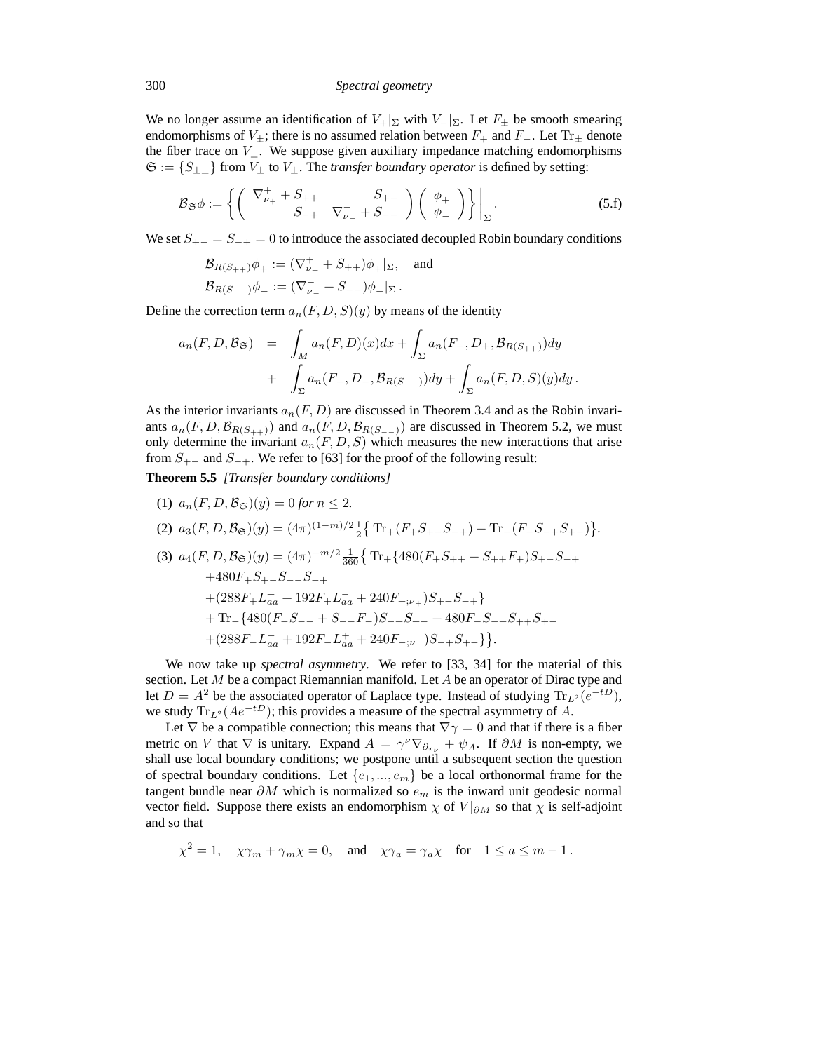We no longer assume an identification of $V_+|_\Sigma$ with $V_-|_\Sigma$. Let $F_\pm$ be smooth smearing endomorphisms of $V_\pm$; there is no assumed relation between $F_+$ and $F_-$. Let $\mathrm{Tr}_\pm$ denote the fiber trace on $V_\pm$. We suppose given auxiliary impedance matching endomorphisms $\mathfrak{S} := \{S_{\pm\pm}\}$ from $V_\pm$ to $V_\pm$. The *transfer boundary operator* is defined by setting:

$$\mathcal{B}_{\mathfrak{S}}\phi := \left\{ \begin{pmatrix} \nabla^+_{\nu_+} + S_{++} & S_{+-} \\ S_{-+} & \nabla^-_{\nu_-} + S_{--} \end{pmatrix} \begin{pmatrix} \phi_+ \\ \phi_- \end{pmatrix} \right\}\Bigg|_\Sigma . \tag{5.f}$$

We set $S_{+-} = S_{-+} = 0$ to introduce the associated decoupled Robin boundary conditions

$$\mathcal{B}_{R(S_{++})}\phi_+ := (\nabla^+_{\nu_+} + S_{++})\phi_+|_\Sigma, \quad \text{and}$$
$$\mathcal{B}_{R(S_{--})}\phi_- := (\nabla^-_{\nu_-} + S_{--})\phi_-|_\Sigma .$$

Define the correction term $a_n(F, D, S)(y)$ by means of the identity

$$\begin{aligned} a_n(F, D, \mathcal{B}_{\mathfrak{S}}) &= \int_M a_n(F, D)(x)dx + \int_\Sigma a_n(F_+, D_+, \mathcal{B}_{R(S_{++})})dy \\ &+ \int_\Sigma a_n(F_-, D_-, \mathcal{B}_{R(S_{--})})dy + \int_\Sigma a_n(F, D, S)(y)dy . \end{aligned}$$

As the interior invariants $a_n(F, D)$ are discussed in Theorem 3.4 and as the Robin invariants $a_n(F, D, \mathcal{B}_{R(S_{++})})$ and $a_n(F, D, \mathcal{B}_{R(S_{--})})$ are discussed in Theorem 5.2, we must only determine the invariant $a_n(F, D, S)$ which measures the new interactions that arise from $S_{+-}$ and $S_{-+}$. We refer to [63] for the proof of the following result:

**Theorem 5.5** *[Transfer boundary conditions]*

(1) $a_n(F, D, \mathcal{B}_{\mathfrak{S}})(y) = 0$ *for* $n \le 2$.

(2) $a_3(F, D, \mathcal{B}_{\mathfrak{S}})(y) = (4\pi)^{(1-m)/2}\frac{1}{2}\big\{ \mathrm{Tr}_+(F_+S_{+-}S_{-+}) + \mathrm{Tr}_-(F_-S_{-+}S_{+-})\big\}$.

(3)
$$\begin{aligned} a_4(F, D, \mathcal{B}_{\mathfrak{S}})(y) = (4\pi)^{-m/2}\tfrac{1}{360}\big\{ &\mathrm{Tr}_+\{480(F_+S_{++} + S_{++}F_+)S_{+-}S_{-+} \\ &+480F_+S_{+-}S_{--}S_{-+} \\ &+(288F_+L^+_{aa} + 192F_+L^-_{aa} + 240F_{+;\nu_+})S_{+-}S_{-+}\} \\ &+ \mathrm{Tr}_-\{480(F_-S_{--} + S_{--}F_-)S_{-+}S_{+-} + 480F_-S_{-+}S_{++}S_{+-} \\ &+(288F_-L^-_{aa} + 192F_-L^+_{aa} + 240F_{-;\nu_-})S_{-+}S_{+-}\}\big\}. \end{aligned}$$

We now take up *spectral asymmetry*. We refer to [33, 34] for the material of this section. Let $M$ be a compact Riemannian manifold. Let $A$ be an operator of Dirac type and let $D = A^2$ be the associated operator of Laplace type. Instead of studying $\mathrm{Tr}_{L^2}(e^{-tD})$, we study $\mathrm{Tr}_{L^2}(Ae^{-tD})$; this provides a measure of the spectral asymmetry of $A$.

Let $\nabla$ be a compatible connection; this means that $\nabla\gamma = 0$ and that if there is a fiber metric on $V$ that $\nabla$ is unitary. Expand $A = \gamma^\nu\nabla_{\partial_{x_\nu}} + \psi_A$. If $\partial M$ is non-empty, we shall use local boundary conditions; we postpone until a subsequent section the question of spectral boundary conditions. Let $\{e_1, ..., e_m\}$ be a local orthonormal frame for the tangent bundle near $\partial M$ which is normalized so $e_m$ is the inward unit geodesic normal vector field. Suppose there exists an endomorphism $\chi$ of $V|_{\partial M}$ so that $\chi$ is self-adjoint and so that

$$\chi^2 = 1, \quad \chi\gamma_m + \gamma_m\chi = 0, \quad \text{and} \quad \chi\gamma_a = \gamma_a\chi \quad \text{for} \quad 1 \le a \le m-1 .$$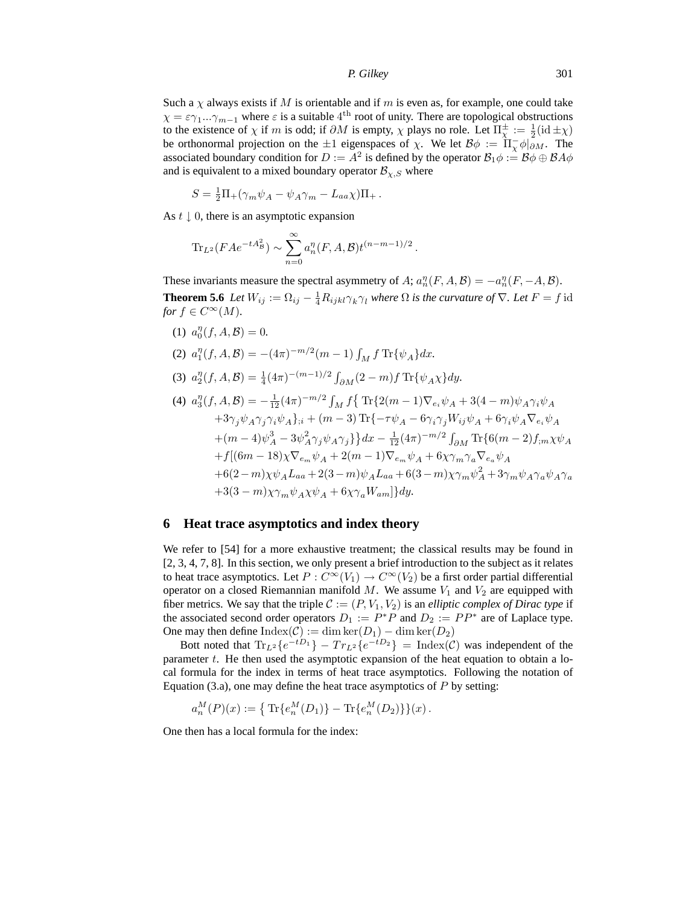Such a $\chi$ always exists if $M$ is orientable and if $m$ is even as, for example, one could take $\chi = \varepsilon\gamma_1...\gamma_{m-1}$ where $\varepsilon$ is a suitable $4^{\text{th}}$ root of unity. There are topological obstructions to the existence of $\chi$ if $m$ is odd; if $\partial M$ is empty, $\chi$ plays no role. Let $\Pi_\chi^\pm := \frac{1}{2}(\text{id} \pm \chi)$ be orthonormal projection on the $\pm 1$ eigenspaces of $\chi$. We let $\mathcal{B}\phi := \Pi_\chi^- \phi|_{\partial M}$. The associated boundary condition for $D := A^2$ is defined by the operator $\mathcal{B}_1\phi := \mathcal{B}\phi \oplus \mathcal{B}A\phi$ and is equivalent to a mixed boundary operator $\mathcal{B}_{\chi,S}$ where

$$S = \tfrac{1}{2}\Pi_+(\gamma_m\psi_A - \psi_A\gamma_m - L_{aa}\chi)\Pi_+ \,.$$

As $t \downarrow 0$, there is an asymptotic expansion

$$\text{Tr}_{L^2}(FAe^{-tA_{\mathcal{B}}^2}) \sim \sum_{n=0}^{\infty} a_n^\eta(F, A, \mathcal{B}) t^{(n-m-1)/2} \,.$$

These invariants measure the spectral asymmetry of $A$; $a_n^\eta(F, A, \mathcal{B}) = -a_n^\eta(F, -A, \mathcal{B})$.

**Theorem 5.6** *Let $W_{ij} := \Omega_{ij} - \frac{1}{4}R_{ijkl}\gamma_k\gamma_l$ where $\Omega$ is the curvature of $\nabla$. Let $F = f\,\text{id}$ for $f \in C^\infty(M)$.*

1. $a_0^\eta(f, A, \mathcal{B}) = 0$.
2. $a_1^\eta(f, A, \mathcal{B}) = -(4\pi)^{-m/2}(m-1)\int_M f\,\text{Tr}\{\psi_A\}dx$.
3. $a_2^\eta(f, A, \mathcal{B}) = \frac{1}{4}(4\pi)^{-(m-1)/2}\int_{\partial M}(2-m)f\,\text{Tr}\{\psi_A\chi\}dy$.
4. $$\begin{aligned} a_3^\eta(f, A, \mathcal{B}) = &-\tfrac{1}{12}(4\pi)^{-m/2}\int_M f\big\{\,\text{Tr}\{2(m-1)\nabla_{e_i}\psi_A + 3(4-m)\psi_A\gamma_i\psi_A \\ &+3\gamma_j\psi_A\gamma_j\gamma_i\psi_A\}_{;i} + (m-3)\,\text{Tr}\{-\tau\psi_A - 6\gamma_i\gamma_j W_{ij}\psi_A + 6\gamma_i\psi_A\nabla_{e_i}\psi_A \\ &+(m-4)\psi_A^3 - 3\psi_A^2\gamma_j\psi_A\gamma_j\}\big\}dx - \tfrac{1}{12}(4\pi)^{-m/2}\int_{\partial M}\text{Tr}\{6(m-2)f_{;m}\chi\psi_A \\ &+f[(6m-18)\chi\nabla_{e_m}\psi_A + 2(m-1)\nabla_{e_m}\psi_A + 6\chi\gamma_m\gamma_a\nabla_{e_a}\psi_A \\ &+6(2-m)\chi\psi_A L_{aa} + 2(3-m)\psi_A L_{aa} + 6(3-m)\chi\gamma_m\psi_A^2 + 3\gamma_m\psi_A\gamma_a\psi_A\gamma_a \\ &+3(3-m)\chi\gamma_m\psi_A\chi\psi_A + 6\chi\gamma_a W_{am}]\}dy. \end{aligned}$$

## 6 Heat trace asymptotics and index theory

We refer to [54] for a more exhaustive treatment; the classical results may be found in [2, 3, 4, 7, 8]. In this section, we only present a brief introduction to the subject as it relates to heat trace asymptotics. Let $P : C^\infty(V_1) \to C^\infty(V_2)$ be a first order partial differential operator on a closed Riemannian manifold $M$. We assume $V_1$ and $V_2$ are equipped with fiber metrics. We say that the triple $\mathcal{C} := (P, V_1, V_2)$ is an *elliptic complex of Dirac type* if the associated second order operators $D_1 := P^*P$ and $D_2 := PP^*$ are of Laplace type. One may then define $\text{Index}(\mathcal{C}) := \dim\ker(D_1) - \dim\ker(D_2)$

Bott noted that $\text{Tr}_{L^2}\{e^{-tD_1}\} - Tr_{L^2}\{e^{-tD_2}\} = \text{Index}(\mathcal{C})$ was independent of the parameter $t$. He then used the asymptotic expansion of the heat equation to obtain a local formula for the index in terms of heat trace asymptotics. Following the notation of Equation (3.a), one may define the heat trace asymptotics of $P$ by setting:

$$a_n^M(P)(x) := \big\{\,\text{Tr}\{e_n^M(D_1)\} - \text{Tr}\{e_n^M(D_2)\}\big\}(x)\,.$$

One then has a local formula for the index: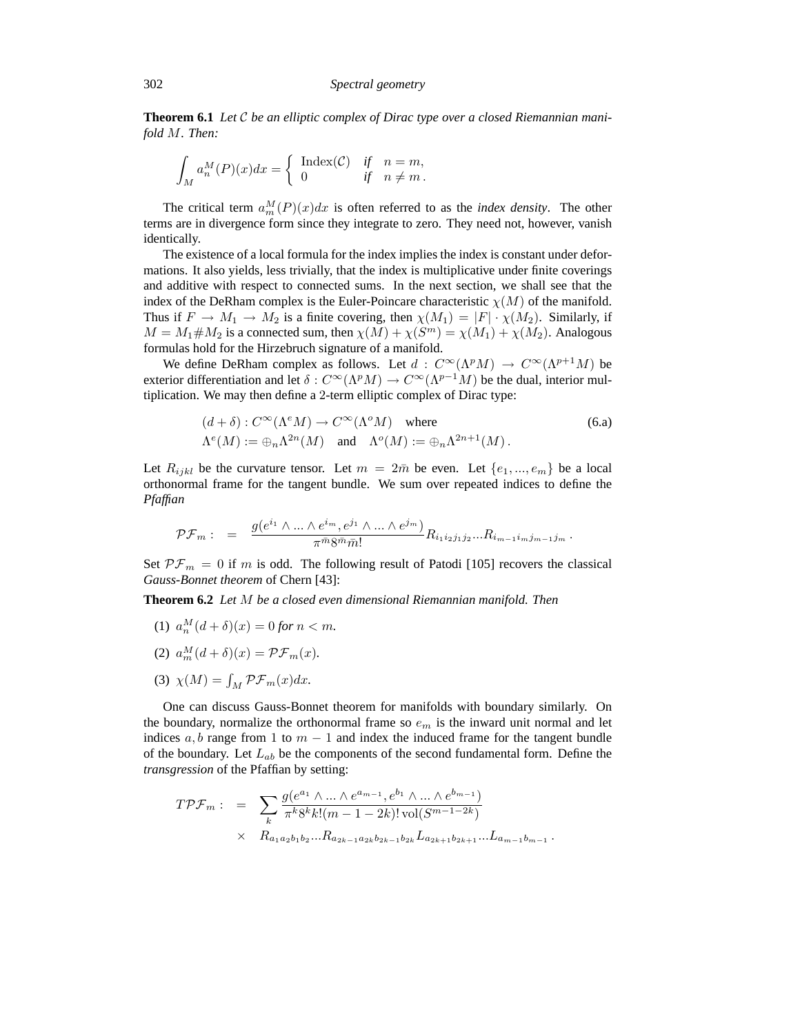**Theorem 6.1** *Let $\mathcal{C}$ be an elliptic complex of Dirac type over a closed Riemannian manifold $M$. Then:*

$$\int_M a_n^M(P)(x)dx = \left\{ \begin{array}{lll} \text{Index}(\mathcal{C}) & \textit{if} & n = m, \\ 0 & \textit{if} & n \neq m\,. \end{array} \right.$$

The critical term $a_m^M(P)(x)dx$ is often referred to as the *index density*. The other terms are in divergence form since they integrate to zero. They need not, however, vanish identically.

The existence of a local formula for the index implies the index is constant under deformations. It also yields, less trivially, that the index is multiplicative under finite coverings and additive with respect to connected sums. In the next section, we shall see that the index of the DeRham complex is the Euler-Poincare characteristic $\chi(M)$ of the manifold. Thus if $F \to M_1 \to M_2$ is a finite covering, then $\chi(M_1) = |F| \cdot \chi(M_2)$. Similarly, if $M = M_1 \# M_2$ is a connected sum, then $\chi(M) + \chi(S^m) = \chi(M_1) + \chi(M_2)$. Analogous formulas hold for the Hirzebruch signature of a manifold.

We define DeRham complex as follows. Let $d : C^\infty(\Lambda^p M) \to C^\infty(\Lambda^{p+1} M)$ be exterior differentiation and let $\delta : C^\infty(\Lambda^p M) \to C^\infty(\Lambda^{p-1} M)$ be the dual, interior multiplication. We may then define a 2-term elliptic complex of Dirac type:

$$\begin{array}{l} (d+\delta) : C^\infty(\Lambda^e M) \to C^\infty(\Lambda^o M) \quad \text{where} \\ \Lambda^e(M) := \oplus_n \Lambda^{2n}(M) \quad \text{and} \quad \Lambda^o(M) := \oplus_n \Lambda^{2n+1}(M)\,. \end{array} \tag{6.a}$$

Let $R_{ijkl}$ be the curvature tensor. Let $m = 2\bar{m}$ be even. Let $\{e_1, ..., e_m\}$ be a local orthonormal frame for the tangent bundle. We sum over repeated indices to define the *Pfaffian*

$$\mathcal{PF}_m : \quad = \quad \frac{g(e^{i_1} \wedge ... \wedge e^{i_m}, e^{j_1} \wedge ... \wedge e^{j_m})}{\pi^{\bar{m}} 8^{\bar{m}} \bar{m}!} R_{i_1 i_2 j_1 j_2} ... R_{i_{m-1} i_m j_{m-1} j_m}\,.$$

Set $\mathcal{PF}_m = 0$ if $m$ is odd. The following result of Patodi [105] recovers the classical *Gauss-Bonnet theorem* of Chern [43]:

**Theorem 6.2** *Let $M$ be a closed even dimensional Riemannian manifold. Then*

(1) $a_n^M(d+\delta)(x) = 0$ *for* $n < m$.

(2) $a_m^M(d+\delta)(x) = \mathcal{PF}_m(x)$.

(3) $\chi(M) = \int_M \mathcal{PF}_m(x)dx$.

One can discuss Gauss-Bonnet theorem for manifolds with boundary similarly. On the boundary, normalize the orthonormal frame so $e_m$ is the inward unit normal and let indices $a, b$ range from 1 to $m-1$ and index the induced frame for the tangent bundle of the boundary. Let $L_{ab}$ be the components of the second fundamental form. Define the *transgression* of the Pfaffian by setting:

$$\begin{array}{rcl} T\mathcal{PF}_m : & = & \displaystyle\sum_k \frac{g(e^{a_1} \wedge ... \wedge e^{a_{m-1}}, e^{b_1} \wedge ... \wedge e^{b_{m-1}})}{\pi^k 8^k k! (m-1-2k)! \operatorname{vol}(S^{m-1-2k})} \\ & \times & R_{a_1 a_2 b_1 b_2} ... R_{a_{2k-1} a_{2k} b_{2k-1} b_{2k}} L_{a_{2k+1} b_{2k+1}} ... L_{a_{m-1} b_{m-1}}\,. \end{array}$$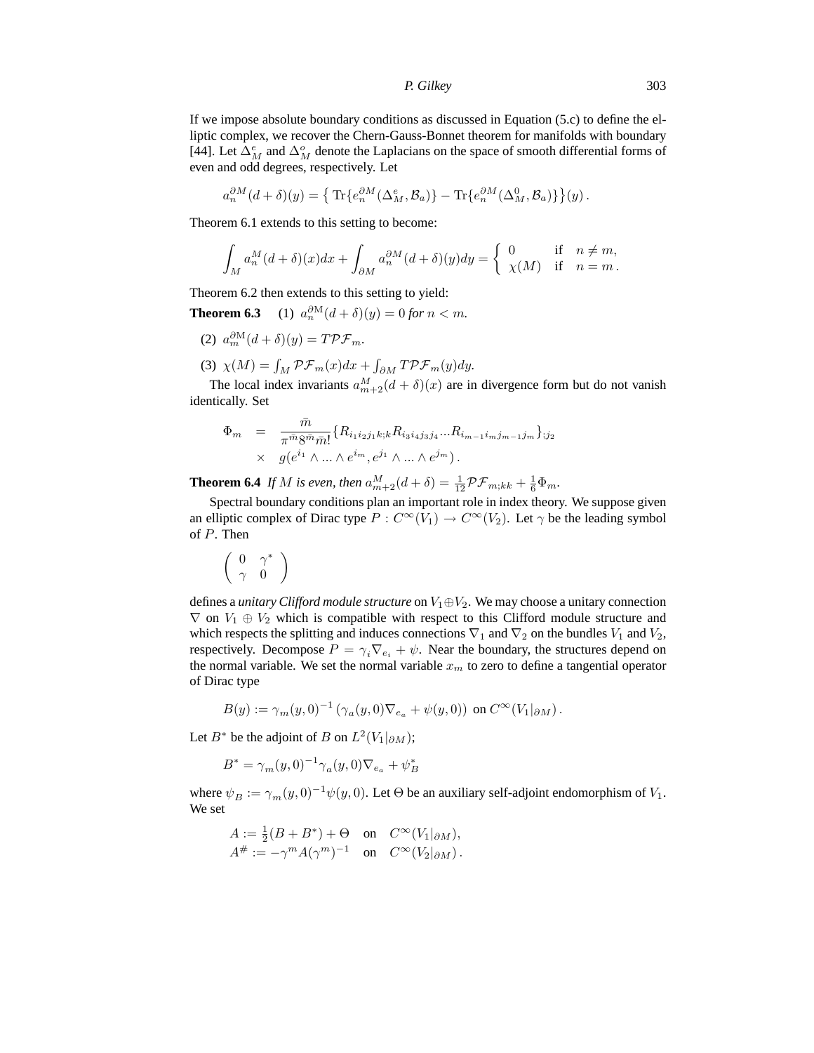If we impose absolute boundary conditions as discussed in Equation (5.c) to define the elliptic complex, we recover the Chern-Gauss-Bonnet theorem for manifolds with boundary [44]. Let $\Delta_M^e$ and $\Delta_M^o$ denote the Laplacians on the space of smooth differential forms of even and odd degrees, respectively. Let

$$a_n^{\partial M}(d+\delta)(y) = \left\{ \operatorname{Tr}\{e_n^{\partial M}(\Delta_M^e, \mathcal{B}_a)\} - \operatorname{Tr}\{e_n^{\partial M}(\Delta_M^0, \mathcal{B}_a)\}\right\}(y)\,.$$

Theorem 6.1 extends to this setting to become:

$$\int_M a_n^M(d+\delta)(x)dx + \int_{\partial M} a_n^{\partial M}(d+\delta)(y)dy = \begin{cases} 0 & \text{if} \quad n \neq m, \\ \chi(M) & \text{if} \quad n = m\,. \end{cases}$$

Theorem 6.2 then extends to this setting to yield:

**Theorem 6.3** (1) *$a_n^{\partial M}(d+\delta)(y) = 0$ for $n < m$.*

(2) *$a_m^{\partial M}(d+\delta)(y) = T\mathcal{PF}_m$.*

(3) *$\chi(M) = \int_M \mathcal{PF}_m(x)dx + \int_{\partial M} T\mathcal{PF}_m(y)dy$.*

The local index invariants $a_{m+2}^M(d+\delta)(x)$ are in divergence form but do not vanish identically. Set

$$\begin{aligned} \Phi_m &= \frac{\bar{m}}{\pi^{\bar{m}} 8^{\bar{m}} \bar{m}!}\{R_{i_1 i_2 j_1 k;k} R_{i_3 i_4 j_3 j_4} ... R_{i_{m-1} i_m j_{m-1} j_m}\}_{;j_2} \\ &\times \quad g(e^{i_1} \wedge ... \wedge e^{i_m}, e^{j_1} \wedge ... \wedge e^{j_m})\,. \end{aligned}$$

**Theorem 6.4** *If $M$ is even, then $a_{m+2}^M(d+\delta) = \frac{1}{12}\mathcal{PF}_{m;kk} + \frac{1}{6}\Phi_m$.*

Spectral boundary conditions plan an important role in index theory. We suppose given an elliptic complex of Dirac type $P : C^\infty(V_1) \to C^\infty(V_2)$. Let $\gamma$ be the leading symbol of $P$. Then

$$\begin{pmatrix} 0 & \gamma^* \\ \gamma & 0 \end{pmatrix}$$

defines a *unitary Clifford module structure* on $V_1 \oplus V_2$. We may choose a unitary connection $\nabla$ on $V_1 \oplus V_2$ which is compatible with respect to this Clifford module structure and which respects the splitting and induces connections $\nabla_1$ and $\nabla_2$ on the bundles $V_1$ and $V_2$, respectively. Decompose $P = \gamma_i \nabla_{e_i} + \psi$. Near the boundary, the structures depend on the normal variable. We set the normal variable $x_m$ to zero to define a tangential operator of Dirac type

$$B(y) := \gamma_m(y,0)^{-1}\left(\gamma_a(y,0)\nabla_{e_a} + \psi(y,0)\right) \text{ on } C^\infty(V_1|_{\partial M})\,.$$

Let $B^*$ be the adjoint of $B$ on $L^2(V_1|_{\partial M})$;

$$B^* = \gamma_m(y,0)^{-1}\gamma_a(y,0)\nabla_{e_a} + \psi_B^*$$

where $\psi_B := \gamma_m(y,0)^{-1}\psi(y,0)$. Let $\Theta$ be an auxiliary self-adjoint endomorphism of $V_1$. We set

$$\begin{aligned} A &:= \tfrac{1}{2}(B + B^*) + \Theta \quad \text{on} \quad C^\infty(V_1|_{\partial M}), \\ A^\# &:= -\gamma^m A (\gamma^m)^{-1} \quad \text{on} \quad C^\infty(V_2|_{\partial M})\,. \end{aligned}$$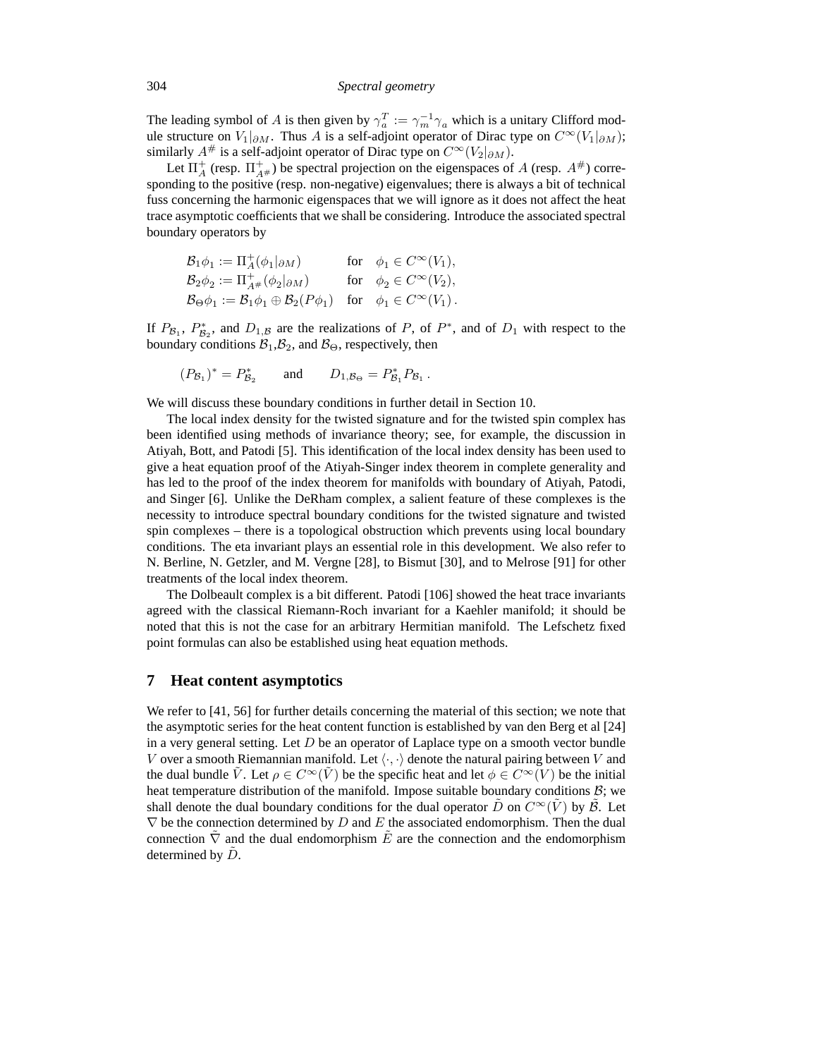The leading symbol of $A$ is then given by $\gamma_a^T := \gamma_m^{-1}\gamma_a$ which is a unitary Clifford module structure on $V_1|_{\partial M}$. Thus $A$ is a self-adjoint operator of Dirac type on $C^\infty(V_1|_{\partial M})$; similarly $A^\#$ is a self-adjoint operator of Dirac type on $C^\infty(V_2|_{\partial M})$.

Let $\Pi_A^+$ (resp. $\Pi_{A^\#}^+$) be spectral projection on the eigenspaces of $A$ (resp. $A^\#$) corresponding to the positive (resp. non-negative) eigenvalues; there is always a bit of technical fuss concerning the harmonic eigenspaces that we will ignore as it does not affect the heat trace asymptotic coefficients that we shall be considering. Introduce the associated spectral boundary operators by

$$
\begin{aligned}
\mathcal{B}_1\phi_1 &:= \Pi_A^+(\phi_1|_{\partial M}) && \text{for} \quad \phi_1 \in C^\infty(V_1),\\
\mathcal{B}_2\phi_2 &:= \Pi_{A^\#}^+(\phi_2|_{\partial M}) && \text{for} \quad \phi_2 \in C^\infty(V_2),\\
\mathcal{B}_\Theta\phi_1 &:= \mathcal{B}_1\phi_1 \oplus \mathcal{B}_2(P\phi_1) && \text{for} \quad \phi_1 \in C^\infty(V_1)\,.
\end{aligned}
$$

If $P_{\mathcal{B}_1}$, $P^*_{\mathcal{B}_2}$, and $D_{1,\mathcal{B}}$ are the realizations of $P$, of $P^*$, and of $D_1$ with respect to the boundary conditions $\mathcal{B}_1$,$\mathcal{B}_2$, and $\mathcal{B}_\Theta$, respectively, then

$$
(P_{\mathcal{B}_1})^* = P^*_{\mathcal{B}_2} \qquad \text{and} \qquad D_{1,\mathcal{B}_\Theta} = P^*_{\mathcal{B}_1}P_{\mathcal{B}_1}\,.
$$

We will discuss these boundary conditions in further detail in Section 10.

The local index density for the twisted signature and for the twisted spin complex has been identified using methods of invariance theory; see, for example, the discussion in Atiyah, Bott, and Patodi [5]. This identification of the local index density has been used to give a heat equation proof of the Atiyah-Singer index theorem in complete generality and has led to the proof of the index theorem for manifolds with boundary of Atiyah, Patodi, and Singer [6]. Unlike the DeRham complex, a salient feature of these complexes is the necessity to introduce spectral boundary conditions for the twisted signature and twisted spin complexes – there is a topological obstruction which prevents using local boundary conditions. The eta invariant plays an essential role in this development. We also refer to N. Berline, N. Getzler, and M. Vergne [28], to Bismut [30], and to Melrose [91] for other treatments of the local index theorem.

The Dolbeault complex is a bit different. Patodi [106] showed the heat trace invariants agreed with the classical Riemann-Roch invariant for a Kaehler manifold; it should be noted that this is not the case for an arbitrary Hermitian manifold. The Lefschetz fixed point formulas can also be established using heat equation methods.

## 7 Heat content asymptotics

We refer to [41, 56] for further details concerning the material of this section; we note that the asymptotic series for the heat content function is established by van den Berg et al [24] in a very general setting. Let $D$ be an operator of Laplace type on a smooth vector bundle $V$ over a smooth Riemannian manifold. Let $\langle\cdot,\cdot\rangle$ denote the natural pairing between $V$ and the dual bundle $\tilde{V}$. Let $\rho \in C^\infty(\tilde{V})$ be the specific heat and let $\phi \in C^\infty(V)$ be the initial heat temperature distribution of the manifold. Impose suitable boundary conditions $\mathcal{B}$; we shall denote the dual boundary conditions for the dual operator $\tilde{D}$ on $C^\infty(\tilde{V})$ by $\tilde{\mathcal{B}}$. Let $\nabla$ be the connection determined by $D$ and $E$ the associated endomorphism. Then the dual connection $\tilde{\nabla}$ and the dual endomorphism $\tilde{E}$ are the connection and the endomorphism determined by $\tilde{D}$.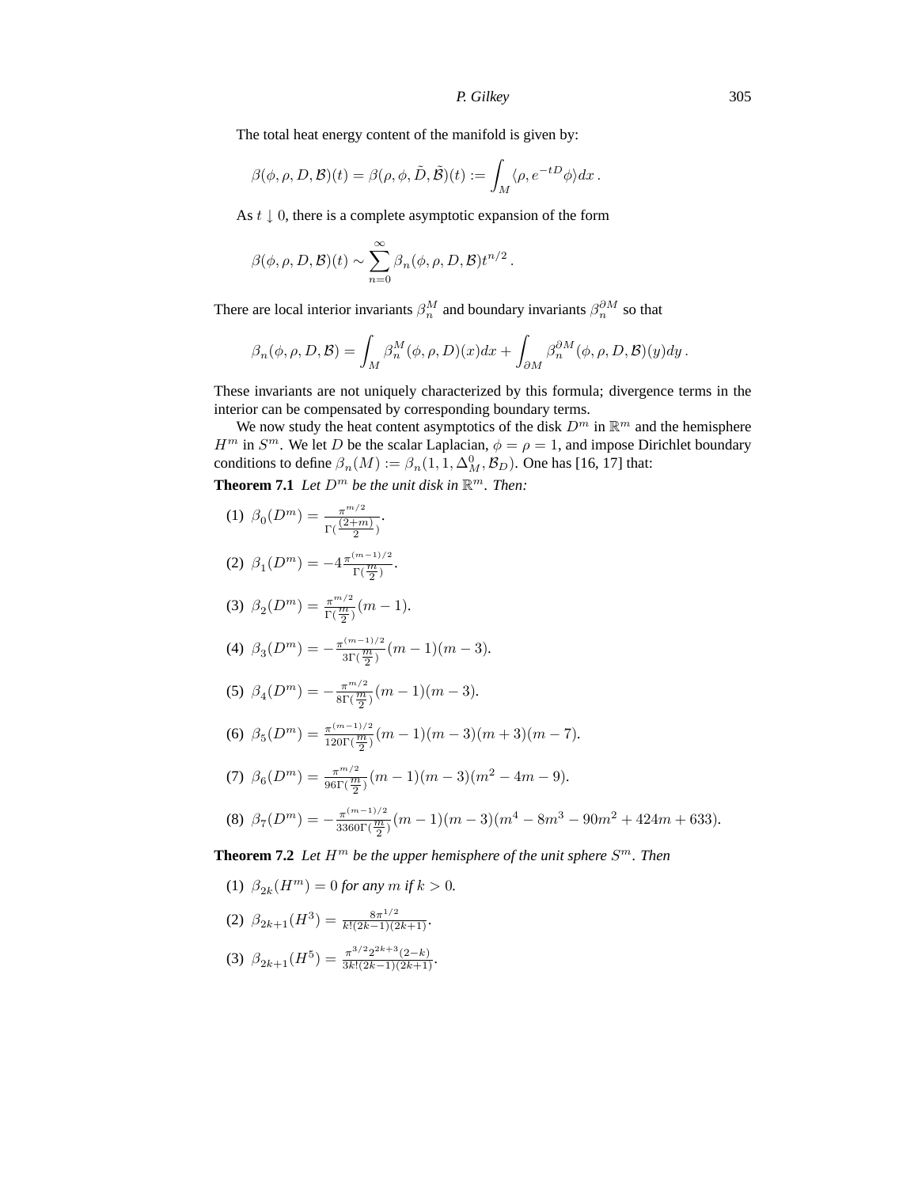The total heat energy content of the manifold is given by:

$$\beta(\phi,\rho,D,\mathcal{B})(t)=\beta(\rho,\phi,\tilde{D},\tilde{\mathcal{B}})(t):=\int_M\langle\rho,e^{-tD}\phi\rangle dx\,.$$

As $t\downarrow 0$, there is a complete asymptotic expansion of the form

$$\beta(\phi,\rho,D,\mathcal{B})(t)\sim\sum_{n=0}^{\infty}\beta_n(\phi,\rho,D,\mathcal{B})t^{n/2}\,.$$

There are local interior invariants $\beta_n^M$ and boundary invariants $\beta_n^{\partial M}$ so that

$$\beta_n(\phi,\rho,D,\mathcal{B})=\int_M\beta_n^M(\phi,\rho,D)(x)dx+\int_{\partial M}\beta_n^{\partial M}(\phi,\rho,D,\mathcal{B})(y)dy\,.$$

These invariants are not uniquely characterized by this formula; divergence terms in the interior can be compensated by corresponding boundary terms.

We now study the heat content asymptotics of the disk $D^m$ in $\mathbb{R}^m$ and the hemisphere $H^m$ in $S^m$. We let $D$ be the scalar Laplacian, $\phi=\rho=1$, and impose Dirichlet boundary conditions to define $\beta_n(M):=\beta_n(1,1,\Delta_M^0,\mathcal{B}_D)$. One has [16, 17] that:

**Theorem 7.1** *Let $D^m$ be the unit disk in $\mathbb{R}^m$. Then:*

(1) $\beta_0(D^m)=\frac{\pi^{m/2}}{\Gamma(\frac{(2+m)}{2})}$.

(2) $\beta_1(D^m)=-4\frac{\pi^{(m-1)/2}}{\Gamma(\frac{m}{2})}$.

(3) $\beta_2(D^m)=\frac{\pi^{m/2}}{\Gamma(\frac{m}{2})}(m-1)$.

(4) $\beta_3(D^m)=-\frac{\pi^{(m-1)/2}}{3\Gamma(\frac{m}{2})}(m-1)(m-3)$.

(5) $\beta_4(D^m)=-\frac{\pi^{m/2}}{8\Gamma(\frac{m}{2})}(m-1)(m-3)$.

(6) $\beta_5(D^m)=\frac{\pi^{(m-1)/2}}{120\Gamma(\frac{m}{2})}(m-1)(m-3)(m+3)(m-7)$.

(7) $\beta_6(D^m)=\frac{\pi^{m/2}}{96\Gamma(\frac{m}{2})}(m-1)(m-3)(m^2-4m-9)$.

(8) $\beta_7(D^m)=-\frac{\pi^{(m-1)/2}}{3360\Gamma(\frac{m}{2})}(m-1)(m-3)(m^4-8m^3-90m^2+424m+633)$.

**Theorem 7.2** *Let $H^m$ be the upper hemisphere of the unit sphere $S^m$. Then*

(1) $\beta_{2k}(H^m)=0$ *for any $m$ if $k>0$.*

(2) $\beta_{2k+1}(H^3)=\frac{8\pi^{1/2}}{k!(2k-1)(2k+1)}$.

(3) $\beta_{2k+1}(H^5)=\frac{\pi^{3/2}2^{2k+3}(2-k)}{3k!(2k-1)(2k+1)}$.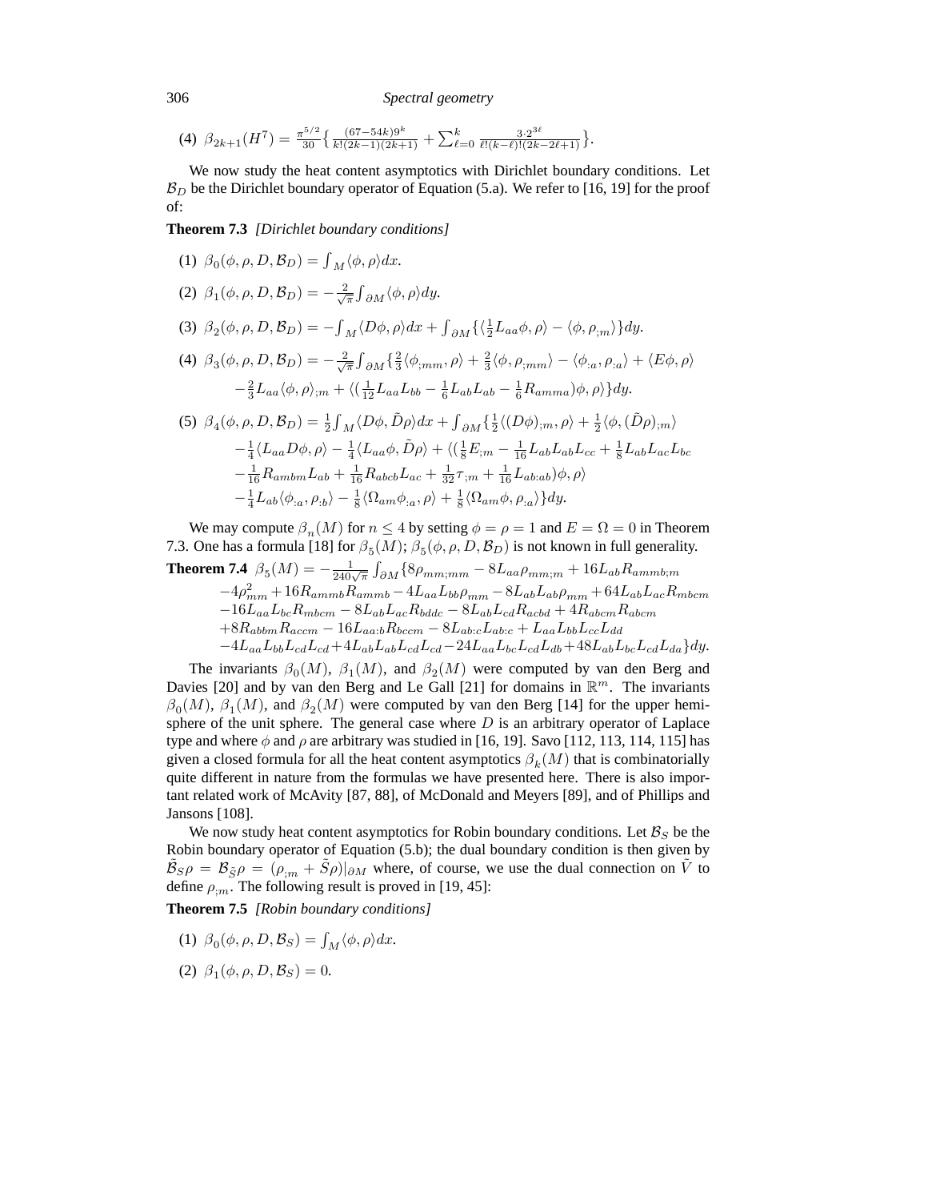(4) $\beta_{2k+1}(H^7) = \frac{\pi^{5/2}}{30}\left\{\frac{(67-54k)9^k}{k!(2k-1)(2k+1)} + \sum_{\ell=0}^{k} \frac{3\cdot 2^{3\ell}}{\ell!(k-\ell)!(2k-2\ell+1)}\right\}$.

We now study the heat content asymptotics with Dirichlet boundary conditions. Let $\mathcal{B}_D$ be the Dirichlet boundary operator of Equation (5.a). We refer to [16, 19] for the proof of:

**Theorem 7.3** *[Dirichlet boundary conditions]*

(1) $\beta_0(\phi,\rho,D,\mathcal{B}_D) = \int_M \langle\phi,\rho\rangle dx$.

(2) $\beta_1(\phi,\rho,D,\mathcal{B}_D) = -\frac{2}{\sqrt{\pi}}\int_{\partial M}\langle\phi,\rho\rangle dy$.

(3) $\beta_2(\phi,\rho,D,\mathcal{B}_D) = -\int_M\langle D\phi,\rho\rangle dx + \int_{\partial M}\{\langle\frac{1}{2}L_{aa}\phi,\rho\rangle - \langle\phi,\rho_{;m}\rangle\}dy$.

(4) $\beta_3(\phi,\rho,D,\mathcal{B}_D) = -\frac{2}{\sqrt{\pi}}\int_{\partial M}\{\frac{2}{3}\langle\phi_{;mm},\rho\rangle + \frac{2}{3}\langle\phi,\rho_{;mm}\rangle - \langle\phi_{:a},\rho_{:a}\rangle + \langle E\phi,\rho\rangle$
$-\frac{2}{3}L_{aa}\langle\phi,\rho\rangle_{;m} + \langle(\frac{1}{12}L_{aa}L_{bb} - \frac{1}{6}L_{ab}L_{ab} - \frac{1}{6}R_{amma})\phi,\rho\rangle\}dy$.

(5) $\beta_4(\phi,\rho,D,\mathcal{B}_D) = \frac{1}{2}\int_M\langle D\phi,\tilde{D}\rho\rangle dx + \int_{\partial M}\{\frac{1}{2}\langle(D\phi)_{;m},\rho\rangle + \frac{1}{2}\langle\phi,(\tilde{D}\rho)_{;m}\rangle$
$-\frac{1}{4}\langle L_{aa}D\phi,\rho\rangle - \frac{1}{4}\langle L_{aa}\phi,\tilde{D}\rho\rangle + \langle(\frac{1}{8}E_{;m} - \frac{1}{16}L_{ab}L_{ab}L_{cc} + \frac{1}{8}L_{ab}L_{ac}L_{bc}$
$-\frac{1}{16}R_{ambm}L_{ab} + \frac{1}{16}R_{abcb}L_{ac} + \frac{1}{32}\tau_{;m} + \frac{1}{16}L_{ab:ab})\phi,\rho\rangle$
$-\frac{1}{4}L_{ab}\langle\phi_{:a},\rho_{:b}\rangle - \frac{1}{8}\langle\Omega_{am}\phi_{:a},\rho\rangle + \frac{1}{8}\langle\Omega_{am}\phi,\rho_{:a}\rangle\}dy$.

We may compute $\beta_n(M)$ for $n \le 4$ by setting $\phi = \rho = 1$ and $E = \Omega = 0$ in Theorem 7.3. One has a formula [18] for $\beta_5(M)$; $\beta_5(\phi,\rho,D,\mathcal{B}_D)$ is not known in full generality.

**Theorem 7.4** $\beta_5(M) = -\frac{1}{240\sqrt{\pi}}\int_{\partial M}\{8\rho_{mm;mm} - 8L_{aa}\rho_{mm;m} + 16L_{ab}R_{ammb;m}$
$-4\rho_{mm}^2 + 16R_{ammb}R_{ammb} - 4L_{aa}L_{bb}\rho_{mm} - 8L_{ab}L_{ab}\rho_{mm} + 64L_{ab}L_{ac}R_{mbcm}$
$-16L_{aa}L_{bc}R_{mbcm} - 8L_{ab}L_{ac}R_{bddc} - 8L_{ab}L_{cd}R_{acbd} + 4R_{abcm}R_{abcm}$
$+8R_{abbm}R_{accm} - 16L_{aa:b}R_{bccm} - 8L_{ab:c}L_{ab:c} + L_{aa}L_{bb}L_{cc}L_{dd}$
$-4L_{aa}L_{bb}L_{cd}L_{cd} + 4L_{ab}L_{ab}L_{cd}L_{cd} - 24L_{aa}L_{bc}L_{cd}L_{db} + 48L_{ab}L_{bc}L_{cd}L_{da}\}dy$.

The invariants $\beta_0(M)$, $\beta_1(M)$, and $\beta_2(M)$ were computed by van den Berg and Davies [20] and by van den Berg and Le Gall [21] for domains in $\mathbb{R}^m$. The invariants $\beta_0(M)$, $\beta_1(M)$, and $\beta_2(M)$ were computed by van den Berg [14] for the upper hemisphere of the unit sphere. The general case where $D$ is an arbitrary operator of Laplace type and where $\phi$ and $\rho$ are arbitrary was studied in [16, 19]. Savo [112, 113, 114, 115] has given a closed formula for all the heat content asymptotics $\beta_k(M)$ that is combinatorially quite different in nature from the formulas we have presented here. There is also important related work of McAvity [87, 88], of McDonald and Meyers [89], and of Phillips and Jansons [108].

We now study heat content asymptotics for Robin boundary conditions. Let $\mathcal{B}_S$ be the Robin boundary operator of Equation (5.b); the dual boundary condition is then given by $\tilde{\mathcal{B}}_S\rho = \mathcal{B}_{\tilde{S}}\rho = (\rho_{;m} + \tilde{S}\rho)|_{\partial M}$ where, of course, we use the dual connection on $\tilde{V}$ to define $\rho_{;m}$. The following result is proved in [19, 45]:

**Theorem 7.5** *[Robin boundary conditions]*

(1) $\beta_0(\phi,\rho,D,\mathcal{B}_S) = \int_M\langle\phi,\rho\rangle dx$.

(2) $\beta_1(\phi,\rho,D,\mathcal{B}_S) = 0$.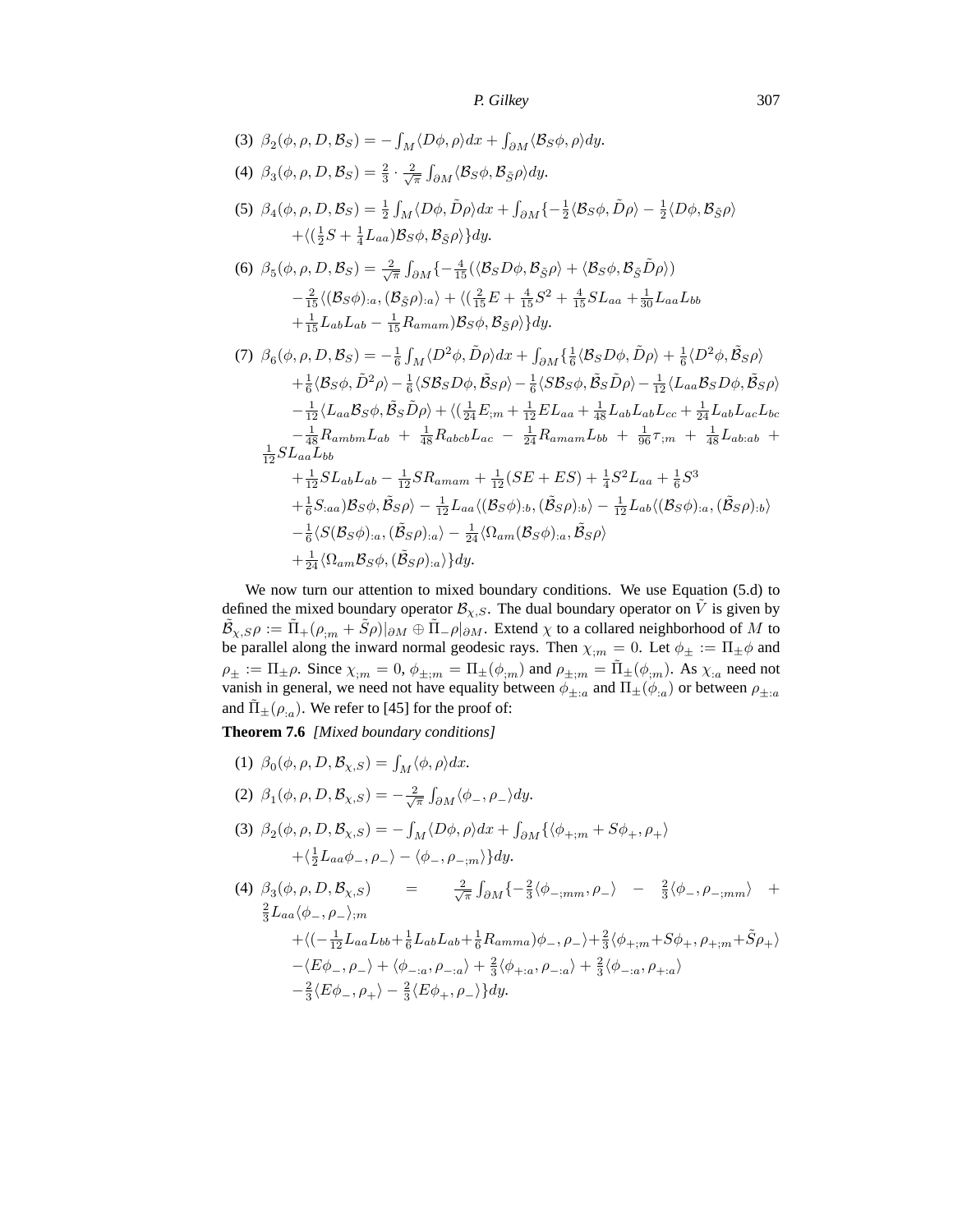(3) $\beta_2(\phi,\rho,D,\mathcal{B}_S) = -\int_M \langle D\phi,\rho\rangle dx + \int_{\partial M}\langle \mathcal{B}_S\phi,\rho\rangle dy$.

(4) $\beta_3(\phi,\rho,D,\mathcal{B}_S) = \frac{2}{3}\cdot\frac{2}{\sqrt{\pi}}\int_{\partial M}\langle \mathcal{B}_S\phi,\mathcal{B}_{\tilde S}\rho\rangle dy$.

(5) $\beta_4(\phi,\rho,D,\mathcal{B}_S) = \frac{1}{2}\int_M\langle D\phi,\tilde D\rho\rangle dx + \int_{\partial M}\{-\frac{1}{2}\langle \mathcal{B}_S\phi,\tilde D\rho\rangle - \frac{1}{2}\langle D\phi,\mathcal{B}_{\tilde S}\rho\rangle$
$+\langle(\frac{1}{2}S+\frac{1}{4}L_{aa})\mathcal{B}_S\phi,\mathcal{B}_{\tilde S}\rho\rangle\}dy$.

(6) $\beta_5(\phi,\rho,D,\mathcal{B}_S) = \frac{2}{\sqrt{\pi}}\int_{\partial M}\{-\frac{4}{15}(\langle \mathcal{B}_S D\phi,\mathcal{B}_{\tilde S}\rho\rangle + \langle \mathcal{B}_S\phi,\mathcal{B}_{\tilde S}\tilde D\rho\rangle)$
$-\frac{2}{15}\langle(\mathcal{B}_S\phi)_{:a},(\mathcal{B}_{\tilde S}\rho)_{:a}\rangle + \langle(\frac{2}{15}E+\frac{4}{15}S^2+\frac{4}{15}SL_{aa}+\frac{1}{30}L_{aa}L_{bb}$
$+\frac{1}{15}L_{ab}L_{ab}-\frac{1}{15}R_{amam})\mathcal{B}_S\phi,\mathcal{B}_{\tilde S}\rho\rangle\}dy$.

(7) $\beta_6(\phi,\rho,D,\mathcal{B}_S) = -\frac{1}{6}\int_M\langle D^2\phi,\tilde D\rho\rangle dx + \int_{\partial M}\{\frac{1}{6}\langle \mathcal{B}_S D\phi,\tilde D\rho\rangle + \frac{1}{6}\langle D^2\phi,\tilde{\mathcal{B}}_S\rho\rangle$
$+\frac{1}{6}\langle \mathcal{B}_S\phi,\tilde D^2\rho\rangle - \frac{1}{6}\langle S\mathcal{B}_S D\phi,\tilde{\mathcal{B}}_S\rho\rangle - \frac{1}{6}\langle S\mathcal{B}_S\phi,\tilde{\mathcal{B}}_S\tilde D\rho\rangle - \frac{1}{12}\langle L_{aa}\mathcal{B}_S D\phi,\tilde{\mathcal{B}}_S\rho\rangle$
$-\frac{1}{12}\langle L_{aa}\mathcal{B}_S\phi,\tilde{\mathcal{B}}_S\tilde D\rho\rangle + \langle(\frac{1}{24}E_{;m}+\frac{1}{12}EL_{aa}+\frac{1}{48}L_{ab}L_{ab}L_{cc}+\frac{1}{24}L_{ab}L_{ac}L_{bc}$
$-\frac{1}{48}R_{ambm}L_{ab}+\frac{1}{48}R_{abcb}L_{ac}-\frac{1}{24}R_{amam}L_{bb}+\frac{1}{96}\tau_{;m}+\frac{1}{48}L_{ab:ab}+\frac{1}{12}SL_{aa}L_{bb}$
$+\frac{1}{12}SL_{ab}L_{ab}-\frac{1}{12}SR_{amam}+\frac{1}{12}(SE+ES)+\frac{1}{4}S^2L_{aa}+\frac{1}{6}S^3$
$+\frac{1}{6}S_{:aa})\mathcal{B}_S\phi,\tilde{\mathcal{B}}_S\rho\rangle - \frac{1}{12}L_{aa}\langle(\mathcal{B}_S\phi)_{:b},(\tilde{\mathcal{B}}_S\rho)_{:b}\rangle - \frac{1}{12}L_{ab}\langle(\mathcal{B}_S\phi)_{:a},(\tilde{\mathcal{B}}_S\rho)_{:b}\rangle$
$-\frac{1}{6}\langle S(\mathcal{B}_S\phi)_{:a},(\tilde{\mathcal{B}}_S\rho)_{:a}\rangle - \frac{1}{24}\langle\Omega_{am}(\mathcal{B}_S\phi)_{:a},\tilde{\mathcal{B}}_S\rho\rangle$
$+\frac{1}{24}\langle\Omega_{am}\mathcal{B}_S\phi,(\tilde{\mathcal{B}}_S\rho)_{:a}\rangle\}dy$.

We now turn our attention to mixed boundary conditions. We use Equation (5.d) to defined the mixed boundary operator $\mathcal{B}_{\chi,S}$. The dual boundary operator on $\tilde V$ is given by $\tilde{\mathcal{B}}_{\chi,S}\rho := \tilde\Pi_+(\rho_{;m}+\tilde S\rho)|_{\partial M}\oplus\tilde\Pi_-\rho|_{\partial M}$. Extend $\chi$ to a collared neighborhood of $M$ to be parallel along the inward normal geodesic rays. Then $\chi_{;m}=0$. Let $\phi_\pm := \Pi_\pm\phi$ and $\rho_\pm := \Pi_\pm\rho$. Since $\chi_{;m}=0$, $\phi_{\pm;m}=\Pi_\pm(\phi_{;m})$ and $\rho_{\pm;m}=\tilde\Pi_\pm(\phi_{;m})$. As $\chi_{:a}$ need not vanish in general, we need not have equality between $\phi_{\pm:a}$ and $\Pi_\pm(\phi_{:a})$ or between $\rho_{\pm:a}$ and $\tilde\Pi_\pm(\rho_{:a})$. We refer to [45] for the proof of:

**Theorem 7.6** *[Mixed boundary conditions]*

(1) $\beta_0(\phi,\rho,D,\mathcal{B}_{\chi,S}) = \int_M\langle\phi,\rho\rangle dx$.

(2) $\beta_1(\phi,\rho,D,\mathcal{B}_{\chi,S}) = -\frac{2}{\sqrt{\pi}}\int_{\partial M}\langle\phi_-,\rho_-\rangle dy$.

(3) $\beta_2(\phi,\rho,D,\mathcal{B}_{\chi,S}) = -\int_M\langle D\phi,\rho\rangle dx + \int_{\partial M}\{\langle\phi_{+;m}+S\phi_+,\rho_+\rangle$
$+\langle\frac{1}{2}L_{aa}\phi_-,\rho_-\rangle - \langle\phi_-,\rho_{-;m}\rangle\}dy$.

(4) $\beta_3(\phi,\rho,D,\mathcal{B}_{\chi,S}) = \frac{2}{\sqrt{\pi}}\int_{\partial M}\{-\frac{2}{3}\langle\phi_{-;mm},\rho_-\rangle - \frac{2}{3}\langle\phi_-,\rho_{-;mm}\rangle + \frac{2}{3}L_{aa}\langle\phi_-,\rho_-\rangle_{;m}$
$+\langle(-\frac{1}{12}L_{aa}L_{bb}+\frac{1}{6}L_{ab}L_{ab}+\frac{1}{6}R_{amma})\phi_-,\rho_-\rangle + \frac{2}{3}\langle\phi_{+;m}+S\phi_+,\rho_{+;m}+\tilde S\rho_+\rangle$
$-\langle E\phi_-,\rho_-\rangle + \langle\phi_{-:a},\rho_{-:a}\rangle + \frac{2}{3}\langle\phi_{+:a},\rho_{-:a}\rangle + \frac{2}{3}\langle\phi_{-:a},\rho_{+:a}\rangle$
$-\frac{2}{3}\langle E\phi_-,\rho_+\rangle - \frac{2}{3}\langle E\phi_+,\rho_-\rangle\}dy$.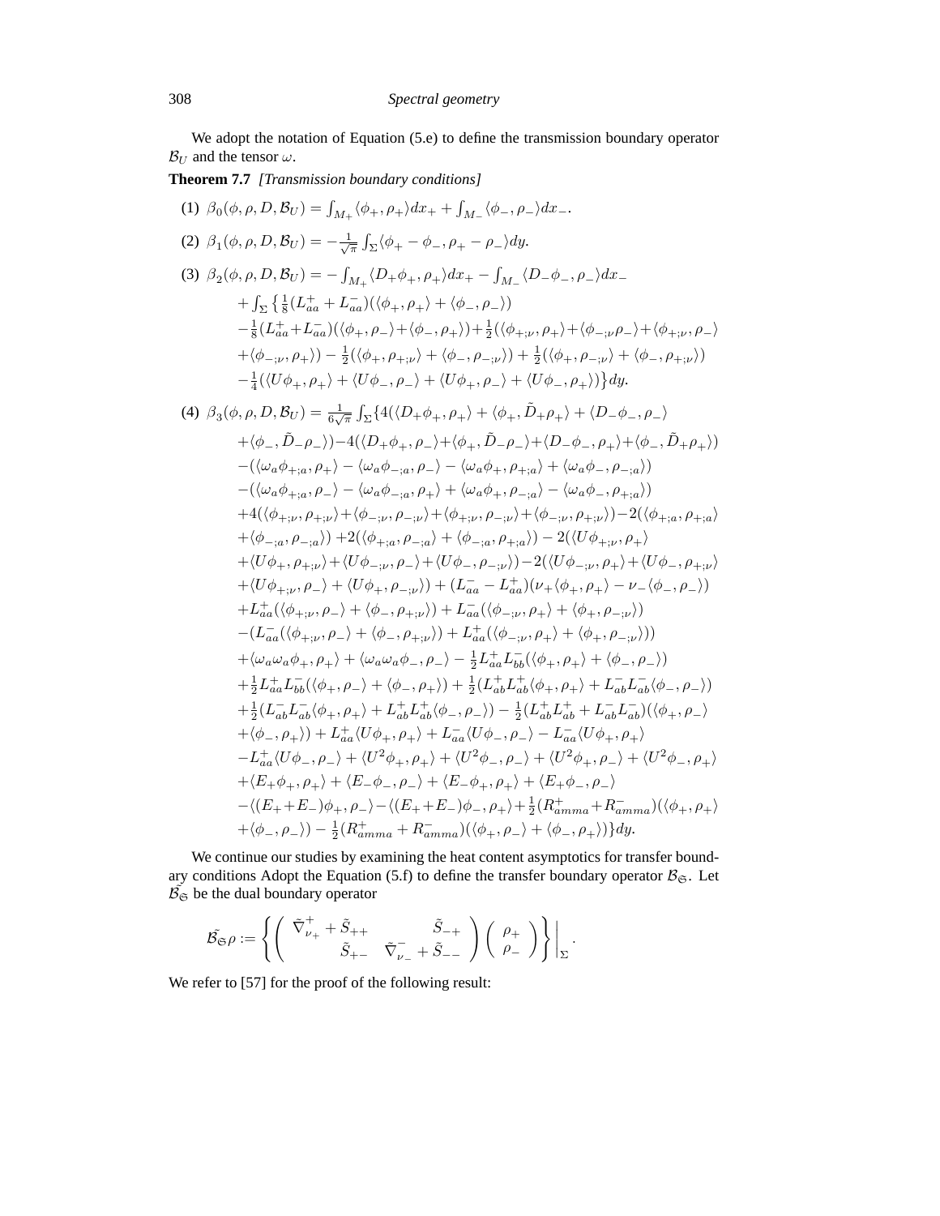We adopt the notation of Equation (5.e) to define the transmission boundary operator $\mathcal{B}_U$ and the tensor $\omega$.

**Theorem 7.7** *[Transmission boundary conditions]*

(1) $\beta_0(\phi,\rho,D,\mathcal{B}_U)=\int_{M_+}\langle\phi_+,\rho_+\rangle dx_+ +\int_{M_-}\langle\phi_-,\rho_-\rangle dx_-$.

(2) $\beta_1(\phi,\rho,D,\mathcal{B}_U)=-\frac{1}{\sqrt{\pi}}\int_\Sigma\langle\phi_+-\phi_-,\rho_+-\rho_-\rangle dy$.

(3) 
$$\begin{aligned}
\beta_2(\phi,\rho,D,\mathcal{B}_U)=&-\int_{M_+}\langle D_+\phi_+,\rho_+\rangle dx_+ -\int_{M_-}\langle D_-\phi_-,\rho_-\rangle dx_-\\
&+\int_\Sigma\big\{\tfrac18(L_{aa}^++L_{aa}^-)(\langle\phi_+,\rho_+\rangle+\langle\phi_-,\rho_-\rangle)\\
&-\tfrac18(L_{aa}^++L_{aa}^-)(\langle\phi_+,\rho_-\rangle+\langle\phi_-,\rho_+\rangle)+\tfrac12(\langle\phi_{+;\nu},\rho_+\rangle+\langle\phi_{-;\nu}\rho_-\rangle+\langle\phi_{+;\nu},\rho_-\rangle\\
&+\langle\phi_{-;\nu},\rho_+\rangle)-\tfrac12(\langle\phi_+,\rho_{+;\nu}\rangle+\langle\phi_-,\rho_{-;\nu}\rangle)+\tfrac12(\langle\phi_+,\rho_{-;\nu}\rangle+\langle\phi_-,\rho_{+;\nu}\rangle)\\
&-\tfrac14(\langle U\phi_+,\rho_+\rangle+\langle U\phi_-,\rho_-\rangle+\langle U\phi_+,\rho_-\rangle+\langle U\phi_-,\rho_+\rangle)\big\}dy.
\end{aligned}$$

(4)
$$\begin{aligned}
\beta_3(\phi,\rho,D,\mathcal{B}_U)=&\tfrac{1}{6\sqrt{\pi}}\int_\Sigma\{4(\langle D_+\phi_+,\rho_+\rangle+\langle\phi_+,\tilde D_+\rho_+\rangle+\langle D_-\phi_-,\rho_-\rangle\\
&+\langle\phi_-,\tilde D_-\rho_-\rangle)-4(\langle D_+\phi_+,\rho_-\rangle+\langle\phi_+,\tilde D_-\rho_-\rangle+\langle D_-\phi_-,\rho_+\rangle+\langle\phi_-,\tilde D_+\rho_+\rangle)\\
&-(\langle\omega_a\phi_{+;a},\rho_+\rangle-\langle\omega_a\phi_{-;a},\rho_-\rangle-\langle\omega_a\phi_+,\rho_{+;a}\rangle+\langle\omega_a\phi_-,\rho_{-;a}\rangle)\\
&-(\langle\omega_a\phi_{+;a},\rho_-\rangle-\langle\omega_a\phi_{-;a},\rho_+\rangle+\langle\omega_a\phi_+,\rho_{-;a}\rangle-\langle\omega_a\phi_-,\rho_{+;a}\rangle)\\
&+4(\langle\phi_{+;\nu},\rho_{+;\nu}\rangle+\langle\phi_{-;\nu},\rho_{-;\nu}\rangle+\langle\phi_{+;\nu},\rho_{-;\nu}\rangle+\langle\phi_{-;\nu},\rho_{+;\nu}\rangle)-2(\langle\phi_{+;a},\rho_{+;a}\rangle\\
&+\langle\phi_{-;a},\rho_{-;a}\rangle)+2(\langle\phi_{+;a},\rho_{-;a}\rangle+\langle\phi_{-;a},\rho_{+;a}\rangle)-2(\langle U\phi_{+;\nu},\rho_+\rangle\\
&+\langle U\phi_+,\rho_{+;\nu}\rangle+\langle U\phi_{-;\nu},\rho_-\rangle+\langle U\phi_-,\rho_{-;\nu}\rangle)-2(\langle U\phi_{-;\nu},\rho_+\rangle+\langle U\phi_-,\rho_{+;\nu}\rangle\\
&+\langle U\phi_{+;\nu},\rho_-\rangle+\langle U\phi_+,\rho_{-;\nu}\rangle)+(L_{aa}^--L_{aa}^+)(\nu_+\langle\phi_+,\rho_+\rangle-\nu_-\langle\phi_-,\rho_-\rangle)\\
&+L_{aa}^+(\langle\phi_{+;\nu},\rho_-\rangle+\langle\phi_-,\rho_{+;\nu}\rangle)+L_{aa}^-(\langle\phi_{-;\nu},\rho_+\rangle+\langle\phi_+,\rho_{-;\nu}\rangle)\\
&-(L_{aa}^-(\langle\phi_{+;\nu},\rho_-\rangle+\langle\phi_-,\rho_{+;\nu}\rangle)+L_{aa}^+(\langle\phi_{-;\nu},\rho_+\rangle+\langle\phi_+,\rho_{-;\nu}\rangle))\\
&+\langle\omega_a\omega_a\phi_+,\rho_+\rangle+\langle\omega_a\omega_a\phi_-,\rho_-\rangle-\tfrac12L_{aa}^+L_{bb}^-(\langle\phi_+,\rho_+\rangle+\langle\phi_-,\rho_-\rangle)\\
&+\tfrac12L_{aa}^+L_{bb}^-(\langle\phi_+,\rho_-\rangle+\langle\phi_-,\rho_+\rangle)+\tfrac12(L_{ab}^+L_{ab}^+\langle\phi_+,\rho_+\rangle+L_{ab}^-L_{ab}^-\langle\phi_-,\rho_-\rangle)\\
&+\tfrac12(L_{ab}^-L_{ab}^-\langle\phi_+,\rho_+\rangle+L_{ab}^+L_{ab}^+\langle\phi_-,\rho_-\rangle)-\tfrac12(L_{ab}^+L_{ab}^++L_{ab}^-L_{ab}^-)(\langle\phi_+,\rho_-\rangle\\
&+\langle\phi_-,\rho_+\rangle)+L_{aa}^+\langle U\phi_+,\rho_+\rangle+L_{aa}^-\langle U\phi_-,\rho_-\rangle-L_{aa}^-\langle U\phi_+,\rho_+\rangle\\
&-L_{aa}^+\langle U\phi_-,\rho_-\rangle+\langle U^2\phi_+,\rho_+\rangle+\langle U^2\phi_-,\rho_-\rangle+\langle U^2\phi_+,\rho_-\rangle+\langle U^2\phi_-,\rho_+\rangle\\
&+\langle E_+\phi_+,\rho_+\rangle+\langle E_-\phi_-,\rho_-\rangle+\langle E_-\phi_+,\rho_+\rangle+\langle E_+\phi_-,\rho_-\rangle\\
&-\langle(E_++E_-)\phi_+,\rho_-\rangle-\langle(E_++E_-)\phi_-,\rho_+\rangle+\tfrac12(R_{amma}^++R_{amma}^-)(\langle\phi_+,\rho_+\rangle\\
&+\langle\phi_-,\rho_-\rangle)-\tfrac12(R_{amma}^++R_{amma}^-)(\langle\phi_+,\rho_-\rangle+\langle\phi_-,\rho_+\rangle)\}dy.
\end{aligned}$$

We continue our studies by examining the heat content asymptotics for transfer boundary conditions Adopt the Equation (5.f) to define the transfer boundary operator $\mathcal{B}_{\mathfrak{S}}$. Let $\tilde{\mathcal{B}_{\mathfrak{S}}}$ be the dual boundary operator

$$\tilde{\mathcal{B}_{\mathfrak{S}}}\rho:=\left\{\left(\begin{array}{cc}\tilde\nabla^+_{\nu_+}+\tilde S_{++} & \tilde S_{-+}\\ \tilde S_{+-} & \tilde\nabla^-_{\nu_-}+\tilde S_{--}\end{array}\right)\left(\begin{array}{c}\rho_+\\ \rho_-\end{array}\right)\right\}\Big|_\Sigma.$$

We refer to [57] for the proof of the following result: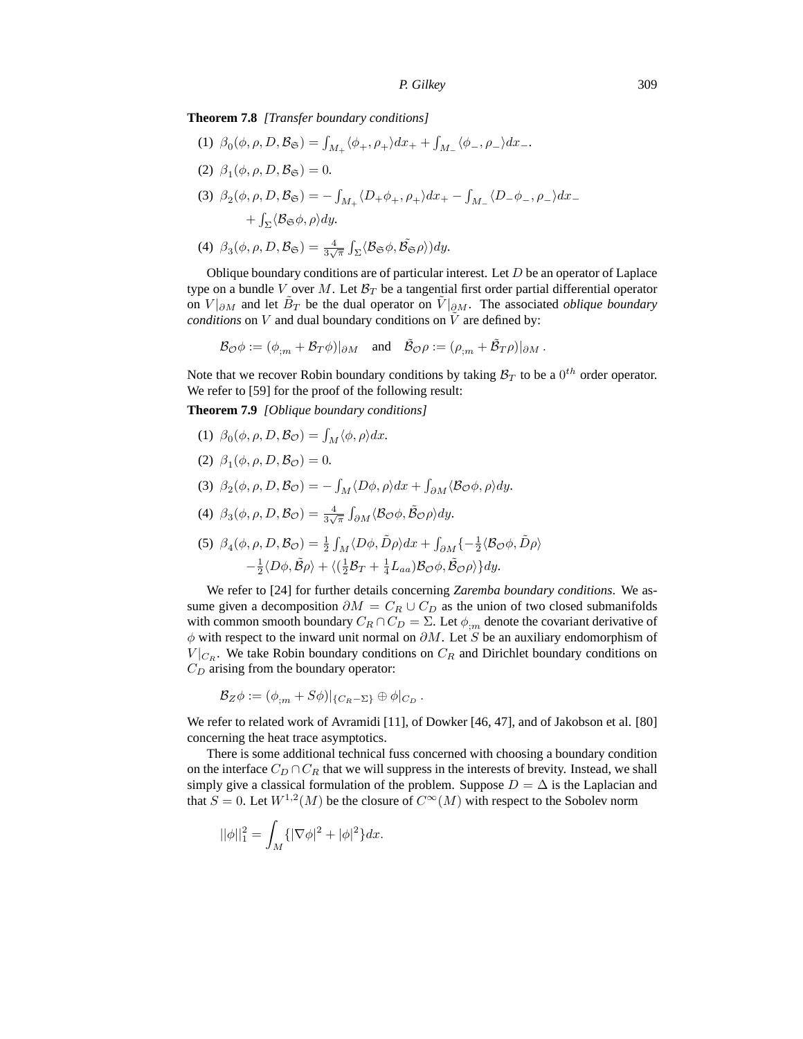**Theorem 7.8** *[Transfer boundary conditions]*

(1) $\beta_0(\phi, \rho, D, \mathcal{B}_\mathfrak{S}) = \int_{M_+} \langle \phi_+, \rho_+ \rangle dx_+ + \int_{M_-} \langle \phi_-, \rho_- \rangle dx_-$.

(2) $\beta_1(\phi, \rho, D, \mathcal{B}_\mathfrak{S}) = 0$.

(3) $\beta_2(\phi, \rho, D, \mathcal{B}_\mathfrak{S}) = -\int_{M_+} \langle D_+ \phi_+, \rho_+ \rangle dx_+ - \int_{M_-} \langle D_- \phi_-, \rho_- \rangle dx_-$
$+ \int_\Sigma \langle \mathcal{B}_\mathfrak{S} \phi, \rho \rangle dy$.

(4) $\beta_3(\phi, \rho, D, \mathcal{B}_\mathfrak{S}) = \frac{4}{3\sqrt{\pi}} \int_\Sigma \langle \mathcal{B}_\mathfrak{S} \phi, \tilde{\mathcal{B}_\mathfrak{S}} \rho \rangle) dy$.

Oblique boundary conditions are of particular interest. Let $D$ be an operator of Laplace type on a bundle $V$ over $M$. Let $\mathcal{B}_T$ be a tangential first order partial differential operator on $V|_{\partial M}$ and let $\tilde{B}_T$ be the dual operator on $\tilde{V}|_{\partial M}$. The associated *oblique boundary conditions* on $V$ and dual boundary conditions on $\tilde{V}$ are defined by:

$$\mathcal{B}_\mathcal{O}\phi := (\phi_{;m} + \mathcal{B}_T\phi)|_{\partial M} \quad \text{and} \quad \tilde{\mathcal{B}}_\mathcal{O}\rho := (\rho_{;m} + \tilde{\mathcal{B}}_T\rho)|_{\partial M}\,.$$

Note that we recover Robin boundary conditions by taking $\mathcal{B}_T$ to be a $0^{th}$ order operator. We refer to [59] for the proof of the following result:

**Theorem 7.9** *[Oblique boundary conditions]*

(1) $\beta_0(\phi, \rho, D, \mathcal{B}_\mathcal{O}) = \int_M \langle \phi, \rho \rangle dx$.

(2) $\beta_1(\phi, \rho, D, \mathcal{B}_\mathcal{O}) = 0$.

(3) $\beta_2(\phi, \rho, D, \mathcal{B}_\mathcal{O}) = -\int_M \langle D\phi, \rho \rangle dx + \int_{\partial M} \langle \mathcal{B}_\mathcal{O}\phi, \rho \rangle dy$.

(4) $\beta_3(\phi, \rho, D, \mathcal{B}_\mathcal{O}) = \frac{4}{3\sqrt{\pi}} \int_{\partial M} \langle \mathcal{B}_\mathcal{O}\phi, \tilde{\mathcal{B}}_\mathcal{O}\rho \rangle dy$.

(5) $\beta_4(\phi, \rho, D, \mathcal{B}_\mathcal{O}) = \frac{1}{2} \int_M \langle D\phi, \tilde{D}\rho \rangle dx + \int_{\partial M} \{ -\frac{1}{2} \langle \mathcal{B}_\mathcal{O}\phi, \tilde{D}\rho \rangle$
$-\frac{1}{2} \langle D\phi, \tilde{\mathcal{B}}\rho \rangle + \langle (\frac{1}{2}\mathcal{B}_T + \frac{1}{4}L_{aa})\mathcal{B}_\mathcal{O}\phi, \tilde{\mathcal{B}}_\mathcal{O}\rho \rangle \} dy$.

We refer to [24] for further details concerning *Zaremba boundary conditions*. We assume given a decomposition $\partial M = C_R \cup C_D$ as the union of two closed submanifolds with common smooth boundary $C_R \cap C_D = \Sigma$. Let $\phi_{;m}$ denote the covariant derivative of $\phi$ with respect to the inward unit normal on $\partial M$. Let $S$ be an auxiliary endomorphism of $V|_{C_R}$. We take Robin boundary conditions on $C_R$ and Dirichlet boundary conditions on $C_D$ arising from the boundary operator:

$$\mathcal{B}_Z\phi := (\phi_{;m} + S\phi)|_{\{C_R - \Sigma\}} \oplus \phi|_{C_D}\,.$$

We refer to related work of Avramidi [11], of Dowker [46, 47], and of Jakobson et al. [80] concerning the heat trace asymptotics.

There is some additional technical fuss concerned with choosing a boundary condition on the interface $C_D \cap C_R$ that we will suppress in the interests of brevity. Instead, we shall simply give a classical formulation of the problem. Suppose $D = \Delta$ is the Laplacian and that $S = 0$. Let $W^{1,2}(M)$ be the closure of $C^\infty(M)$ with respect to the Sobolev norm

$$||\phi||_1^2 = \int_M \{ |\nabla\phi|^2 + |\phi|^2 \} dx.$$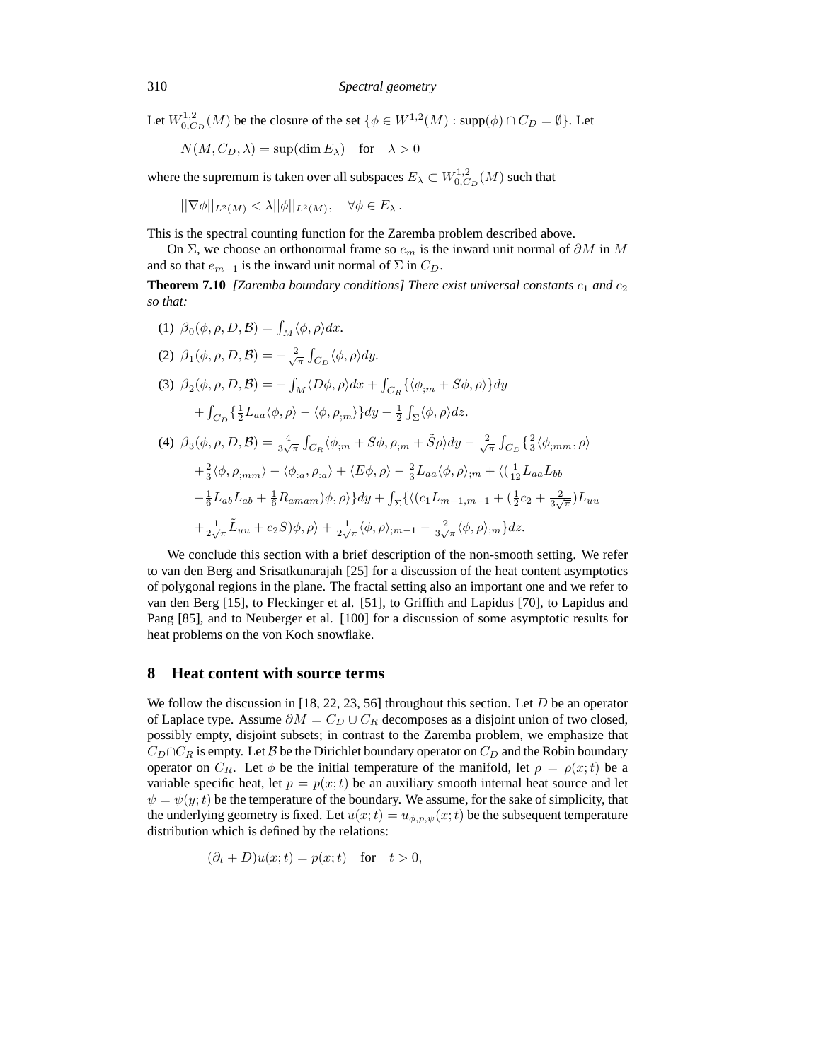Let $W^{1,2}_{0,C_D}(M)$ be the closure of the set $\{\phi \in W^{1,2}(M) : \text{supp}(\phi) \cap C_D = \emptyset\}$. Let

$$N(M, C_D, \lambda) = \sup(\dim E_\lambda) \quad \text{for} \quad \lambda > 0$$

where the supremum is taken over all subspaces $E_\lambda \subset W^{1,2}_{0,C_D}(M)$ such that

$$||\nabla\phi||_{L^2(M)} < \lambda ||\phi||_{L^2(M)}, \quad \forall \phi \in E_\lambda .$$

This is the spectral counting function for the Zaremba problem described above.

On $\Sigma$, we choose an orthonormal frame so $e_m$ is the inward unit normal of $\partial M$ in $M$ and so that $e_{m-1}$ is the inward unit normal of $\Sigma$ in $C_D$.

**Theorem 7.10** *[Zaremba boundary conditions] There exist universal constants $c_1$ and $c_2$ so that:*

(1) $\beta_0(\phi, \rho, D, \mathcal{B}) = \int_M \langle \phi, \rho \rangle dx$.

(2) $\beta_1(\phi, \rho, D, \mathcal{B}) = -\frac{2}{\sqrt{\pi}} \int_{C_D} \langle \phi, \rho \rangle dy$.

(3) $\beta_2(\phi, \rho, D, \mathcal{B}) = -\int_M \langle D\phi, \rho \rangle dx + \int_{C_R} \{\langle \phi_{;m} + S\phi, \rho \rangle\} dy$
$+ \int_{C_D} \{\frac{1}{2} L_{aa} \langle \phi, \rho \rangle - \langle \phi, \rho_{;m} \rangle\} dy - \frac{1}{2} \int_\Sigma \langle \phi, \rho \rangle dz$.

(4) $\beta_3(\phi, \rho, D, \mathcal{B}) = \frac{4}{3\sqrt{\pi}} \int_{C_R} \langle \phi_{;m} + S\phi, \rho_{;m} + \tilde{S}\rho \rangle dy - \frac{2}{\sqrt{\pi}} \int_{C_D} \{\frac{2}{3} \langle \phi_{;mm}, \rho \rangle$
$+ \frac{2}{3} \langle \phi, \rho_{;mm} \rangle - \langle \phi_{:a}, \rho_{:a} \rangle + \langle E\phi, \rho \rangle - \frac{2}{3} L_{aa} \langle \phi, \rho \rangle_{;m} + \langle (\frac{1}{12} L_{aa} L_{bb}$
$- \frac{1}{6} L_{ab} L_{ab} + \frac{1}{6} R_{amam}) \phi, \rho \rangle\} dy + \int_\Sigma \{\langle (c_1 L_{m-1,m-1} + (\frac{1}{2} c_2 + \frac{2}{3\sqrt{\pi}}) L_{uu}$
$+ \frac{1}{2\sqrt{\pi}} \tilde{L}_{uu} + c_2 S) \phi, \rho \rangle + \frac{1}{2\sqrt{\pi}} \langle \phi, \rho \rangle_{;m-1} - \frac{2}{3\sqrt{\pi}} \langle \phi, \rho \rangle_{;m}\} dz$.

We conclude this section with a brief description of the non-smooth setting. We refer to van den Berg and Srisatkunarajah [25] for a discussion of the heat content asymptotics of polygonal regions in the plane. The fractal setting also an important one and we refer to van den Berg [15], to Fleckinger et al. [51], to Griffith and Lapidus [70], to Lapidus and Pang [85], and to Neuberger et al. [100] for a discussion of some asymptotic results for heat problems on the von Koch snowflake.

## 8 Heat content with source terms

We follow the discussion in [18, 22, 23, 56] throughout this section. Let $D$ be an operator of Laplace type. Assume $\partial M = C_D \cup C_R$ decomposes as a disjoint union of two closed, possibly empty, disjoint subsets; in contrast to the Zaremba problem, we emphasize that $C_D \cap C_R$ is empty. Let $\mathcal{B}$ be the Dirichlet boundary operator on $C_D$ and the Robin boundary operator on $C_R$. Let $\phi$ be the initial temperature of the manifold, let $\rho = \rho(x;t)$ be a variable specific heat, let $p = p(x;t)$ be an auxiliary smooth internal heat source and let $\psi = \psi(y;t)$ be the temperature of the boundary. We assume, for the sake of simplicity, that the underlying geometry is fixed. Let $u(x;t) = u_{\phi,p,\psi}(x;t)$ be the subsequent temperature distribution which is defined by the relations:

$$(\partial_t + D)u(x;t) = p(x;t) \quad \text{for} \quad t > 0,$$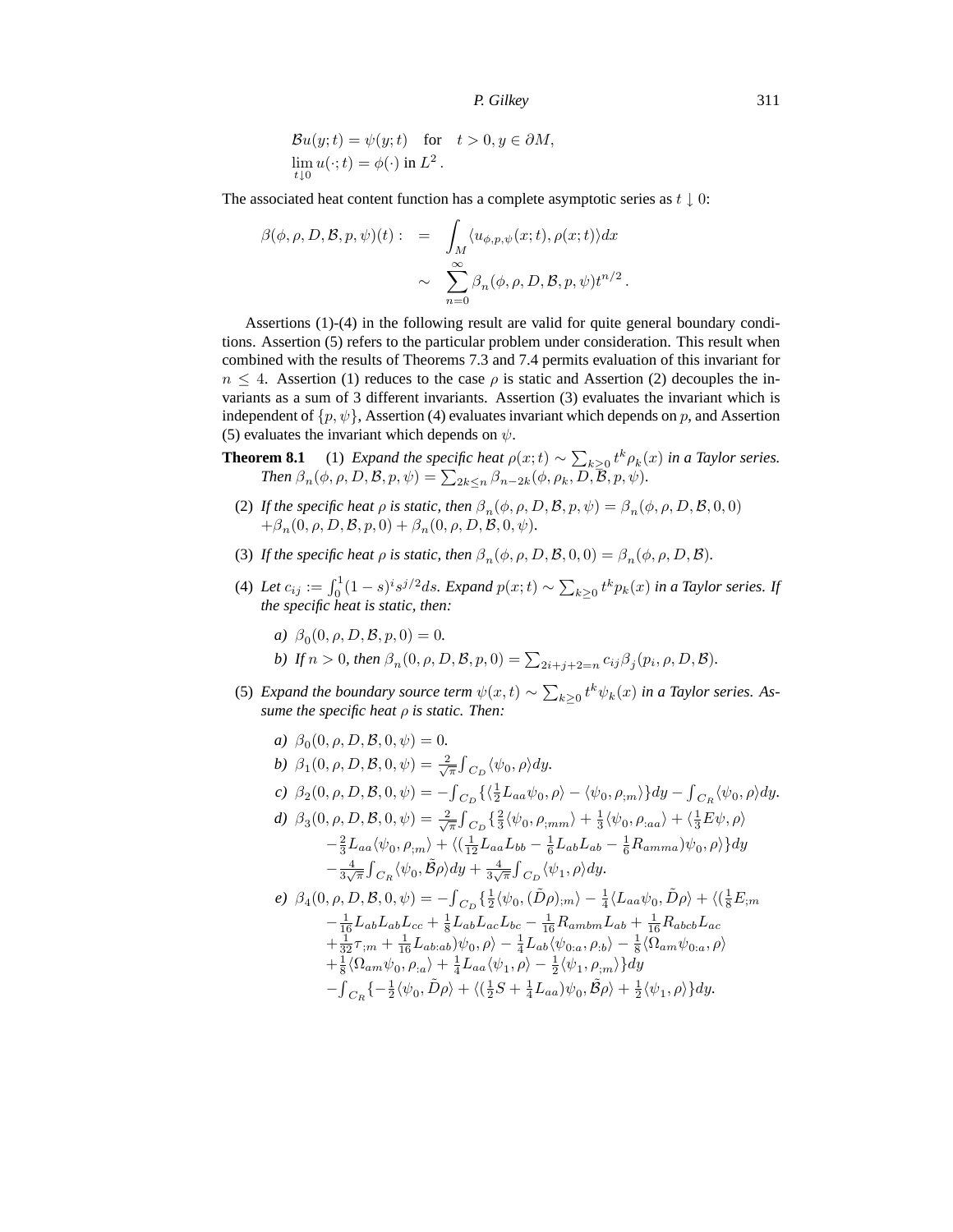$$
\begin{aligned}
&\mathcal{B}u(y;t) = \psi(y;t) \quad \text{for} \quad t > 0, y \in \partial M,\\
&\lim_{t \downarrow 0} u(\cdot;t) = \phi(\cdot) \text{ in } L^2 .
\end{aligned}
$$

The associated heat content function has a complete asymptotic series as $t \downarrow 0$:

$$
\begin{aligned}
\beta(\phi,\rho,D,\mathcal{B},p,\psi)(t) : &= \int_M \langle u_{\phi,p,\psi}(x;t), \rho(x;t)\rangle dx \\
&\sim \sum_{n=0}^{\infty} \beta_n(\phi,\rho,D,\mathcal{B},p,\psi) t^{n/2} .
\end{aligned}
$$

Assertions (1)-(4) in the following result are valid for quite general boundary conditions. Assertion (5) refers to the particular problem under consideration. This result when combined with the results of Theorems 7.3 and 7.4 permits evaluation of this invariant for $n \leq 4$. Assertion (1) reduces to the case $\rho$ is static and Assertion (2) decouples the invariants as a sum of 3 different invariants. Assertion (3) evaluates the invariant which is independent of $\{p, \psi\}$, Assertion (4) evaluates invariant which depends on $p$, and Assertion (5) evaluates the invariant which depends on $\psi$.

**Theorem 8.1** (1) *Expand the specific heat $\rho(x;t) \sim \sum_{k\geq 0} t^k \rho_k(x)$ in a Taylor series. Then $\beta_n(\phi,\rho,D,\mathcal{B},p,\psi) = \sum_{2k\leq n} \beta_{n-2k}(\phi,\rho_k,D,\mathcal{B},p,\psi)$.*

(2) *If the specific heat $\rho$ is static, then $\beta_n(\phi,\rho,D,\mathcal{B},p,\psi) = \beta_n(\phi,\rho,D,\mathcal{B},0,0)$ $+\beta_n(0,\rho,D,\mathcal{B},p,0) + \beta_n(0,\rho,D,\mathcal{B},0,\psi)$.*

(3) *If the specific heat $\rho$ is static, then $\beta_n(\phi,\rho,D,\mathcal{B},0,0) = \beta_n(\phi,\rho,D,\mathcal{B})$.*

(4) *Let $c_{ij} := \int_0^1 (1-s)^i s^{j/2} ds$. Expand $p(x;t) \sim \sum_{k\geq 0} t^k p_k(x)$ in a Taylor series. If the specific heat is static, then:*

*a)* $\beta_0(0,\rho,D,\mathcal{B},p,0) = 0$.

*b)* *If $n > 0$, then* $\beta_n(0,\rho,D,\mathcal{B},p,0) = \sum_{2i+j+2=n} c_{ij}\beta_j(p_i,\rho,D,\mathcal{B})$.

(5) *Expand the boundary source term $\psi(x,t) \sim \sum_{k\geq 0} t^k \psi_k(x)$ in a Taylor series. Assume the specific heat $\rho$ is static. Then:*

*a)* $\beta_0(0,\rho,D,\mathcal{B},0,\psi) = 0$.

*b)* $\beta_1(0,\rho,D,\mathcal{B},0,\psi) = \frac{2}{\sqrt{\pi}} \int_{C_D} \langle \psi_0, \rho\rangle dy$.

*c)* $\beta_2(0,\rho,D,\mathcal{B},0,\psi) = -\int_{C_D} \{\langle \frac{1}{2} L_{aa}\psi_0, \rho\rangle - \langle \psi_0, \rho_{;m}\rangle\} dy - \int_{C_R} \langle \psi_0, \rho\rangle dy$.

*d)* $\beta_3(0,\rho,D,\mathcal{B},0,\psi) = \frac{2}{\sqrt{\pi}} \int_{C_D} \{\frac{2}{3}\langle \psi_0, \rho_{;mm}\rangle + \frac{1}{3}\langle \psi_0, \rho_{:aa}\rangle + \langle \frac{1}{3} E\psi, \rho\rangle$
$-\frac{2}{3} L_{aa}\langle \psi_0, \rho_{;m}\rangle + \langle (\frac{1}{12} L_{aa}L_{bb} - \frac{1}{6} L_{ab}L_{ab} - \frac{1}{6} R_{amma})\psi_0, \rho\rangle\} dy$
$-\frac{4}{3\sqrt{\pi}} \int_{C_R} \langle \psi_0, \tilde{\mathcal{B}}\rho\rangle dy + \frac{4}{3\sqrt{\pi}} \int_{C_D} \langle \psi_1, \rho\rangle dy$.

*e)* $\beta_4(0,\rho,D,\mathcal{B},0,\psi) = -\int_{C_D} \{\frac{1}{2}\langle \psi_0, (\tilde{D}\rho)_{;m}\rangle - \frac{1}{4}\langle L_{aa}\psi_0, \tilde{D}\rho\rangle + \langle (\frac{1}{8} E_{;m}$
$-\frac{1}{16} L_{ab}L_{ab}L_{cc} + \frac{1}{8} L_{ab}L_{ac}L_{bc} - \frac{1}{16} R_{ambm}L_{ab} + \frac{1}{16} R_{abcb}L_{ac}$
$+\frac{1}{32}\tau_{;m} + \frac{1}{16} L_{ab:ab})\psi_0, \rho\rangle - \frac{1}{4} L_{ab}\langle \psi_{0:a}, \rho_{:b}\rangle - \frac{1}{8}\langle \Omega_{am}\psi_{0:a}, \rho\rangle$
$+\frac{1}{8}\langle \Omega_{am}\psi_0, \rho_{:a}\rangle + \frac{1}{4} L_{aa}\langle \psi_1, \rho\rangle - \frac{1}{2}\langle \psi_1, \rho_{;m}\rangle\} dy$
$-\int_{C_R} \{-\frac{1}{2}\langle \psi_0, \tilde{D}\rho\rangle + \langle (\frac{1}{2} S + \frac{1}{4} L_{aa})\psi_0, \tilde{\mathcal{B}}\rho\rangle + \frac{1}{2}\langle \psi_1, \rho\rangle\} dy$.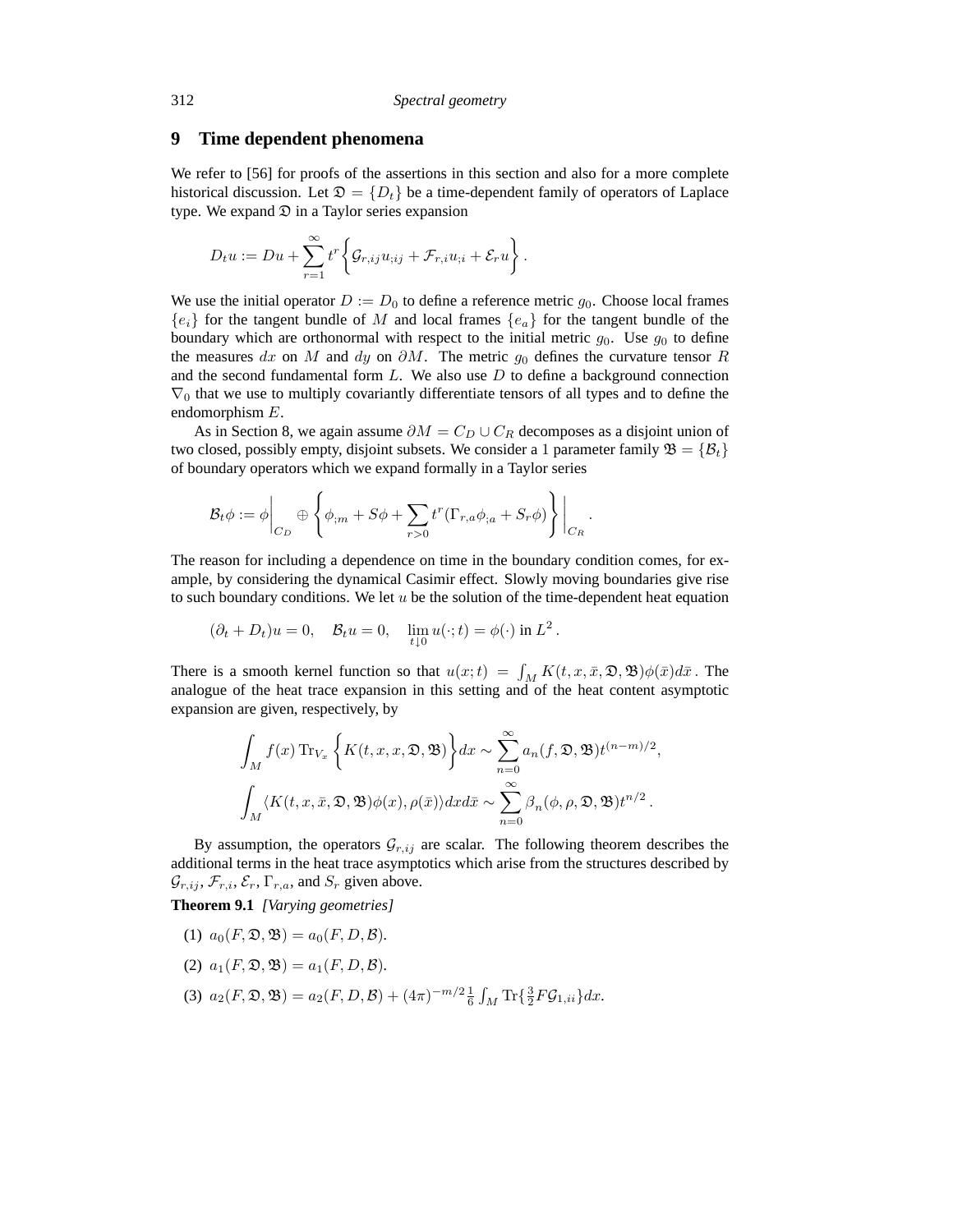## 9 Time dependent phenomena

We refer to [56] for proofs of the assertions in this section and also for a more complete historical discussion. Let $\mathfrak{D} = \{D_t\}$ be a time-dependent family of operators of Laplace type. We expand $\mathfrak{D}$ in a Taylor series expansion

$$D_t u := Du + \sum_{r=1}^{\infty} t^r \left\{ \mathcal{G}_{r,ij} u_{;ij} + \mathcal{F}_{r,i} u_{;i} + \mathcal{E}_r u \right\}.$$

We use the initial operator $D := D_0$ to define a reference metric $g_0$. Choose local frames $\{e_i\}$ for the tangent bundle of $M$ and local frames $\{e_a\}$ for the tangent bundle of the boundary which are orthonormal with respect to the initial metric $g_0$. Use $g_0$ to define the measures $dx$ on $M$ and $dy$ on $\partial M$. The metric $g_0$ defines the curvature tensor $R$ and the second fundamental form $L$. We also use $D$ to define a background connection $\nabla_0$ that we use to multiply covariantly differentiate tensors of all types and to define the endomorphism $E$.

As in Section 8, we again assume $\partial M = C_D \cup C_R$ decomposes as a disjoint union of two closed, possibly empty, disjoint subsets. We consider a 1 parameter family $\mathfrak{B} = \{\mathcal{B}_t\}$ of boundary operators which we expand formally in a Taylor series

$$\mathcal{B}_t \phi := \phi \Big|_{C_D} \oplus \left\{ \phi_{;m} + S\phi + \sum_{r>0} t^r (\Gamma_{r,a} \phi_{;a} + S_r \phi) \right\} \Big|_{C_R}.$$

The reason for including a dependence on time in the boundary condition comes, for example, by considering the dynamical Casimir effect. Slowly moving boundaries give rise to such boundary conditions. We let $u$ be the solution of the time-dependent heat equation

$$(\partial_t + D_t) u = 0, \quad \mathcal{B}_t u = 0, \quad \lim_{t \downarrow 0} u(\cdot; t) = \phi(\cdot) \text{ in } L^2.$$

There is a smooth kernel function so that $u(x;t) = \int_M K(t, x, \bar{x}, \mathfrak{D}, \mathfrak{B}) \phi(\bar{x}) d\bar{x}$. The analogue of the heat trace expansion in this setting and of the heat content asymptotic expansion are given, respectively, by

$$\int_M f(x) \operatorname{Tr}_{V_x} \Big\{ K(t, x, x, \mathfrak{D}, \mathfrak{B}) \Big\} dx \sim \sum_{n=0}^{\infty} a_n(f, \mathfrak{D}, \mathfrak{B}) t^{(n-m)/2},$$

$$\int_M \langle K(t, x, \bar{x}, \mathfrak{D}, \mathfrak{B}) \phi(x), \rho(\bar{x}) \rangle dx d\bar{x} \sim \sum_{n=0}^{\infty} \beta_n(\phi, \rho, \mathfrak{D}, \mathfrak{B}) t^{n/2}.$$

By assumption, the operators $\mathcal{G}_{r,ij}$ are scalar. The following theorem describes the additional terms in the heat trace asymptotics which arise from the structures described by $\mathcal{G}_{r,ij}$, $\mathcal{F}_{r,i}$, $\mathcal{E}_r$, $\Gamma_{r,a}$, and $S_r$ given above.

**Theorem 9.1** *[Varying geometries]*

(1) $a_0(F, \mathfrak{D}, \mathfrak{B}) = a_0(F, D, \mathcal{B})$.

(2) $a_1(F, \mathfrak{D}, \mathfrak{B}) = a_1(F, D, \mathcal{B})$.

(3) $a_2(F, \mathfrak{D}, \mathfrak{B}) = a_2(F, D, \mathcal{B}) + (4\pi)^{-m/2} \frac{1}{6} \int_M \operatorname{Tr}\{\frac{3}{2} F \mathcal{G}_{1,ii}\} dx$.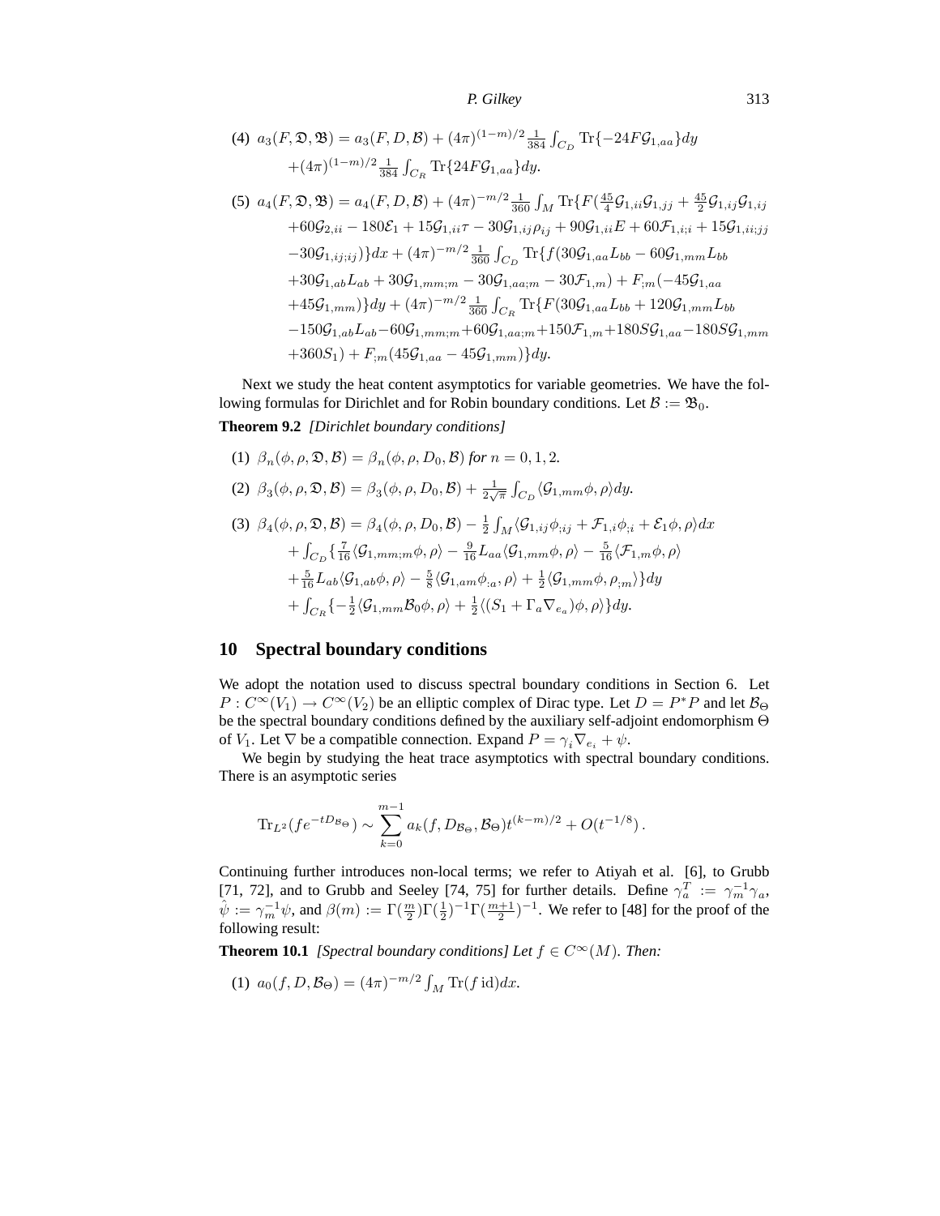(4) $a_3(F, \mathfrak{D}, \mathfrak{B}) = a_3(F, D, \mathcal{B}) + (4\pi)^{(1-m)/2} \frac{1}{384} \int_{C_D} \text{Tr}\{-24F\mathcal{G}_{1,aa}\}dy$
$+(4\pi)^{(1-m)/2} \frac{1}{384} \int_{C_R} \text{Tr}\{24F\mathcal{G}_{1,aa}\}dy.$

(5) $a_4(F, \mathfrak{D}, \mathfrak{B}) = a_4(F, D, \mathcal{B}) + (4\pi)^{-m/2} \frac{1}{360} \int_M \text{Tr}\{F(\frac{45}{4}\mathcal{G}_{1,ii}\mathcal{G}_{1,jj} + \frac{45}{2}\mathcal{G}_{1,ij}\mathcal{G}_{1,ij}$
$+60\mathcal{G}_{2,ii} - 180\mathcal{E}_1 + 15\mathcal{G}_{1,ii}\tau - 30\mathcal{G}_{1,ij}\rho_{ij} + 90\mathcal{G}_{1,ii}E + 60\mathcal{F}_{1,i;i} + 15\mathcal{G}_{1,ii;jj}$
$-30\mathcal{G}_{1,ij;ij})\}dx + (4\pi)^{-m/2} \frac{1}{360} \int_{C_D} \text{Tr}\{f(30\mathcal{G}_{1,aa}L_{bb} - 60\mathcal{G}_{1,mm}L_{bb}$
$+30\mathcal{G}_{1,ab}L_{ab} + 30\mathcal{G}_{1,mm;m} - 30\mathcal{G}_{1,aa;m} - 30\mathcal{F}_{1,m}) + F_{;m}(-45\mathcal{G}_{1,aa}$
$+45\mathcal{G}_{1,mm})\}dy + (4\pi)^{-m/2} \frac{1}{360} \int_{C_R} \text{Tr}\{F(30\mathcal{G}_{1,aa}L_{bb} + 120\mathcal{G}_{1,mm}L_{bb}$
$-150\mathcal{G}_{1,ab}L_{ab} - 60\mathcal{G}_{1,mm;m} + 60\mathcal{G}_{1,aa;m} + 150\mathcal{F}_{1,m} + 180S\mathcal{G}_{1,aa} - 180S\mathcal{G}_{1,mm}$
$+360S_1) + F_{;m}(45\mathcal{G}_{1,aa} - 45\mathcal{G}_{1,mm})\}dy.$

Next we study the heat content asymptotics for variable geometries. We have the following formulas for Dirichlet and for Robin boundary conditions. Let $\mathcal{B} := \mathfrak{B}_0$.

**Theorem 9.2** *[Dirichlet boundary conditions]*

(1) $\beta_n(\phi, \rho, \mathfrak{D}, \mathcal{B}) = \beta_n(\phi, \rho, D_0, \mathcal{B})$ *for* $n = 0, 1, 2$.

(2) $\beta_3(\phi, \rho, \mathfrak{D}, \mathcal{B}) = \beta_3(\phi, \rho, D_0, \mathcal{B}) + \frac{1}{2\sqrt{\pi}} \int_{C_D} \langle \mathcal{G}_{1,mm}\phi, \rho\rangle dy.$

(3) $\beta_4(\phi, \rho, \mathfrak{D}, \mathcal{B}) = \beta_4(\phi, \rho, D_0, \mathcal{B}) - \frac{1}{2} \int_M \langle \mathcal{G}_{1,ij}\phi_{;ij} + \mathcal{F}_{1,i}\phi_{;i} + \mathcal{E}_1\phi, \rho\rangle dx$
$+ \int_{C_D} \{ \frac{7}{16} \langle \mathcal{G}_{1,mm;m}\phi, \rho\rangle - \frac{9}{16} L_{aa} \langle \mathcal{G}_{1,mm}\phi, \rho\rangle - \frac{5}{16} \langle \mathcal{F}_{1,m}\phi, \rho\rangle$
$+ \frac{5}{16} L_{ab} \langle \mathcal{G}_{1,ab}\phi, \rho\rangle - \frac{5}{8} \langle \mathcal{G}_{1,am}\phi_{:a}, \rho\rangle + \frac{1}{2} \langle \mathcal{G}_{1,mm}\phi, \rho_{;m}\rangle \}dy$
$+ \int_{C_R} \{ -\frac{1}{2} \langle \mathcal{G}_{1,mm}\mathcal{B}_0\phi, \rho\rangle + \frac{1}{2} \langle (S_1 + \Gamma_a \nabla_{e_a})\phi, \rho\rangle \}dy.$

## 10 Spectral boundary conditions

We adopt the notation used to discuss spectral boundary conditions in Section 6. Let $P : C^\infty(V_1) \to C^\infty(V_2)$ be an elliptic complex of Dirac type. Let $D = P^*P$ and let $\mathcal{B}_\Theta$ be the spectral boundary conditions defined by the auxiliary self-adjoint endomorphism $\Theta$ of $V_1$. Let $\nabla$ be a compatible connection. Expand $P = \gamma_i \nabla_{e_i} + \psi$.

We begin by studying the heat trace asymptotics with spectral boundary conditions. There is an asymptotic series

$$\text{Tr}_{L^2}(fe^{-tD_{\mathcal{B}_\Theta}}) \sim \sum_{k=0}^{m-1} a_k(f, D_{\mathcal{B}_\Theta}, \mathcal{B}_\Theta)t^{(k-m)/2} + O(t^{-1/8}).$$

Continuing further introduces non-local terms; we refer to Atiyah et al. [6], to Grubb [71, 72], and to Grubb and Seeley [74, 75] for further details. Define $\gamma_a^T := \gamma_m^{-1}\gamma_a$, $\hat{\psi} := \gamma_m^{-1}\psi$, and $\beta(m) := \Gamma(\frac{m}{2})\Gamma(\frac{1}{2})^{-1}\Gamma(\frac{m+1}{2})^{-1}$. We refer to [48] for the proof of the following result:

**Theorem 10.1** *[Spectral boundary conditions] Let* $f \in C^\infty(M)$. *Then:*

(1) $a_0(f, D, \mathcal{B}_\Theta) = (4\pi)^{-m/2} \int_M \text{Tr}(f\,\text{id})dx.$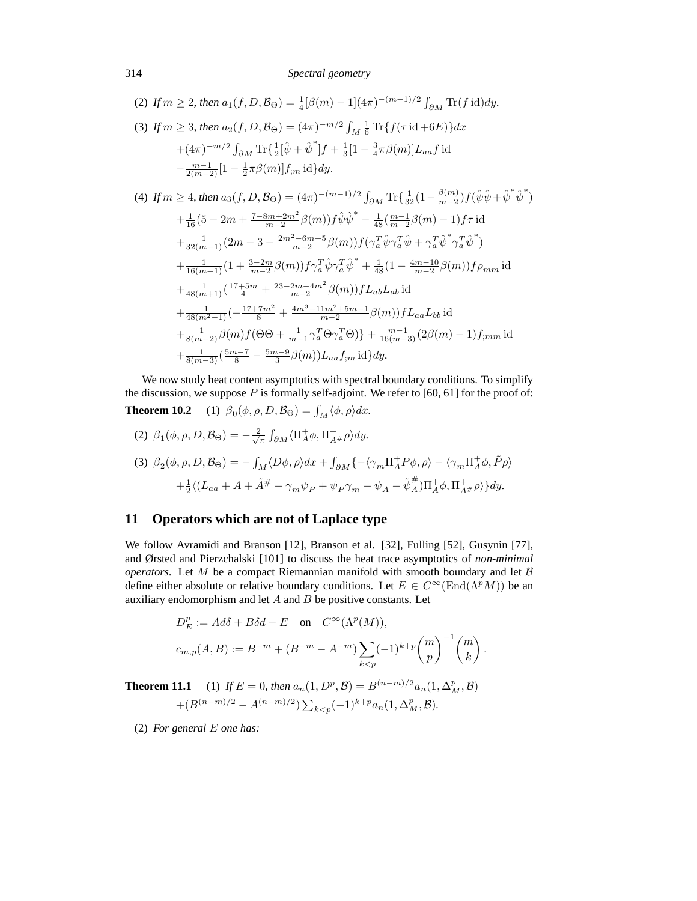(2) *If* $m \geq 2$*, then* $a_1(f, D, \mathcal{B}_\Theta) = \frac{1}{4}[\beta(m) - 1](4\pi)^{-(m-1)/2} \int_{\partial M} \operatorname{Tr}(f \operatorname{id}) dy$.

(3) *If* $m \geq 3$*, then* $a_2(f, D, \mathcal{B}_\Theta) = (4\pi)^{-m/2} \int_M \frac{1}{6} \operatorname{Tr}\{f(\tau \operatorname{id} + 6E)\} dx$
$+(4\pi)^{-m/2} \int_{\partial M} \operatorname{Tr}\{\frac{1}{2}[\hat{\psi} + \hat{\psi}^*]f + \frac{1}{3}[1 - \frac{3}{4}\pi\beta(m)]L_{aa} f \operatorname{id}$
$-\frac{m-1}{2(m-2)}[1 - \frac{1}{2}\pi\beta(m)]f_{;m} \operatorname{id}\} dy$.

(4) *If* $m \geq 4$*, then* $a_3(f, D, \mathcal{B}_\Theta) = (4\pi)^{-(m-1)/2} \int_{\partial M} \operatorname{Tr}\{\frac{1}{32}(1 - \frac{\beta(m)}{m-2}) f(\hat{\psi}\hat{\psi} + \hat{\psi}^* \hat{\psi}^*)$
$+\frac{1}{16}(5 - 2m + \frac{7-8m+2m^2}{m-2}\beta(m)) f \hat{\psi}\hat{\psi}^* - \frac{1}{48}(\frac{m-1}{m-2}\beta(m) - 1) f \tau \operatorname{id}$
$+\frac{1}{32(m-1)}(2m - 3 - \frac{2m^2-6m+5}{m-2}\beta(m)) f(\gamma_a^T \hat{\psi} \gamma_a^T \hat{\psi} + \gamma_a^T \hat{\psi}^* \gamma_a^T \hat{\psi}^*)$
$+\frac{1}{16(m-1)}(1 + \frac{3-2m}{m-2}\beta(m)) f \gamma_a^T \hat{\psi} \gamma_a^T \hat{\psi}^* + \frac{1}{48}(1 - \frac{4m-10}{m-2}\beta(m)) f \rho_{mm} \operatorname{id}$
$+\frac{1}{48(m+1)}(\frac{17+5m}{4} + \frac{23-2m-4m^2}{m-2}\beta(m)) f L_{ab} L_{ab} \operatorname{id}$
$+\frac{1}{48(m^2-1)}(-\frac{17+7m^2}{8} + \frac{4m^3-11m^2+5m-1}{m-2}\beta(m)) f L_{aa} L_{bb} \operatorname{id}$
$+\frac{1}{8(m-2)}\beta(m) f(\Theta\Theta + \frac{1}{m-1}\gamma_a^T \Theta \gamma_a^T \Theta)\} + \frac{m-1}{16(m-3)}(2\beta(m) - 1) f_{;mm} \operatorname{id}$
$+\frac{1}{8(m-3)}(\frac{5m-7}{8} - \frac{5m-9}{3}\beta(m)) L_{aa} f_{;m} \operatorname{id}\} dy$.

We now study heat content asymptotics with spectral boundary conditions. To simplify the discussion, we suppose $P$ is formally self-adjoint. We refer to [60, 61] for the proof of:

**Theorem 10.2** (1) $\beta_0(\phi, \rho, D, \mathcal{B}_\Theta) = \int_M \langle \phi, \rho \rangle dx$.

(2) $\beta_1(\phi, \rho, D, \mathcal{B}_\Theta) = -\frac{2}{\sqrt{\pi}} \int_{\partial M} \langle \Pi_A^+ \phi, \Pi_{A^\#}^+ \rho \rangle dy$.

(3) $\beta_2(\phi, \rho, D, \mathcal{B}_\Theta) = -\int_M \langle D\phi, \rho \rangle dx + \int_{\partial M} \{-\langle \gamma_m \Pi_A^+ P\phi, \rho \rangle - \langle \gamma_m \Pi_A^+ \phi, \tilde{P}\rho \rangle$
$+\frac{1}{2}\langle (L_{aa} + A + \tilde{A}^\# - \gamma_m \psi_P + \psi_P \gamma_m - \psi_A - \tilde{\psi}_A^\#) \Pi_A^+ \phi, \Pi_{A^\#}^+ \rho \rangle\} dy$.

## 11 Operators which are not of Laplace type

We follow Avramidi and Branson [12], Branson et al. [32], Fulling [52], Gusynin [77], and Ørsted and Pierzchalski [101] to discuss the heat trace asymptotics of *non-minimal operators*. Let $M$ be a compact Riemannian manifold with smooth boundary and let $\mathcal{B}$ define either absolute or relative boundary conditions. Let $E \in C^\infty(\operatorname{End}(\Lambda^p M))$ be an auxiliary endomorphism and let $A$ and $B$ be positive constants. Let

$$D_E^p := Ad\delta + B\delta d - E \quad \text{on} \quad C^\infty(\Lambda^p(M)),$$
$$c_{m,p}(A, B) := B^{-m} + (B^{-m} - A^{-m}) \sum_{k<p} (-1)^{k+p} \binom{m}{p}^{-1} \binom{m}{k}.$$

**Theorem 11.1** (1) *If* $E = 0$*, then* $a_n(1, D^p, \mathcal{B}) = B^{(n-m)/2} a_n(1, \Delta_M^p, \mathcal{B})$
$+(B^{(n-m)/2} - A^{(n-m)/2}) \sum_{k<p} (-1)^{k+p} a_n(1, \Delta_M^p, \mathcal{B})$.

(2) *For general* $E$ *one has:*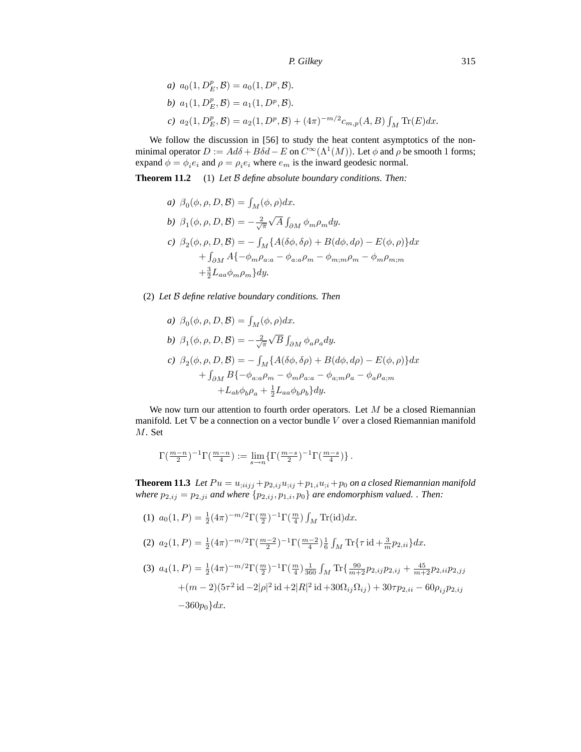*a)* $a_0(1, D_E^p, \mathcal{B}) = a_0(1, D^p, \mathcal{B})$.

*b)* $a_1(1, D_E^p, \mathcal{B}) = a_1(1, D^p, \mathcal{B})$.

*c)* $a_2(1, D_E^p, \mathcal{B}) = a_2(1, D^p, \mathcal{B}) + (4\pi)^{-m/2} c_{m,p}(A, B) \int_M \operatorname{Tr}(E) dx$.

We follow the discussion in [56] to study the heat content asymptotics of the non-minimal operator $D := Ad\delta + B\delta d - E$ on $C^\infty(\Lambda^1(M))$. Let $\phi$ and $\rho$ be smooth 1 forms; expand $\phi = \phi_i e_i$ and $\rho = \rho_i e_i$ where $e_m$ is the inward geodesic normal.

**Theorem 11.2** (1) *Let $\mathcal{B}$ define absolute boundary conditions. Then:*

*a)* $\beta_0(\phi, \rho, D, \mathcal{B}) = \int_M (\phi, \rho) dx$.

*b)* $\beta_1(\phi, \rho, D, \mathcal{B}) = -\frac{2}{\sqrt{\pi}} \sqrt{A} \int_{\partial M} \phi_m \rho_m dy$.

*c)* 
$$\begin{aligned}\beta_2(\phi, \rho, D, \mathcal{B}) = &- \int_M \{A(\delta\phi, \delta\rho) + B(d\phi, d\rho) - E(\phi, \rho)\} dx \\ &+ \int_{\partial M} A\{-\phi_m \rho_{a:a} - \phi_{a:a} \rho_m - \phi_{m;m} \rho_m - \phi_m \rho_{m;m} \\ &+ \tfrac{3}{2} L_{aa} \phi_m \rho_m\} dy.\end{aligned}$$

(2) *Let $\mathcal{B}$ define relative boundary conditions. Then*

*a)* $\beta_0(\phi, \rho, D, \mathcal{B}) = \int_M (\phi, \rho) dx$.

*b)* $\beta_1(\phi, \rho, D, \mathcal{B}) = -\frac{2}{\sqrt{\pi}} \sqrt{B} \int_{\partial M} \phi_a \rho_a dy$.

*c)* 
$$\begin{aligned}\beta_2(\phi, \rho, D, \mathcal{B}) = &- \int_M \{A(\delta\phi, \delta\rho) + B(d\phi, d\rho) - E(\phi, \rho)\} dx \\ &+ \int_{\partial M} B\{-\phi_{a:a} \rho_m - \phi_m \rho_{a:a} - \phi_{a;m} \rho_a - \phi_a \rho_{a;m} \\ &+ L_{ab} \phi_b \rho_a + \tfrac{1}{2} L_{aa} \phi_b \rho_b\} dy.\end{aligned}$$

We now turn our attention to fourth order operators. Let $M$ be a closed Riemannian manifold. Let $\nabla$ be a connection on a vector bundle $V$ over a closed Riemannian manifold $M$. Set

$$\Gamma(\tfrac{m-n}{2})^{-1} \Gamma(\tfrac{m-n}{4}) := \lim_{s \to n} \{\Gamma(\tfrac{m-s}{2})^{-1} \Gamma(\tfrac{m-s}{4})\}.$$

**Theorem 11.3** *Let $Pu = u_{;iijj} + p_{2,ij} u_{;ij} + p_{1,i} u_{;i} + p_0$ on a closed Riemannian manifold where $p_{2,ij} = p_{2,ji}$ and where $\{p_{2,ij}, p_{1,i}, p_0\}$ are endomorphism valued. . Then:*

(1) $a_0(1, P) = \frac{1}{2} (4\pi)^{-m/2} \Gamma(\frac{m}{2})^{-1} \Gamma(\frac{m}{4}) \int_M \operatorname{Tr}(\mathrm{id}) dx$.

(2) $a_2(1, P) = \frac{1}{2} (4\pi)^{-m/2} \Gamma(\frac{m-2}{2})^{-1} \Gamma(\frac{m-2}{4}) \frac{1}{6} \int_M \operatorname{Tr}\{\tau \,\mathrm{id} + \frac{3}{m} p_{2,ii}\} dx$.

(3) 
$$\begin{aligned}a_4(1, P) = &\tfrac{1}{2} (4\pi)^{-m/2} \Gamma(\tfrac{m}{2})^{-1} \Gamma(\tfrac{m}{4}) \tfrac{1}{360} \int_M \operatorname{Tr}\{\tfrac{90}{m+2} p_{2,ij} p_{2,ij} + \tfrac{45}{m+2} p_{2,ii} p_{2,jj} \\ &+ (m-2)(5\tau^2 \,\mathrm{id} - 2|\rho|^2 \,\mathrm{id} + 2|R|^2 \,\mathrm{id} + 30 \Omega_{ij} \Omega_{ij}) + 30 \tau p_{2,ii} - 60 \rho_{ij} p_{2,ij} \\ &- 360 p_0\} dx.\end{aligned}$$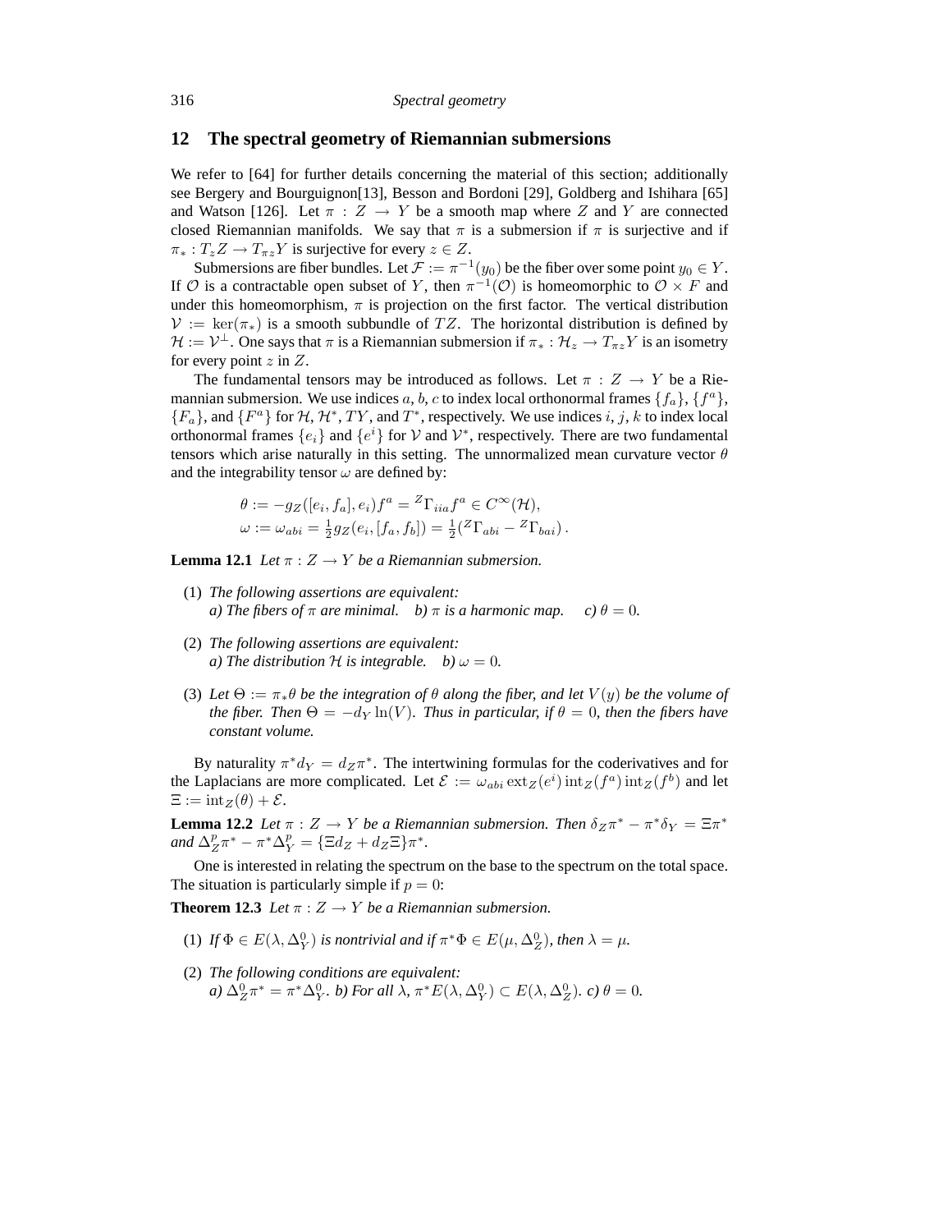## 12 The spectral geometry of Riemannian submersions

We refer to [64] for further details concerning the material of this section; additionally see Bergery and Bourguignon[13], Besson and Bordoni [29], Goldberg and Ishihara [65] and Watson [126]. Let $\pi : Z \to Y$ be a smooth map where $Z$ and $Y$ are connected closed Riemannian manifolds. We say that $\pi$ is a submersion if $\pi$ is surjective and if $\pi_* : T_z Z \to T_{\pi z} Y$ is surjective for every $z \in Z$.

Submersions are fiber bundles. Let $\mathcal{F} := \pi^{-1}(y_0)$ be the fiber over some point $y_0 \in Y$. If $\mathcal{O}$ is a contractable open subset of $Y$, then $\pi^{-1}(\mathcal{O})$ is homeomorphic to $\mathcal{O} \times F$ and under this homeomorphism, $\pi$ is projection on the first factor. The vertical distribution $\mathcal{V} := \ker(\pi_*)$ is a smooth subbundle of $TZ$. The horizontal distribution is defined by $\mathcal{H} := \mathcal{V}^\perp$. One says that $\pi$ is a Riemannian submersion if $\pi_* : \mathcal{H}_z \to T_{\pi z} Y$ is an isometry for every point $z$ in $Z$.

The fundamental tensors may be introduced as follows. Let $\pi : Z \to Y$ be a Riemannian submersion. We use indices $a, b, c$ to index local orthonormal frames $\{f_a\}$, $\{f^a\}$, $\{F_a\}$, and $\{F^a\}$ for $\mathcal{H}$, $\mathcal{H}^*$, $TY$, and $T^*$, respectively. We use indices $i, j, k$ to index local orthonormal frames $\{e_i\}$ and $\{e^i\}$ for $\mathcal{V}$ and $\mathcal{V}^*$, respectively. There are two fundamental tensors which arise naturally in this setting. The unnormalized mean curvature vector $\theta$ and the integrability tensor $\omega$ are defined by:

$$\begin{aligned}
&\theta := -g_Z([e_i, f_a], e_i) f^a = {}^Z\Gamma_{iia} f^a \in C^\infty(\mathcal{H}),\\
&\omega := \omega_{abi} = \tfrac{1}{2} g_Z(e_i, [f_a, f_b]) = \tfrac{1}{2}({}^Z\Gamma_{abi} - {}^Z\Gamma_{bai})\,.
\end{aligned}$$

**Lemma 12.1** *Let $\pi : Z \to Y$ be a Riemannian submersion.*

(1) *The following assertions are equivalent:*
*a) The fibers of $\pi$ are minimal. b) $\pi$ is a harmonic map. c) $\theta = 0$.*

(2) *The following assertions are equivalent:*
*a) The distribution $\mathcal{H}$ is integrable. b) $\omega = 0$.*

(3) *Let $\Theta := \pi_* \theta$ be the integration of $\theta$ along the fiber, and let $V(y)$ be the volume of the fiber. Then $\Theta = -d_Y \ln(V)$. Thus in particular, if $\theta = 0$, then the fibers have constant volume.*

By naturality $\pi^* d_Y = d_Z \pi^*$. The intertwining formulas for the coderivatives and for the Laplacians are more complicated. Let $\mathcal{E} := \omega_{abi} \operatorname{ext}_Z(e^i) \operatorname{int}_Z(f^a) \operatorname{int}_Z(f^b)$ and let $\Xi := \operatorname{int}_Z(\theta) + \mathcal{E}$.

**Lemma 12.2** *Let $\pi : Z \to Y$ be a Riemannian submersion. Then $\delta_Z \pi^* - \pi^* \delta_Y = \Xi \pi^*$ and $\Delta_Z^p \pi^* - \pi^* \Delta_Y^p = \{\Xi d_Z + d_Z \Xi\} \pi^*$.*

One is interested in relating the spectrum on the base to the spectrum on the total space. The situation is particularly simple if $p = 0$:

**Theorem 12.3** *Let $\pi : Z \to Y$ be a Riemannian submersion.*

(1) *If $\Phi \in E(\lambda, \Delta_Y^0)$ is nontrivial and if $\pi^* \Phi \in E(\mu, \Delta_Z^0)$, then $\lambda = \mu$.*

(2) *The following conditions are equivalent:*
*a) $\Delta_Z^0 \pi^* = \pi^* \Delta_Y^0$. b) For all $\lambda$, $\pi^* E(\lambda, \Delta_Y^0) \subset E(\lambda, \Delta_Z^0)$. c) $\theta = 0$.*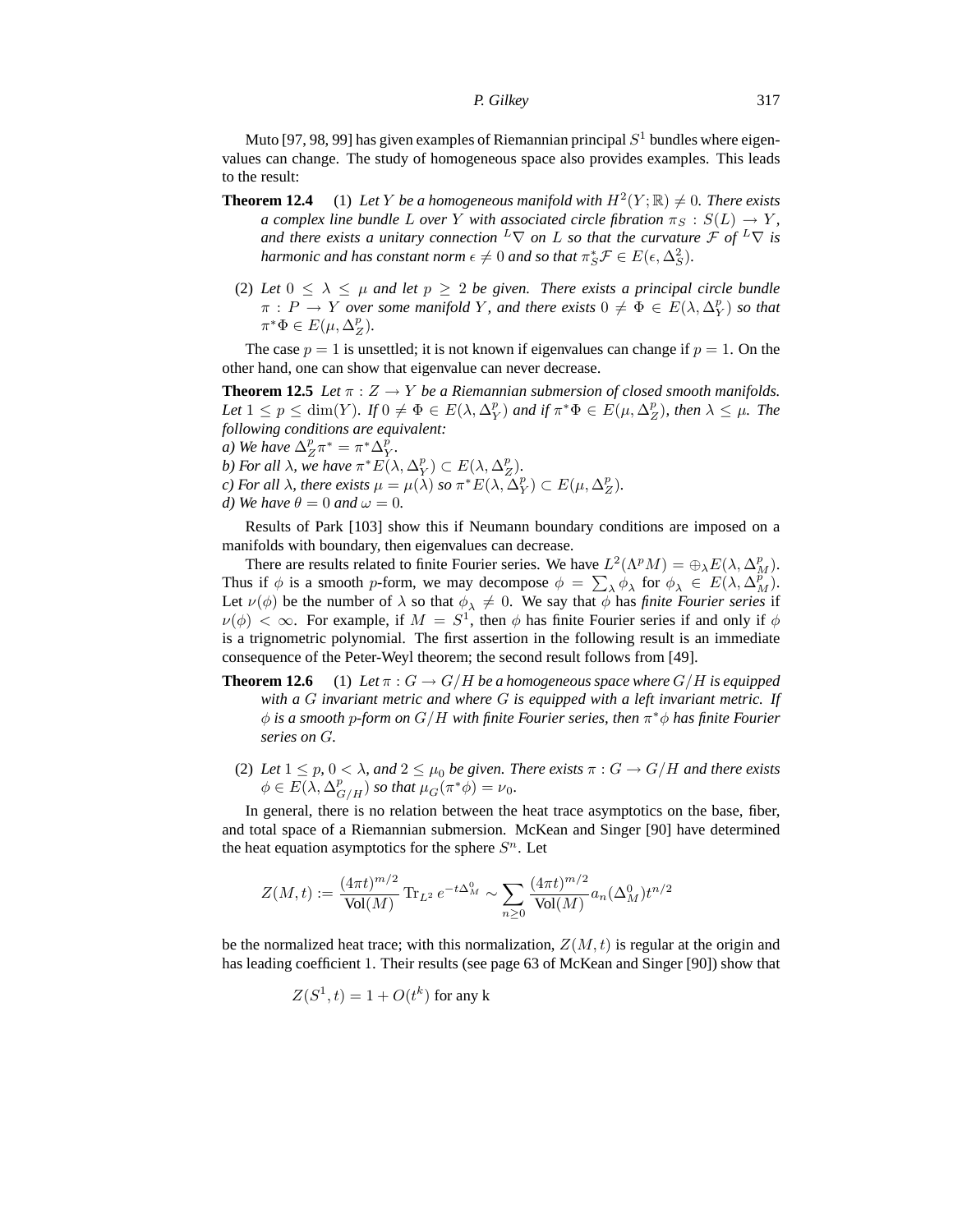Muto [97, 98, 99] has given examples of Riemannian principal $S^1$ bundles where eigenvalues can change. The study of homogeneous space also provides examples. This leads to the result:

**Theorem 12.4** (1) *Let $Y$ be a homogeneous manifold with $H^2(Y;\mathbb{R}) \neq 0$. There exists a complex line bundle $L$ over $Y$ with associated circle fibration $\pi_S : S(L) \to Y$, and there exists a unitary connection ${}^L\nabla$ on $L$ so that the curvature $\mathcal{F}$ of ${}^L\nabla$ is harmonic and has constant norm $\epsilon \neq 0$ and so that $\pi_S^*\mathcal{F} \in E(\epsilon, \Delta_S^2)$.*

(2) *Let $0 \leq \lambda \leq \mu$ and let $p \geq 2$ be given. There exists a principal circle bundle $\pi : P \to Y$ over some manifold $Y$, and there exists $0 \neq \Phi \in E(\lambda, \Delta_Y^p)$ so that $\pi^*\Phi \in E(\mu, \Delta_Z^p)$.*

The case $p = 1$ is unsettled; it is not known if eigenvalues can change if $p = 1$. On the other hand, one can show that eigenvalue can never decrease.

**Theorem 12.5** *Let $\pi : Z \to Y$ be a Riemannian submersion of closed smooth manifolds. Let $1 \leq p \leq \dim(Y)$. If $0 \neq \Phi \in E(\lambda, \Delta_Y^p)$ and if $\pi^*\Phi \in E(\mu, \Delta_Z^p)$, then $\lambda \leq \mu$. The following conditions are equivalent:*
*a) We have $\Delta_Z^p\pi^* = \pi^*\Delta_Y^p$.*
*b) For all $\lambda$, we have $\pi^*E(\lambda, \Delta_Y^p) \subset E(\lambda, \Delta_Z^p)$.*
*c) For all $\lambda$, there exists $\mu = \mu(\lambda)$ so $\pi^*E(\lambda, \Delta_Y^p) \subset E(\mu, \Delta_Z^p)$.*
*d) We have $\theta = 0$ and $\omega = 0$.*

Results of Park [103] show this if Neumann boundary conditions are imposed on a manifolds with boundary, then eigenvalues can decrease.

There are results related to finite Fourier series. We have $L^2(\Lambda^p M) = \oplus_\lambda E(\lambda, \Delta_M^p)$. Thus if $\phi$ is a smooth $p$-form, we may decompose $\phi = \sum_\lambda \phi_\lambda$ for $\phi_\lambda \in E(\lambda, \Delta_M^p)$. Let $\nu(\phi)$ be the number of $\lambda$ so that $\phi_\lambda \neq 0$. We say that $\phi$ has *finite Fourier series* if $\nu(\phi) < \infty$. For example, if $M = S^1$, then $\phi$ has finite Fourier series if and only if $\phi$ is a trignometric polynomial. The first assertion in the following result is an immediate consequence of the Peter-Weyl theorem; the second result follows from [49].

**Theorem 12.6** (1) *Let $\pi : G \to G/H$ be a homogeneous space where $G/H$ is equipped with a $G$ invariant metric and where $G$ is equipped with a left invariant metric. If $\phi$ is a smooth $p$-form on $G/H$ with finite Fourier series, then $\pi^*\phi$ has finite Fourier series on $G$.*

(2) *Let $1 \leq p$, $0 < \lambda$, and $2 \leq \mu_0$ be given. There exists $\pi : G \to G/H$ and there exists $\phi \in E(\lambda, \Delta_{G/H}^p)$ so that $\mu_G(\pi^*\phi) = \nu_0$.*

In general, there is no relation between the heat trace asymptotics on the base, fiber, and total space of a Riemannian submersion. McKean and Singer [90] have determined the heat equation asymptotics for the sphere $S^n$. Let

$$Z(M,t) := \frac{(4\pi t)^{m/2}}{\text{Vol}(M)} \operatorname{Tr}_{L^2} e^{-t\Delta_M^0} \sim \sum_{n \geq 0} \frac{(4\pi t)^{m/2}}{\text{Vol}(M)} a_n(\Delta_M^0) t^{n/2}$$

be the normalized heat trace; with this normalization, $Z(M,t)$ is regular at the origin and has leading coefficient 1. Their results (see page 63 of McKean and Singer [90]) show that

$$Z(S^1, t) = 1 + O(t^k) \text{ for any k}$$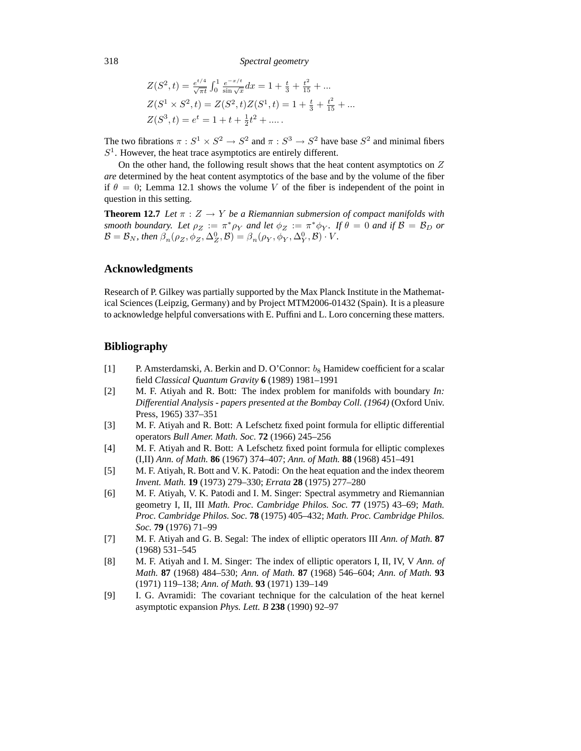$$Z(S^2,t) = \frac{e^{t/4}}{\sqrt{\pi t}} \int_0^1 \frac{e^{-x/t}}{\sin\sqrt{x}} dx = 1 + \frac{t}{3} + \frac{t^2}{15} + ...$$

$$Z(S^1 \times S^2, t) = Z(S^2,t)Z(S^1,t) = 1 + \frac{t}{3} + \frac{t^2}{15} + ...$$

$$Z(S^3,t) = e^t = 1 + t + \frac{1}{2}t^2 + .... .$$

The two fibrations $\pi : S^1 \times S^2 \to S^2$ and $\pi : S^3 \to S^2$ have base $S^2$ and minimal fibers $S^1$. However, the heat trace asymptotics are entirely different.

On the other hand, the following result shows that the heat content asymptotics on $Z$ *are* determined by the heat content asymptotics of the base and by the volume of the fiber if $\theta = 0$; Lemma 12.1 shows the volume $V$ of the fiber is independent of the point in question in this setting.

**Theorem 12.7** *Let $\pi : Z \to Y$ be a Riemannian submersion of compact manifolds with smooth boundary. Let $\rho_Z := \pi^*\rho_Y$ and let $\phi_Z := \pi^*\phi_Y$. If $\theta = 0$ and if $\mathcal{B} = \mathcal{B}_D$ or $\mathcal{B} = \mathcal{B}_N$, then $\beta_n(\rho_Z, \phi_Z, \Delta^0_Z, \mathcal{B}) = \beta_n(\rho_Y, \phi_Y, \Delta^0_Y, \mathcal{B}) \cdot V$.*

## Acknowledgments

Research of P. Gilkey was partially supported by the Max Planck Institute in the Mathematical Sciences (Leipzig, Germany) and by Project MTM2006-01432 (Spain). It is a pleasure to acknowledge helpful conversations with E. Puffini and L. Loro concerning these matters.

## Bibliography

[1] P. Amsterdamski, A. Berkin and D. O'Connor: $b_8$ Hamidew coefficient for a scalar field *Classical Quantum Gravity* **6** (1989) 1981–1991

[2] M. F. Atiyah and R. Bott: The index problem for manifolds with boundary *In: Differential Analysis - papers presented at the Bombay Coll. (1964)* (Oxford Univ. Press, 1965) 337–351

[3] M. F. Atiyah and R. Bott: A Lefschetz fixed point formula for elliptic differential operators *Bull Amer. Math. Soc.* **72** (1966) 245–256

[4] M. F. Atiyah and R. Bott: A Lefschetz fixed point formula for elliptic complexes (I,II) *Ann. of Math.* **86** (1967) 374–407; *Ann. of Math.* **88** (1968) 451–491

[5] M. F. Atiyah, R. Bott and V. K. Patodi: On the heat equation and the index theorem *Invent. Math.* **19** (1973) 279–330; *Errata* **28** (1975) 277–280

[6] M. F. Atiyah, V. K. Patodi and I. M. Singer: Spectral asymmetry and Riemannian geometry I, II, III *Math. Proc. Cambridge Philos. Soc.* **77** (1975) 43–69; *Math. Proc. Cambridge Philos. Soc.* **78** (1975) 405–432; *Math. Proc. Cambridge Philos. Soc.* **79** (1976) 71–99

[7] M. F. Atiyah and G. B. Segal: The index of elliptic operators III *Ann. of Math.* **87** (1968) 531–545

[8] M. F. Atiyah and I. M. Singer: The index of elliptic operators I, II, IV, V *Ann. of Math.* **87** (1968) 484–530; *Ann. of Math.* **87** (1968) 546–604; *Ann. of Math.* **93** (1971) 119–138; *Ann. of Math.* **93** (1971) 139–149

[9] I. G. Avramidi: The covariant technique for the calculation of the heat kernel asymptotic expansion *Phys. Lett. B* **238** (1990) 92–97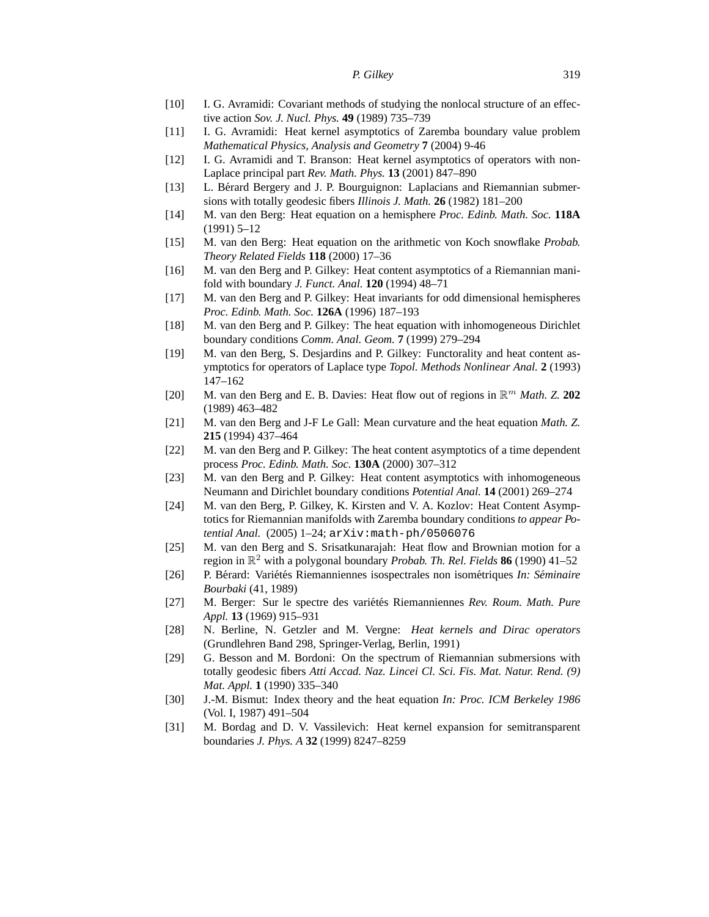[10] I. G. Avramidi: Covariant methods of studying the nonlocal structure of an effective action *Sov. J. Nucl. Phys.* **49** (1989) 735–739

[11] I. G. Avramidi: Heat kernel asymptotics of Zaremba boundary value problem *Mathematical Physics, Analysis and Geometry* **7** (2004) 9-46

[12] I. G. Avramidi and T. Branson: Heat kernel asymptotics of operators with non-Laplace principal part *Rev. Math. Phys.* **13** (2001) 847–890

[13] L. Bérard Bergery and J. P. Bourguignon: Laplacians and Riemannian submersions with totally geodesic fibers *Illinois J. Math.* **26** (1982) 181–200

[14] M. van den Berg: Heat equation on a hemisphere *Proc. Edinb. Math. Soc.* **118A** (1991) 5–12

[15] M. van den Berg: Heat equation on the arithmetic von Koch snowflake *Probab. Theory Related Fields* **118** (2000) 17–36

[16] M. van den Berg and P. Gilkey: Heat content asymptotics of a Riemannian manifold with boundary *J. Funct. Anal.* **120** (1994) 48–71

[17] M. van den Berg and P. Gilkey: Heat invariants for odd dimensional hemispheres *Proc. Edinb. Math. Soc.* **126A** (1996) 187–193

[18] M. van den Berg and P. Gilkey: The heat equation with inhomogeneous Dirichlet boundary conditions *Comm. Anal. Geom.* **7** (1999) 279–294

[19] M. van den Berg, S. Desjardins and P. Gilkey: Functorality and heat content asymptotics for operators of Laplace type *Topol. Methods Nonlinear Anal.* **2** (1993) 147–162

[20] M. van den Berg and E. B. Davies: Heat flow out of regions in $\mathbb{R}^m$ *Math. Z.* **202** (1989) 463–482

[21] M. van den Berg and J-F Le Gall: Mean curvature and the heat equation *Math. Z.* **215** (1994) 437–464

[22] M. van den Berg and P. Gilkey: The heat content asymptotics of a time dependent process *Proc. Edinb. Math. Soc.* **130A** (2000) 307–312

[23] M. van den Berg and P. Gilkey: Heat content asymptotics with inhomogeneous Neumann and Dirichlet boundary conditions *Potential Anal.* **14** (2001) 269–274

[24] M. van den Berg, P. Gilkey, K. Kirsten and V. A. Kozlov: Heat Content Asymptotics for Riemannian manifolds with Zaremba boundary conditions *to appear Potential Anal.* (2005) 1–24; `arXiv:math-ph/0506076`

[25] M. van den Berg and S. Srisatkunarajah: Heat flow and Brownian motion for a region in $\mathbb{R}^2$ with a polygonal boundary *Probab. Th. Rel. Fields* **86** (1990) 41–52

[26] P. Bérard: Variétés Riemanniennes isospectrales non isométriques *In: Séminaire Bourbaki* (41, 1989)

[27] M. Berger: Sur le spectre des variétés Riemanniennes *Rev. Roum. Math. Pure Appl.* **13** (1969) 915–931

[28] N. Berline, N. Getzler and M. Vergne: *Heat kernels and Dirac operators* (Grundlehren Band 298, Springer-Verlag, Berlin, 1991)

[29] G. Besson and M. Bordoni: On the spectrum of Riemannian submersions with totally geodesic fibers *Atti Accad. Naz. Lincei Cl. Sci. Fis. Mat. Natur. Rend. (9) Mat. Appl.* **1** (1990) 335–340

[30] J.-M. Bismut: Index theory and the heat equation *In: Proc. ICM Berkeley 1986* (Vol. I, 1987) 491–504

[31] M. Bordag and D. V. Vassilevich: Heat kernel expansion for semitransparent boundaries *J. Phys. A* **32** (1999) 8247–8259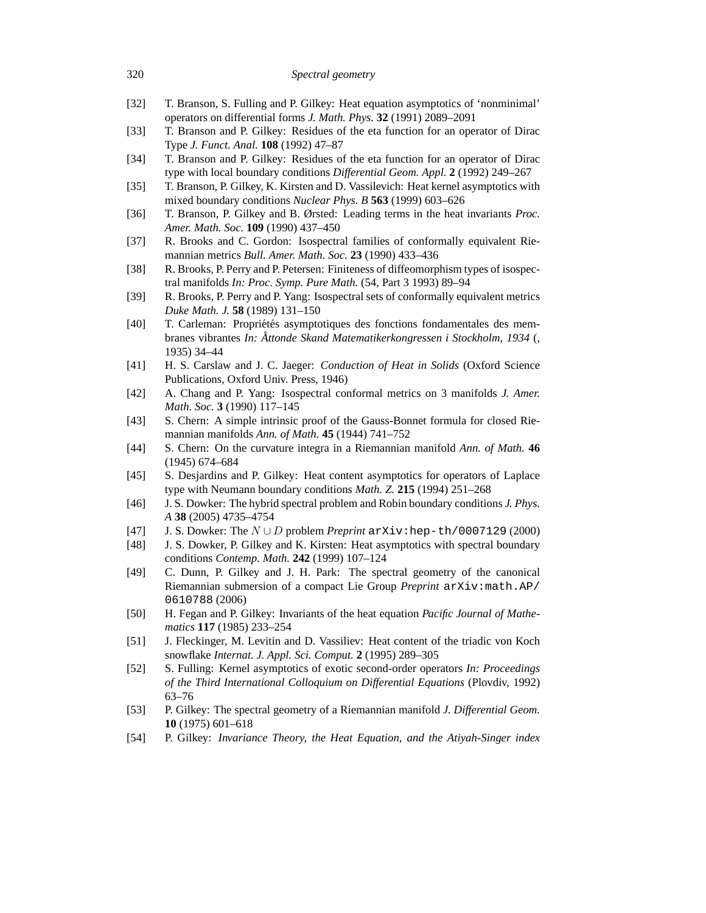[32] T. Branson, S. Fulling and P. Gilkey: Heat equation asymptotics of 'nonminimal' operators on differential forms *J. Math. Phys.* **32** (1991) 2089–2091

[33] T. Branson and P. Gilkey: Residues of the eta function for an operator of Dirac Type *J. Funct. Anal.* **108** (1992) 47–87

[34] T. Branson and P. Gilkey: Residues of the eta function for an operator of Dirac type with local boundary conditions *Differential Geom. Appl.* **2** (1992) 249–267

[35] T. Branson, P. Gilkey, K. Kirsten and D. Vassilevich: Heat kernel asymptotics with mixed boundary conditions *Nuclear Phys. B* **563** (1999) 603–626

[36] T. Branson, P. Gilkey and B. Ørsted: Leading terms in the heat invariants *Proc. Amer. Math. Soc.* **109** (1990) 437–450

[37] R. Brooks and C. Gordon: Isospectral families of conformally equivalent Riemannian metrics *Bull. Amer. Math. Soc.* **23** (1990) 433–436

[38] R. Brooks, P. Perry and P. Petersen: Finiteness of diffeomorphism types of isospectral manifolds *In: Proc. Symp. Pure Math.* (54, Part 3 1993) 89–94

[39] R. Brooks, P. Perry and P. Yang: Isospectral sets of conformally equivalent metrics *Duke Math. J.* **58** (1989) 131–150

[40] T. Carleman: Propriétés asymptotiques des fonctions fondamentales des membranes vibrantes *In: Åttonde Skand Matematikerkongressen i Stockholm, 1934* (, 1935) 34–44

[41] H. S. Carslaw and J. C. Jaeger: *Conduction of Heat in Solids* (Oxford Science Publications, Oxford Univ. Press, 1946)

[42] A. Chang and P. Yang: Isospectral conformal metrics on 3 manifolds *J. Amer. Math. Soc.* **3** (1990) 117–145

[43] S. Chern: A simple intrinsic proof of the Gauss-Bonnet formula for closed Riemannian manifolds *Ann. of Math.* **45** (1944) 741–752

[44] S. Chern: On the curvature integra in a Riemannian manifold *Ann. of Math.* **46** (1945) 674–684

[45] S. Desjardins and P. Gilkey: Heat content asymptotics for operators of Laplace type with Neumann boundary conditions *Math. Z.* **215** (1994) 251–268

[46] J. S. Dowker: The hybrid spectral problem and Robin boundary conditions *J. Phys. A* **38** (2005) 4735–4754

[47] J. S. Dowker: The $N \cup D$ problem *Preprint* `arXiv:hep-th/0007129` (2000)

[48] J. S. Dowker, P. Gilkey and K. Kirsten: Heat asymptotics with spectral boundary conditions *Contemp. Math.* **242** (1999) 107–124

[49] C. Dunn, P. Gilkey and J. H. Park: The spectral geometry of the canonical Riemannian submersion of a compact Lie Group *Preprint* `arXiv:math.AP/0610788` (2006)

[50] H. Fegan and P. Gilkey: Invariants of the heat equation *Pacific Journal of Mathematics* **117** (1985) 233–254

[51] J. Fleckinger, M. Levitin and D. Vassiliev: Heat content of the triadic von Koch snowflake *Internat. J. Appl. Sci. Comput.* **2** (1995) 289–305

[52] S. Fulling: Kernel asymptotics of exotic second-order operators *In: Proceedings of the Third International Colloquium on Differential Equations* (Plovdiv, 1992) 63–76

[53] P. Gilkey: The spectral geometry of a Riemannian manifold *J. Differential Geom.* **10** (1975) 601–618

[54] P. Gilkey: *Invariance Theory, the Heat Equation, and the Atiyah-Singer index*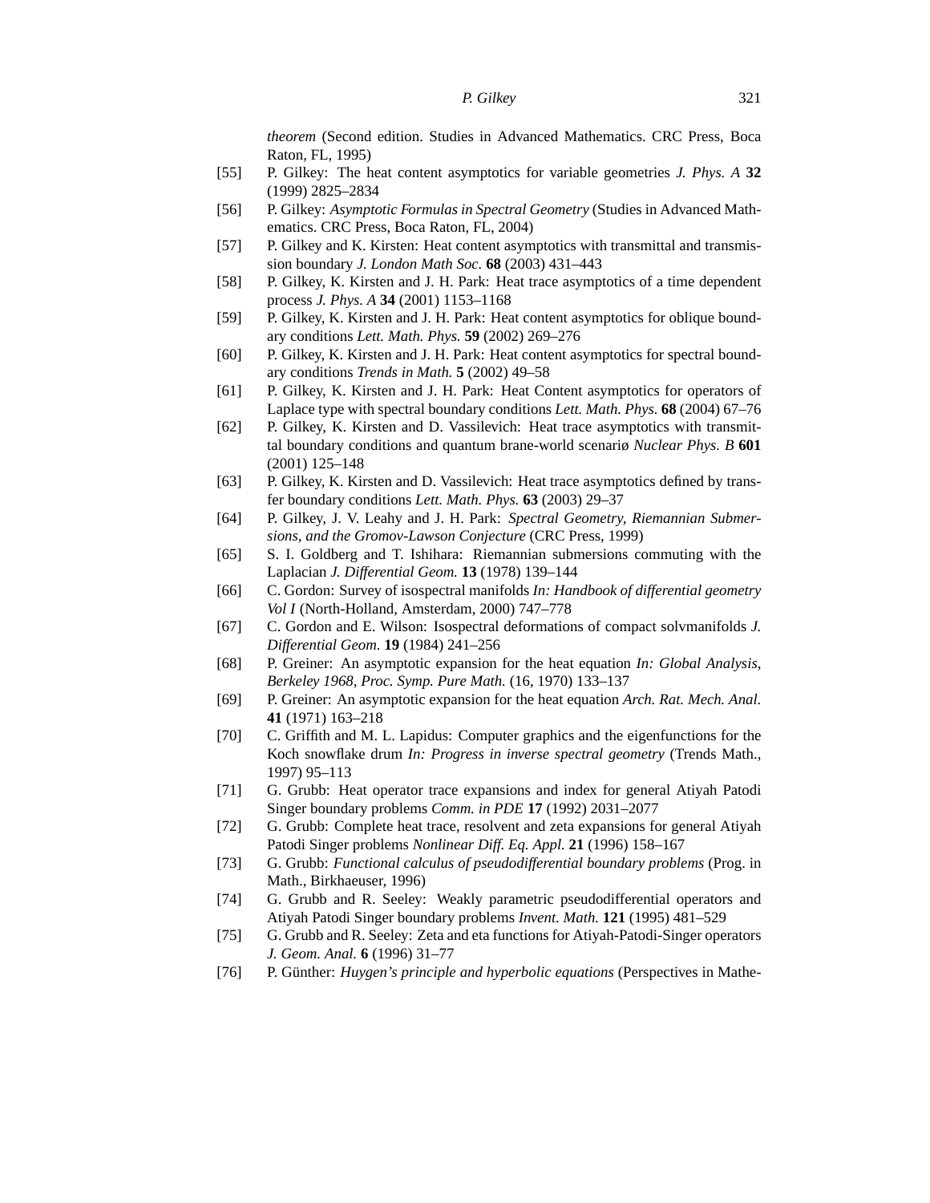*theorem* (Second edition. Studies in Advanced Mathematics. CRC Press, Boca Raton, FL, 1995)

[55] P. Gilkey: The heat content asymptotics for variable geometries *J. Phys. A* **32** (1999) 2825–2834

[56] P. Gilkey: *Asymptotic Formulas in Spectral Geometry* (Studies in Advanced Mathematics. CRC Press, Boca Raton, FL, 2004)

[57] P. Gilkey and K. Kirsten: Heat content asymptotics with transmittal and transmission boundary *J. London Math Soc.* **68** (2003) 431–443

[58] P. Gilkey, K. Kirsten and J. H. Park: Heat trace asymptotics of a time dependent process *J. Phys. A* **34** (2001) 1153–1168

[59] P. Gilkey, K. Kirsten and J. H. Park: Heat content asymptotics for oblique boundary conditions *Lett. Math. Phys.* **59** (2002) 269–276

[60] P. Gilkey, K. Kirsten and J. H. Park: Heat content asymptotics for spectral boundary conditions *Trends in Math.* **5** (2002) 49–58

[61] P. Gilkey, K. Kirsten and J. H. Park: Heat Content asymptotics for operators of Laplace type with spectral boundary conditions *Lett. Math. Phys.* **68** (2004) 67–76

[62] P. Gilkey, K. Kirsten and D. Vassilevich: Heat trace asymptotics with transmittal boundary conditions and quantum brane-world scenariø *Nuclear Phys. B* **601** (2001) 125–148

[63] P. Gilkey, K. Kirsten and D. Vassilevich: Heat trace asymptotics defined by transfer boundary conditions *Lett. Math. Phys.* **63** (2003) 29–37

[64] P. Gilkey, J. V. Leahy and J. H. Park: *Spectral Geometry, Riemannian Submersions, and the Gromov-Lawson Conjecture* (CRC Press, 1999)

[65] S. I. Goldberg and T. Ishihara: Riemannian submersions commuting with the Laplacian *J. Differential Geom.* **13** (1978) 139–144

[66] C. Gordon: Survey of isospectral manifolds *In: Handbook of differential geometry Vol I* (North-Holland, Amsterdam, 2000) 747–778

[67] C. Gordon and E. Wilson: Isospectral deformations of compact solvmanifolds *J. Differential Geom.* **19** (1984) 241–256

[68] P. Greiner: An asymptotic expansion for the heat equation *In: Global Analysis, Berkeley 1968, Proc. Symp. Pure Math.* (16, 1970) 133–137

[69] P. Greiner: An asymptotic expansion for the heat equation *Arch. Rat. Mech. Anal.* **41** (1971) 163–218

[70] C. Griffith and M. L. Lapidus: Computer graphics and the eigenfunctions for the Koch snowflake drum *In: Progress in inverse spectral geometry* (Trends Math., 1997) 95–113

[71] G. Grubb: Heat operator trace expansions and index for general Atiyah Patodi Singer boundary problems *Comm. in PDE* **17** (1992) 2031–2077

[72] G. Grubb: Complete heat trace, resolvent and zeta expansions for general Atiyah Patodi Singer problems *Nonlinear Diff. Eq. Appl.* **21** (1996) 158–167

[73] G. Grubb: *Functional calculus of pseudodifferential boundary problems* (Prog. in Math., Birkhaeuser, 1996)

[74] G. Grubb and R. Seeley: Weakly parametric pseudodifferential operators and Atiyah Patodi Singer boundary problems *Invent. Math.* **121** (1995) 481–529

[75] G. Grubb and R. Seeley: Zeta and eta functions for Atiyah-Patodi-Singer operators *J. Geom. Anal.* **6** (1996) 31–77

[76] P. Günther: *Huygen's principle and hyperbolic equations* (Perspectives in Mathe-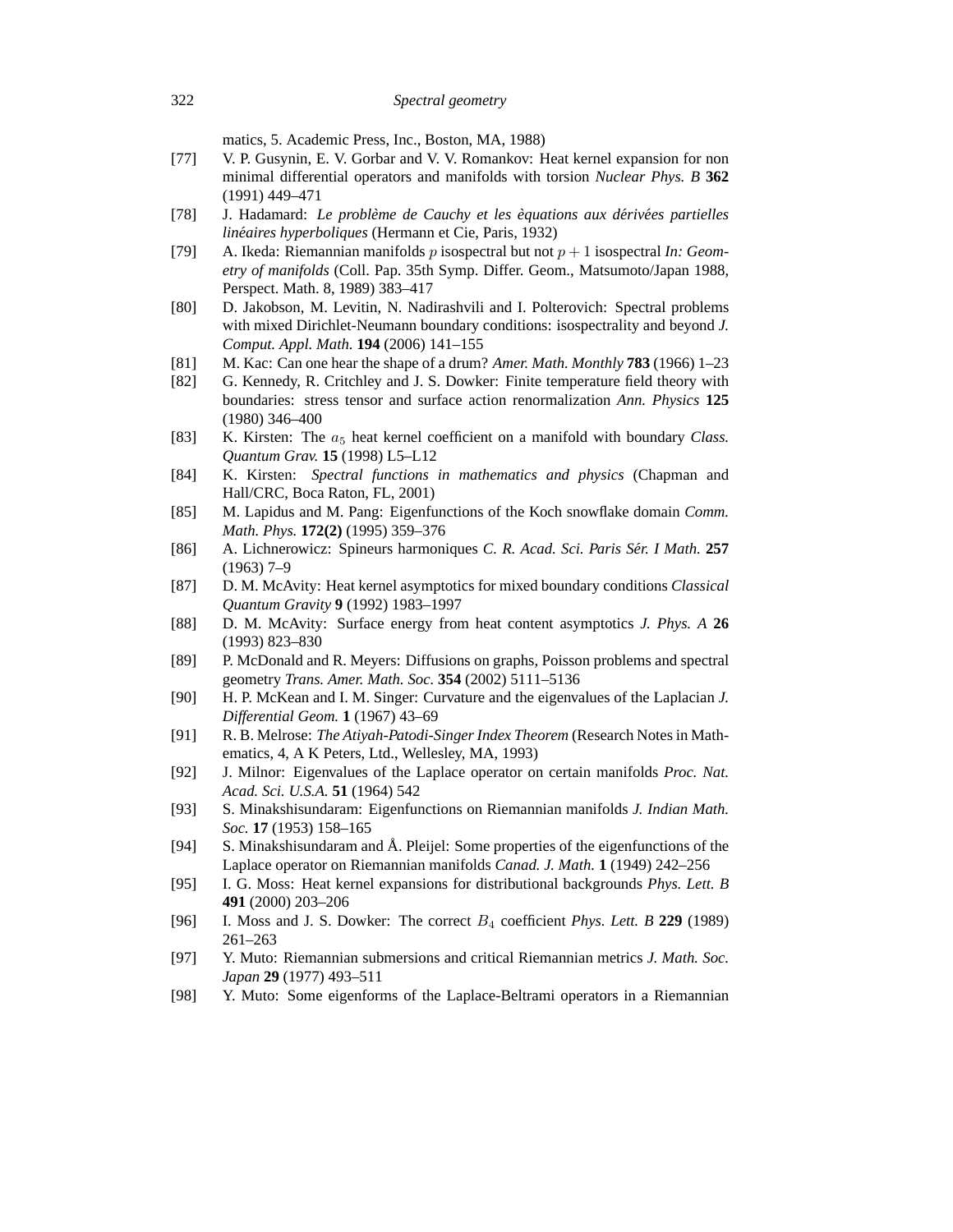matics, 5. Academic Press, Inc., Boston, MA, 1988)

[77] V. P. Gusynin, E. V. Gorbar and V. V. Romankov: Heat kernel expansion for non minimal differential operators and manifolds with torsion *Nuclear Phys. B* **362** (1991) 449–471

[78] J. Hadamard: *Le problème de Cauchy et les èquations aux dérivées partielles linéaires hyperboliques* (Hermann et Cie, Paris, 1932)

[79] A. Ikeda: Riemannian manifolds $p$ isospectral but not $p+1$ isospectral *In: Geometry of manifolds* (Coll. Pap. 35th Symp. Differ. Geom., Matsumoto/Japan 1988, Perspect. Math. 8, 1989) 383–417

[80] D. Jakobson, M. Levitin, N. Nadirashvili and I. Polterovich: Spectral problems with mixed Dirichlet-Neumann boundary conditions: isospectrality and beyond *J. Comput. Appl. Math.* **194** (2006) 141–155

[81] M. Kac: Can one hear the shape of a drum? *Amer. Math. Monthly* **783** (1966) 1–23

[82] G. Kennedy, R. Critchley and J. S. Dowker: Finite temperature field theory with boundaries: stress tensor and surface action renormalization *Ann. Physics* **125** (1980) 346–400

[83] K. Kirsten: The $a_5$ heat kernel coefficient on a manifold with boundary *Class. Quantum Grav.* **15** (1998) L5–L12

[84] K. Kirsten: *Spectral functions in mathematics and physics* (Chapman and Hall/CRC, Boca Raton, FL, 2001)

[85] M. Lapidus and M. Pang: Eigenfunctions of the Koch snowflake domain *Comm. Math. Phys.* **172(2)** (1995) 359–376

[86] A. Lichnerowicz: Spineurs harmoniques *C. R. Acad. Sci. Paris Sér. I Math.* **257** (1963) 7–9

[87] D. M. McAvity: Heat kernel asymptotics for mixed boundary conditions *Classical Quantum Gravity* **9** (1992) 1983–1997

[88] D. M. McAvity: Surface energy from heat content asymptotics *J. Phys. A* **26** (1993) 823–830

[89] P. McDonald and R. Meyers: Diffusions on graphs, Poisson problems and spectral geometry *Trans. Amer. Math. Soc.* **354** (2002) 5111–5136

[90] H. P. McKean and I. M. Singer: Curvature and the eigenvalues of the Laplacian *J. Differential Geom.* **1** (1967) 43–69

[91] R. B. Melrose: *The Atiyah-Patodi-Singer Index Theorem* (Research Notes in Mathematics, 4, A K Peters, Ltd., Wellesley, MA, 1993)

[92] J. Milnor: Eigenvalues of the Laplace operator on certain manifolds *Proc. Nat. Acad. Sci. U.S.A.* **51** (1964) 542

[93] S. Minakshisundaram: Eigenfunctions on Riemannian manifolds *J. Indian Math. Soc.* **17** (1953) 158–165

[94] S. Minakshisundaram and Å. Pleijel: Some properties of the eigenfunctions of the Laplace operator on Riemannian manifolds *Canad. J. Math.* **1** (1949) 242–256

[95] I. G. Moss: Heat kernel expansions for distributional backgrounds *Phys. Lett. B* **491** (2000) 203–206

[96] I. Moss and J. S. Dowker: The correct $B_4$ coefficient *Phys. Lett. B* **229** (1989) 261–263

[97] Y. Muto: Riemannian submersions and critical Riemannian metrics *J. Math. Soc. Japan* **29** (1977) 493–511

[98] Y. Muto: Some eigenforms of the Laplace-Beltrami operators in a Riemannian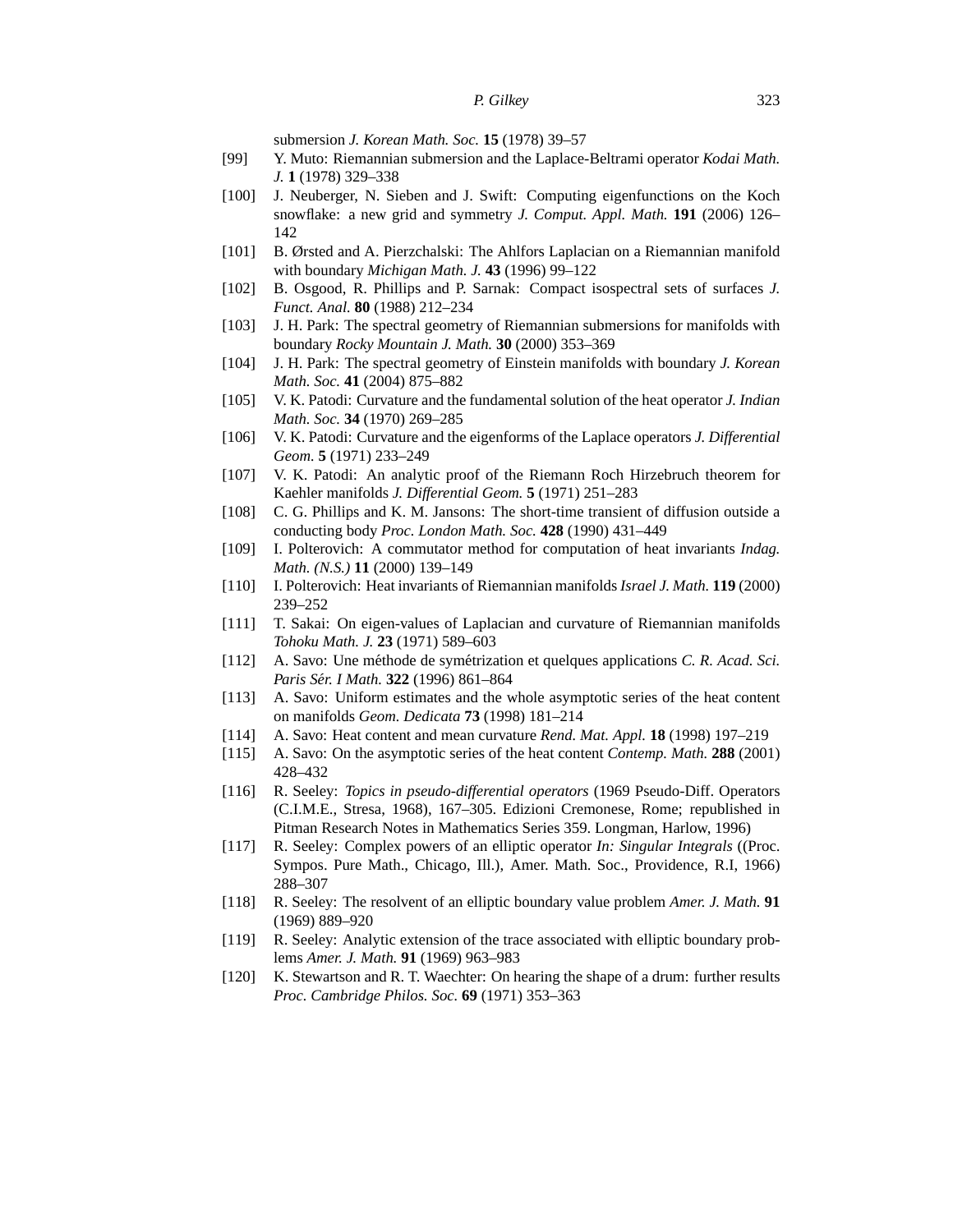submersion *J. Korean Math. Soc.* **15** (1978) 39–57

[99] Y. Muto: Riemannian submersion and the Laplace-Beltrami operator *Kodai Math. J.* **1** (1978) 329–338

[100] J. Neuberger, N. Sieben and J. Swift: Computing eigenfunctions on the Koch snowflake: a new grid and symmetry *J. Comput. Appl. Math.* **191** (2006) 126–142

[101] B. Ørsted and A. Pierzchalski: The Ahlfors Laplacian on a Riemannian manifold with boundary *Michigan Math. J.* **43** (1996) 99–122

[102] B. Osgood, R. Phillips and P. Sarnak: Compact isospectral sets of surfaces *J. Funct. Anal.* **80** (1988) 212–234

[103] J. H. Park: The spectral geometry of Riemannian submersions for manifolds with boundary *Rocky Mountain J. Math.* **30** (2000) 353–369

[104] J. H. Park: The spectral geometry of Einstein manifolds with boundary *J. Korean Math. Soc.* **41** (2004) 875–882

[105] V. K. Patodi: Curvature and the fundamental solution of the heat operator *J. Indian Math. Soc.* **34** (1970) 269–285

[106] V. K. Patodi: Curvature and the eigenforms of the Laplace operators *J. Differential Geom.* **5** (1971) 233–249

[107] V. K. Patodi: An analytic proof of the Riemann Roch Hirzebruch theorem for Kaehler manifolds *J. Differential Geom.* **5** (1971) 251–283

[108] C. G. Phillips and K. M. Jansons: The short-time transient of diffusion outside a conducting body *Proc. London Math. Soc.* **428** (1990) 431–449

[109] I. Polterovich: A commutator method for computation of heat invariants *Indag. Math. (N.S.)* **11** (2000) 139–149

[110] I. Polterovich: Heat invariants of Riemannian manifolds *Israel J. Math.* **119** (2000) 239–252

[111] T. Sakai: On eigen-values of Laplacian and curvature of Riemannian manifolds *Tohoku Math. J.* **23** (1971) 589–603

[112] A. Savo: Une méthode de symétrization et quelques applications *C. R. Acad. Sci. Paris Sér. I Math.* **322** (1996) 861–864

[113] A. Savo: Uniform estimates and the whole asymptotic series of the heat content on manifolds *Geom. Dedicata* **73** (1998) 181–214

[114] A. Savo: Heat content and mean curvature *Rend. Mat. Appl.* **18** (1998) 197–219

[115] A. Savo: On the asymptotic series of the heat content *Contemp. Math.* **288** (2001) 428–432

[116] R. Seeley: *Topics in pseudo-differential operators* (1969 Pseudo-Diff. Operators (C.I.M.E., Stresa, 1968), 167–305. Edizioni Cremonese, Rome; republished in Pitman Research Notes in Mathematics Series 359. Longman, Harlow, 1996)

[117] R. Seeley: Complex powers of an elliptic operator *In: Singular Integrals* ((Proc. Sympos. Pure Math., Chicago, Ill.), Amer. Math. Soc., Providence, R.I, 1966) 288–307

[118] R. Seeley: The resolvent of an elliptic boundary value problem *Amer. J. Math.* **91** (1969) 889–920

[119] R. Seeley: Analytic extension of the trace associated with elliptic boundary problems *Amer. J. Math.* **91** (1969) 963–983

[120] K. Stewartson and R. T. Waechter: On hearing the shape of a drum: further results *Proc. Cambridge Philos. Soc.* **69** (1971) 353–363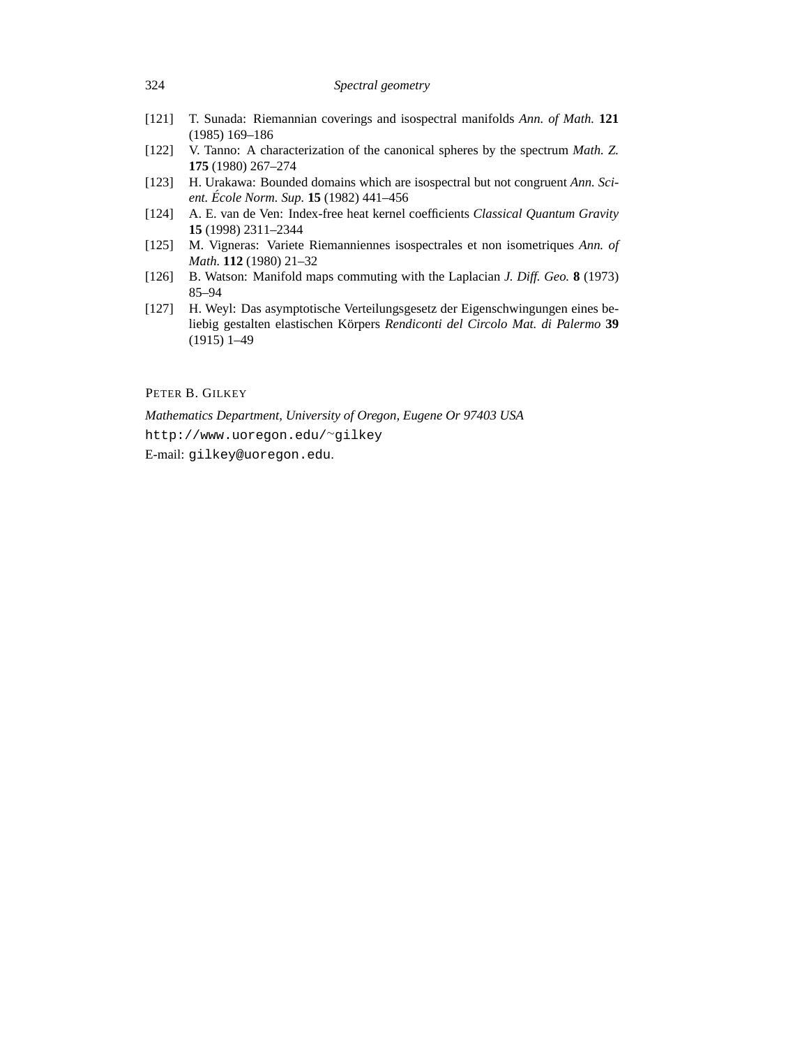[121] T. Sunada: Riemannian coverings and isospectral manifolds *Ann. of Math.* **121** (1985) 169–186

[122] V. Tanno: A characterization of the canonical spheres by the spectrum *Math. Z.* **175** (1980) 267–274

[123] H. Urakawa: Bounded domains which are isospectral but not congruent *Ann. Scient. École Norm. Sup.* **15** (1982) 441–456

[124] A. E. van de Ven: Index-free heat kernel coefficients *Classical Quantum Gravity* **15** (1998) 2311–2344

[125] M. Vigneras: Variete Riemanniennes isospectrales et non isometriques *Ann. of Math.* **112** (1980) 21–32

[126] B. Watson: Manifold maps commuting with the Laplacian *J. Diff. Geo.* **8** (1973) 85–94

[127] H. Weyl: Das asymptotische Verteilungsgesetz der Eigenschwingungen eines beliebig gestalten elastischen Körpers *Rendiconti del Circolo Mat. di Palermo* **39** (1915) 1–49

PETER B. GILKEY

*Mathematics Department, University of Oregon, Eugene Or 97403 USA*

`http://www.uoregon.edu/~gilkey`

E-mail: `gilkey@uoregon.edu`.